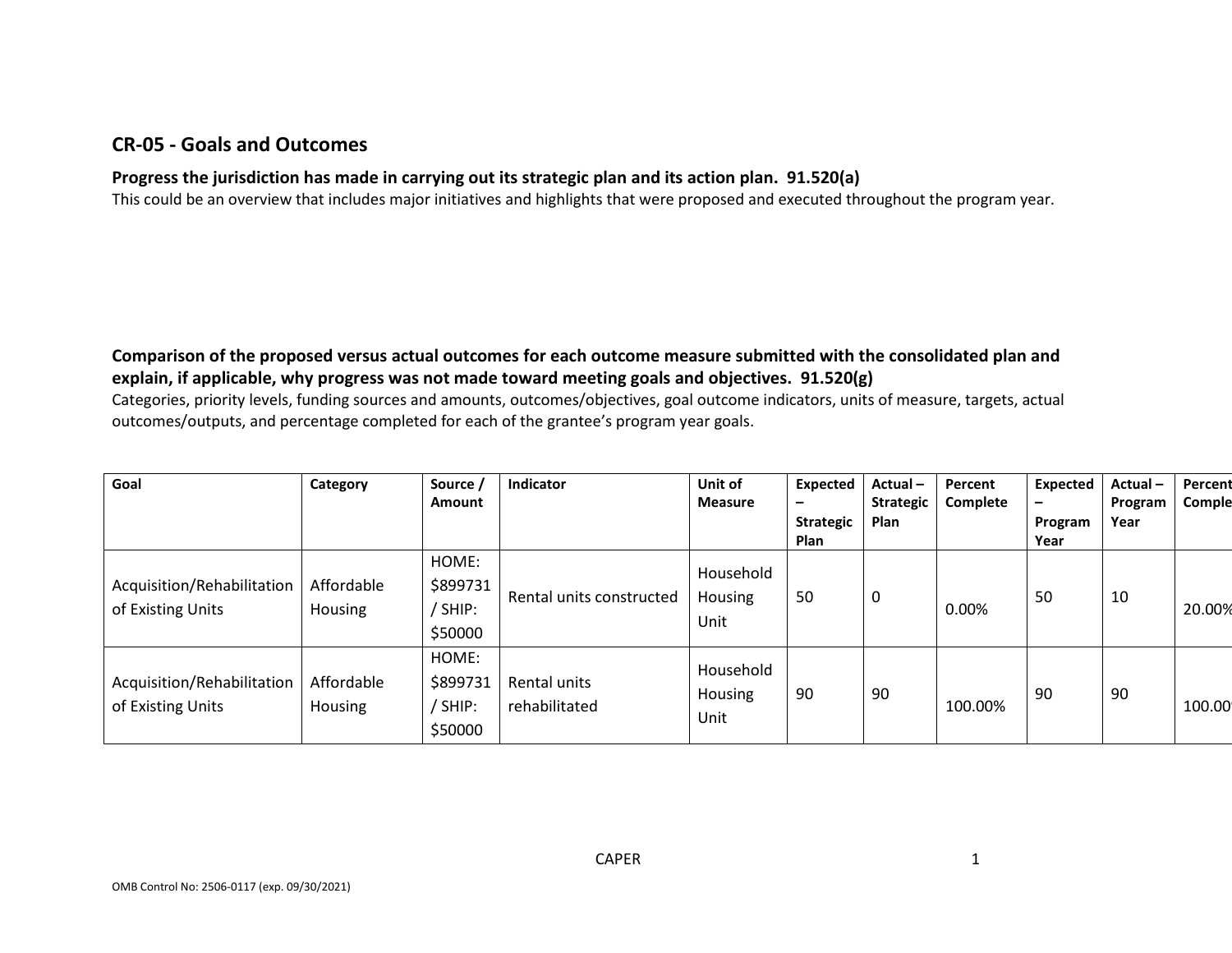## CR-05 - Goals and Outcomes

**Progress the jurisdiction has made in carrying out its strategic plan and its action plan. 91.520(a)**

This could be an overview that includes major initiatives and highlights that were proposed and executed throughout the program year.

**Comparison of the proposed versus actual outcomes for each outcome measure submitted with the consolidated plan and explain, if applicable, why progress was not made toward meeting goals and objectives. 91.520(g)**

Categories, priority levels, funding sources and amounts, outcomes/objectives, goal outcome indicators, units of measure, targets, actual outcomes/outputs, and percentage completed for each of the grantee's program year goals.

| Goal | Category | Source / Amount | Indicator | Unit of Measure | Expected – Strategic Plan | Actual – Strategic Plan | Percent Complete | Expected – Program Year | Actual – Program Year | Percent Complete |
|---|---|---|---|---|---|---|---|---|---|---|
| Acquisition/Rehabilitation of Existing Units | Affordable Housing | HOME: $899731 / SHIP: $50000 | Rental units constructed | Household Housing Unit | 50 | 0 | 0.00% | 50 | 10 | 20.00% |
| Acquisition/Rehabilitation of Existing Units | Affordable Housing | HOME: $899731 / SHIP: $50000 | Rental units rehabilitated | Household Housing Unit | 90 | 90 | 100.00% | 90 | 90 | 100.00% |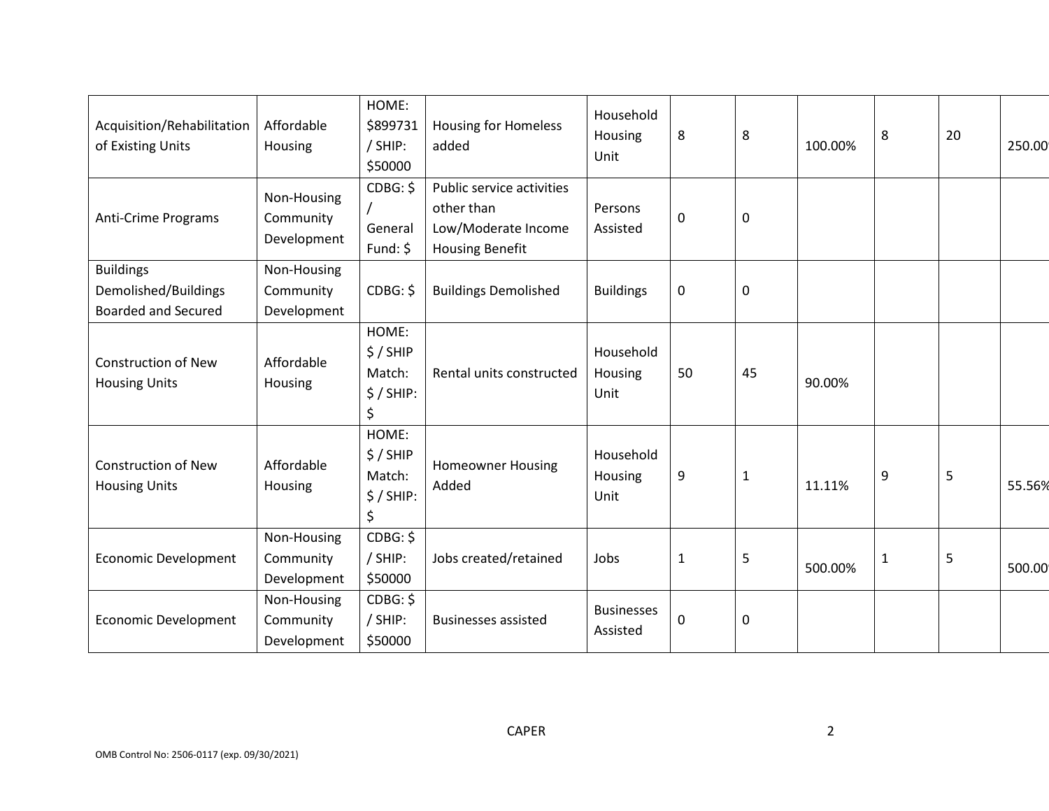| Acquisition/Rehabilitation of Existing Units | Affordable Housing | HOME: $899731 / SHIP: $50000 | Housing for Homeless added | Household Housing Unit | 8 | 8 | 100.00% | 8 | 20 | 250.00 |
|---|---|---|---|---|---|---|---|---|---|---|
| Anti-Crime Programs | Non-Housing Community Development | CDBG: $ / General Fund: $ | Public service activities other than Low/Moderate Income Housing Benefit | Persons Assisted | 0 | 0 | | | | |
| Buildings Demolished/Buildings Boarded and Secured | Non-Housing Community Development | CDBG: $ | Buildings Demolished | Buildings | 0 | 0 | | | | |
| Construction of New Housing Units | Affordable Housing | HOME: $ / SHIP Match: $ / SHIP: $ | Rental units constructed | Household Housing Unit | 50 | 45 | 90.00% | | | |
| Construction of New Housing Units | Affordable Housing | HOME: $ / SHIP Match: $ / SHIP: $ | Homeowner Housing Added | Household Housing Unit | 9 | 1 | 11.11% | 9 | 5 | 55.56% |
| Economic Development | Non-Housing Community Development | CDBG: $ / SHIP: $50000 | Jobs created/retained | Jobs | 1 | 5 | 500.00% | 1 | 5 | 500.00 |
| Economic Development | Non-Housing Community Development | CDBG: $ / SHIP: $50000 | Businesses assisted | Businesses Assisted | 0 | 0 | | | | |

OMB Control No: 2506-0117 (exp. 09/30/2021)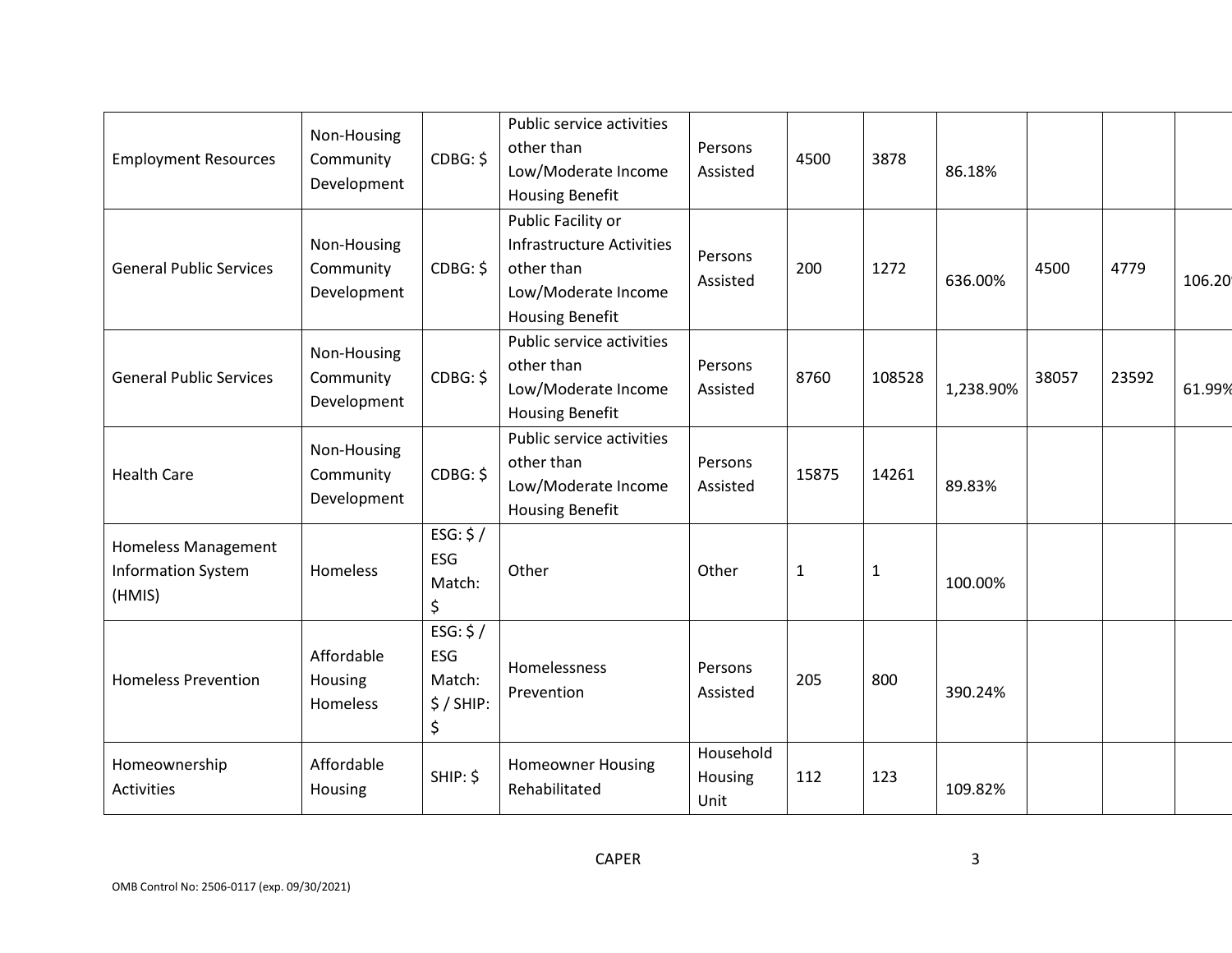| | | | | | | | | | | |
|---|---|---|---|---|---|---|---|---|---|---|
| Employment Resources | Non-Housing Community Development | CDBG: $ | Public service activities other than Low/Moderate Income Housing Benefit | Persons Assisted | 4500 | 3878 | 86.18% | | | |
| General Public Services | Non-Housing Community Development | CDBG: $ | Public Facility or Infrastructure Activities other than Low/Moderate Income Housing Benefit | Persons Assisted | 200 | 1272 | 636.00% | 4500 | 4779 | 106.20 |
| General Public Services | Non-Housing Community Development | CDBG: $ | Public service activities other than Low/Moderate Income Housing Benefit | Persons Assisted | 8760 | 108528 | 1,238.90% | 38057 | 23592 | 61.99% |
| Health Care | Non-Housing Community Development | CDBG: $ | Public service activities other than Low/Moderate Income Housing Benefit | Persons Assisted | 15875 | 14261 | 89.83% | | | |
| Homeless Management Information System (HMIS) | Homeless | ESG: $ / ESG Match: $ | Other | Other | 1 | 1 | 100.00% | | | |
| Homeless Prevention | Affordable Housing Homeless | ESG: $ / ESG Match: $ / SHIP: $ | Homelessness Prevention | Persons Assisted | 205 | 800 | 390.24% | | | |
| Homeownership Activities | Affordable Housing | SHIP: $ | Homeowner Housing Rehabilitated | Household Housing Unit | 112 | 123 | 109.82% | | | |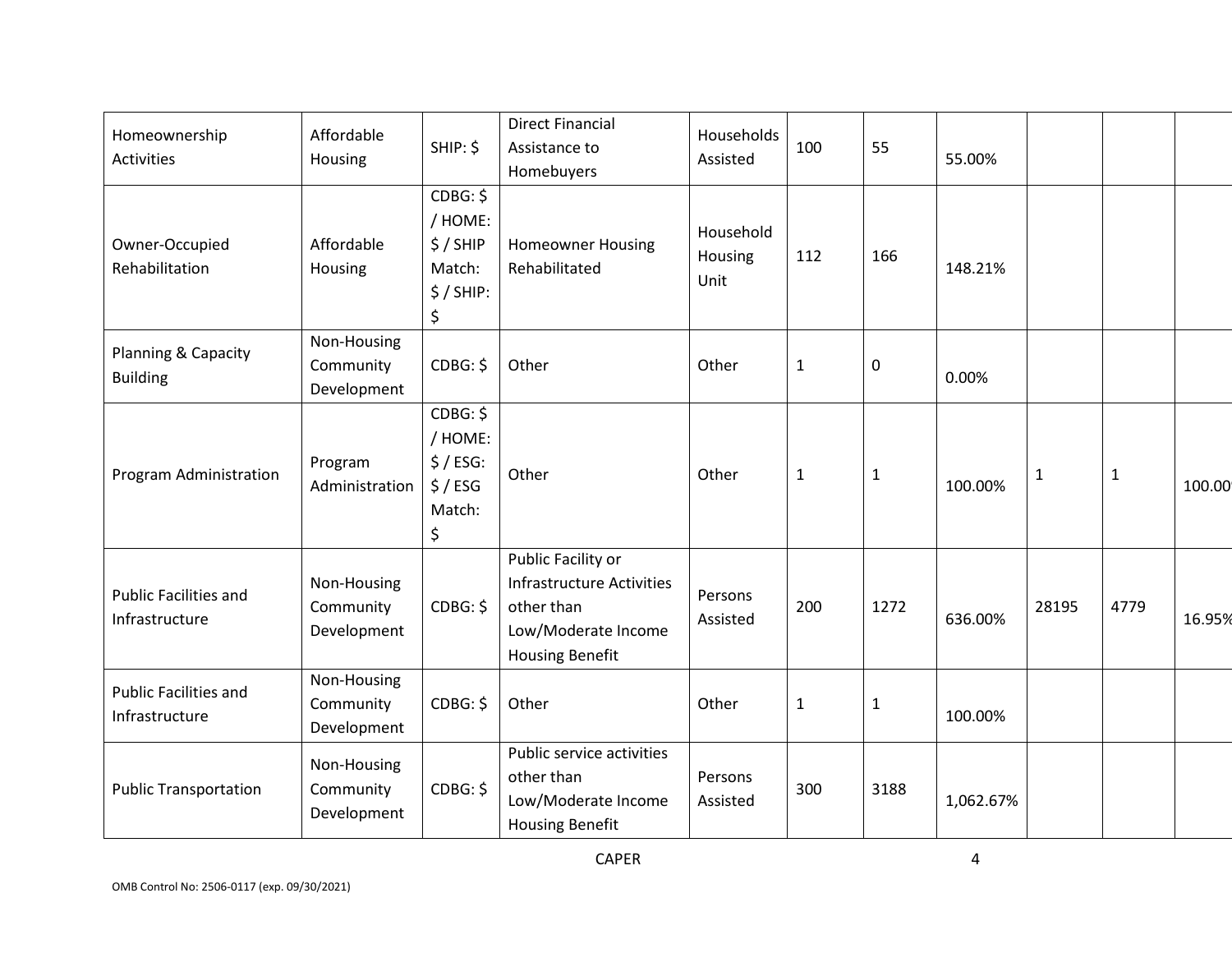| Homeownership Activities | Affordable Housing | SHIP: $ | Direct Financial Assistance to Homebuyers | Households Assisted | 100 | 55 | 55.00% | | | |
|---|---|---|---|---|---|---|---|---|---|---|
| Owner-Occupied Rehabilitation | Affordable Housing | CDBG: $ / HOME: $ / SHIP Match: $ / SHIP: $ | Homeowner Housing Rehabilitated | Household Housing Unit | 112 | 166 | 148.21% | | | |
| Planning & Capacity Building | Non-Housing Community Development | CDBG: $ | Other | Other | 1 | 0 | 0.00% | | | |
| Program Administration | Program Administration | CDBG: $ / HOME: $ / ESG: $ / ESG Match: $ | Other | Other | 1 | 1 | 100.00% | 1 | 1 | 100.00 |
| Public Facilities and Infrastructure | Non-Housing Community Development | CDBG: $ | Public Facility or Infrastructure Activities other than Low/Moderate Income Housing Benefit | Persons Assisted | 200 | 1272 | 636.00% | 28195 | 4779 | 16.95% |
| Public Facilities and Infrastructure | Non-Housing Community Development | CDBG: $ | Other | Other | 1 | 1 | 100.00% | | | |
| Public Transportation | Non-Housing Community Development | CDBG: $ | Public service activities other than Low/Moderate Income Housing Benefit | Persons Assisted | 300 | 3188 | 1,062.67% | | | |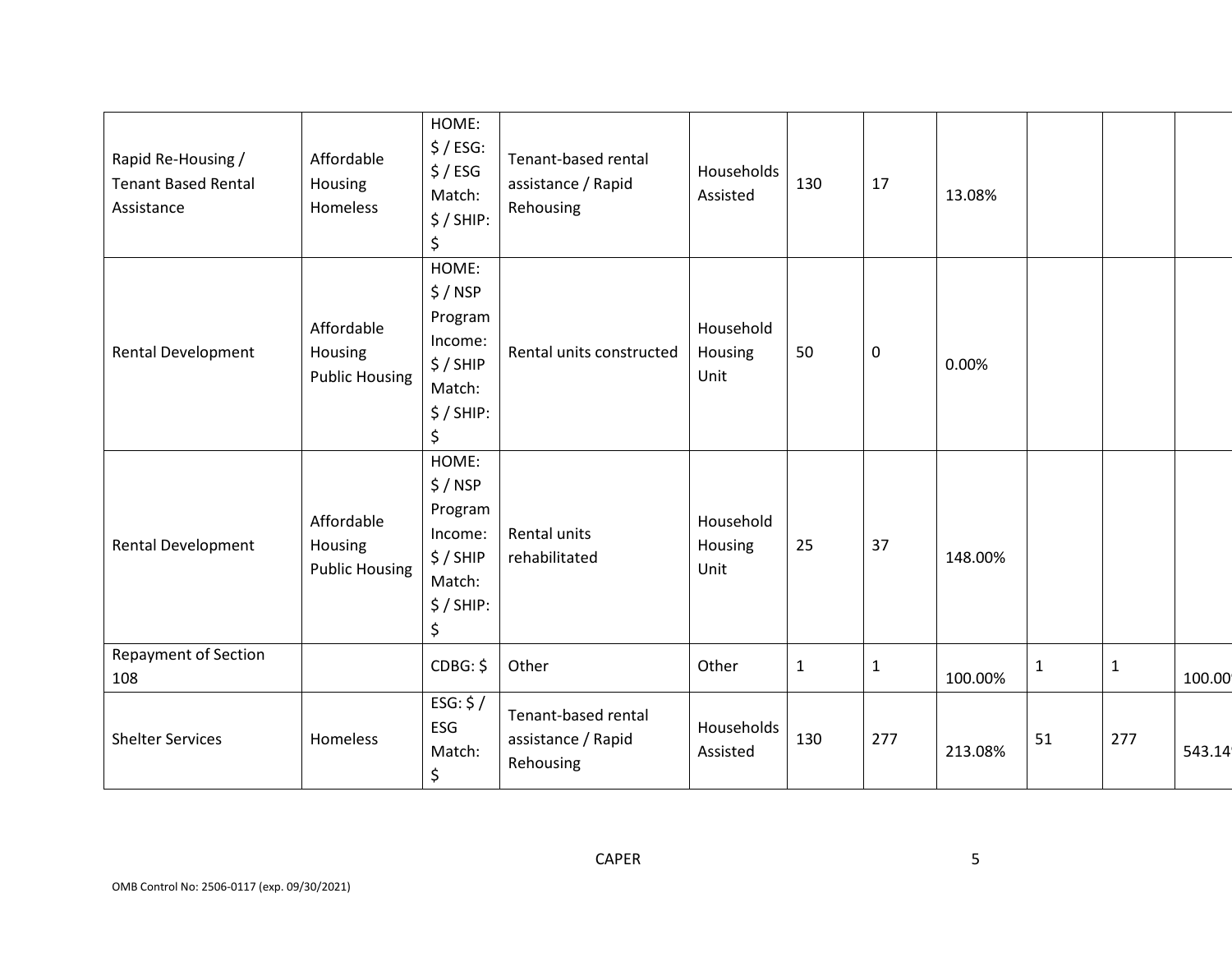| Rapid Re-Housing / Tenant Based Rental Assistance | Affordable Housing Homeless | HOME: $ / ESG: $ / ESG Match: $ / SHIP: $ | Tenant-based rental assistance / Rapid Rehousing | Households Assisted | 130 | 17 | 13.08% | | | |
|---|---|---|---|---|---|---|---|---|---|---|
| Rental Development | Affordable Housing Public Housing | HOME: $ / NSP Program Income: $ / SHIP Match: $ / SHIP: $ | Rental units constructed | Household Housing Unit | 50 | 0 | 0.00% | | | |
| Rental Development | Affordable Housing Public Housing | HOME: $ / NSP Program Income: $ / SHIP Match: $ / SHIP: $ | Rental units rehabilitated | Household Housing Unit | 25 | 37 | 148.00% | | | |
| Repayment of Section 108 | | CDBG: $ | Other | Other | 1 | 1 | 100.00% | 1 | 1 | 100.00 |
| Shelter Services | Homeless | ESG: $ / ESG Match: $ | Tenant-based rental assistance / Rapid Rehousing | Households Assisted | 130 | 277 | 213.08% | 51 | 277 | 543.14 |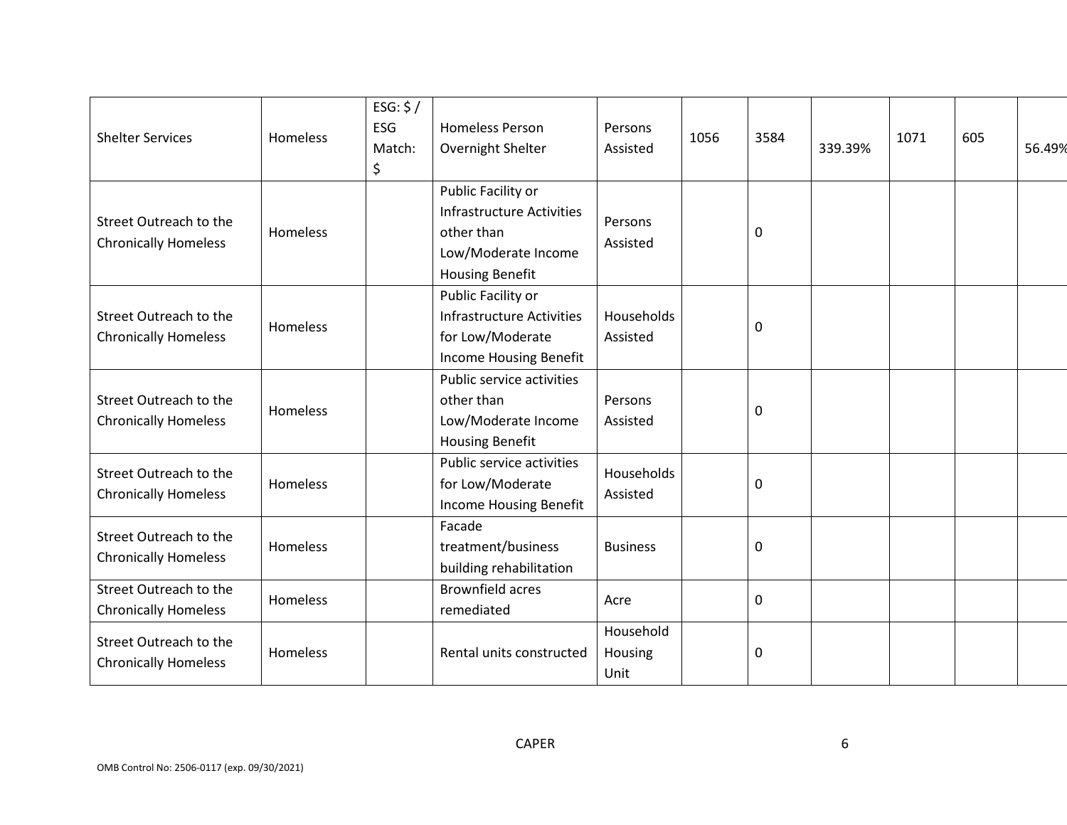| Shelter Services | Homeless | ESG: $ / ESG Match: $ | Homeless Person Overnight Shelter | Persons Assisted | 1056 | 3584 | 339.39% | 1071 | 605 | 56.49% |
|---|---|---|---|---|---|---|---|---|---|---|
| Street Outreach to the Chronically Homeless | Homeless | | Public Facility or Infrastructure Activities other than Low/Moderate Income Housing Benefit | Persons Assisted | | 0 | | | | |
| Street Outreach to the Chronically Homeless | Homeless | | Public Facility or Infrastructure Activities for Low/Moderate Income Housing Benefit | Households Assisted | | 0 | | | | |
| Street Outreach to the Chronically Homeless | Homeless | | Public service activities other than Low/Moderate Income Housing Benefit | Persons Assisted | | 0 | | | | |
| Street Outreach to the Chronically Homeless | Homeless | | Public service activities for Low/Moderate Income Housing Benefit | Households Assisted | | 0 | | | | |
| Street Outreach to the Chronically Homeless | Homeless | | Facade treatment/business building rehabilitation | Business | | 0 | | | | |
| Street Outreach to the Chronically Homeless | Homeless | | Brownfield acres remediated | Acre | | 0 | | | | |
| Street Outreach to the Chronically Homeless | Homeless | | Rental units constructed | Household Housing Unit | | 0 | | | | |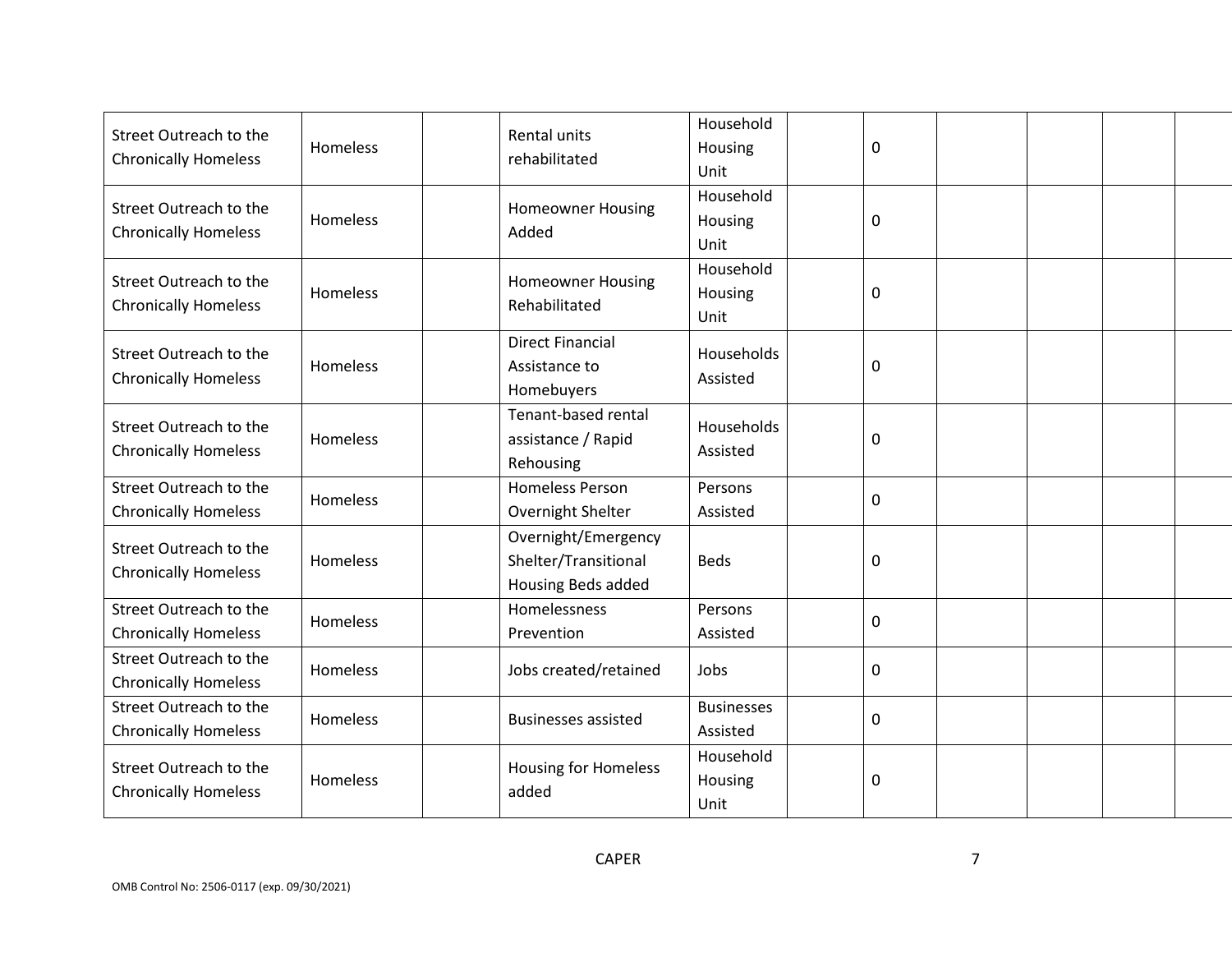| | | | | | | | | | | |
|---|---|---|---|---|---|---|---|---|---|---|
| Street Outreach to the Chronically Homeless | Homeless | | Rental units rehabilitated | Household Housing Unit | | 0 | | | | |
| Street Outreach to the Chronically Homeless | Homeless | | Homeowner Housing Added | Household Housing Unit | | 0 | | | | |
| Street Outreach to the Chronically Homeless | Homeless | | Homeowner Housing Rehabilitated | Household Housing Unit | | 0 | | | | |
| Street Outreach to the Chronically Homeless | Homeless | | Direct Financial Assistance to Homebuyers | Households Assisted | | 0 | | | | |
| Street Outreach to the Chronically Homeless | Homeless | | Tenant-based rental assistance / Rapid Rehousing | Households Assisted | | 0 | | | | |
| Street Outreach to the Chronically Homeless | Homeless | | Homeless Person Overnight Shelter | Persons Assisted | | 0 | | | | |
| Street Outreach to the Chronically Homeless | Homeless | | Overnight/Emergency Shelter/Transitional Housing Beds added | Beds | | 0 | | | | |
| Street Outreach to the Chronically Homeless | Homeless | | Homelessness Prevention | Persons Assisted | | 0 | | | | |
| Street Outreach to the Chronically Homeless | Homeless | | Jobs created/retained | Jobs | | 0 | | | | |
| Street Outreach to the Chronically Homeless | Homeless | | Businesses assisted | Businesses Assisted | | 0 | | | | |
| Street Outreach to the Chronically Homeless | Homeless | | Housing for Homeless added | Household Housing Unit | | 0 | | | | |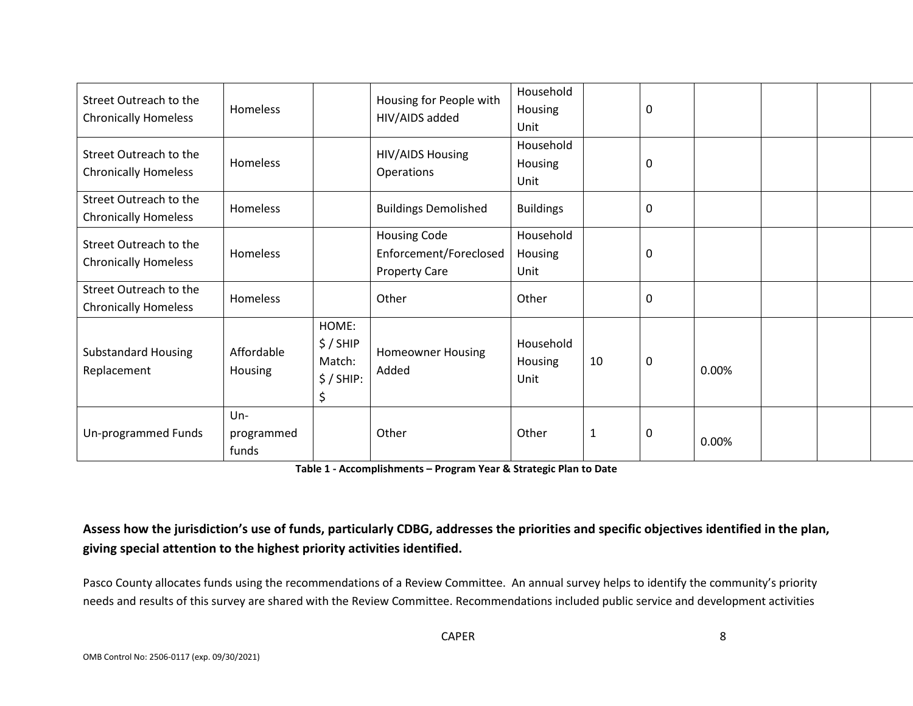| Street Outreach to the Chronically Homeless | Homeless | | Housing for People with HIV/AIDS added | Household Housing Unit | | 0 | | | | |
|---|---|---|---|---|---|---|---|---|---|---|
| Street Outreach to the Chronically Homeless | Homeless | | HIV/AIDS Housing Operations | Household Housing Unit | | 0 | | | | |
| Street Outreach to the Chronically Homeless | Homeless | | Buildings Demolished | Buildings | | 0 | | | | |
| Street Outreach to the Chronically Homeless | Homeless | | Housing Code Enforcement/Foreclosed Property Care | Household Housing Unit | | 0 | | | | |
| Street Outreach to the Chronically Homeless | Homeless | | Other | Other | | 0 | | | | |
| Substandard Housing Replacement | Affordable Housing | HOME: $ / SHIP Match: $ / SHIP: $ | Homeowner Housing Added | Household Housing Unit | 10 | 0 | 0.00% | | | |
| Un-programmed Funds | Un-programmed funds | | Other | Other | 1 | 0 | 0.00% | | | |

**Table 1 - Accomplishments – Program Year & Strategic Plan to Date**

**Assess how the jurisdiction's use of funds, particularly CDBG, addresses the priorities and specific objectives identified in the plan, giving special attention to the highest priority activities identified.**

Pasco County allocates funds using the recommendations of a Review Committee. An annual survey helps to identify the community's priority needs and results of this survey are shared with the Review Committee. Recommendations included public service and development activities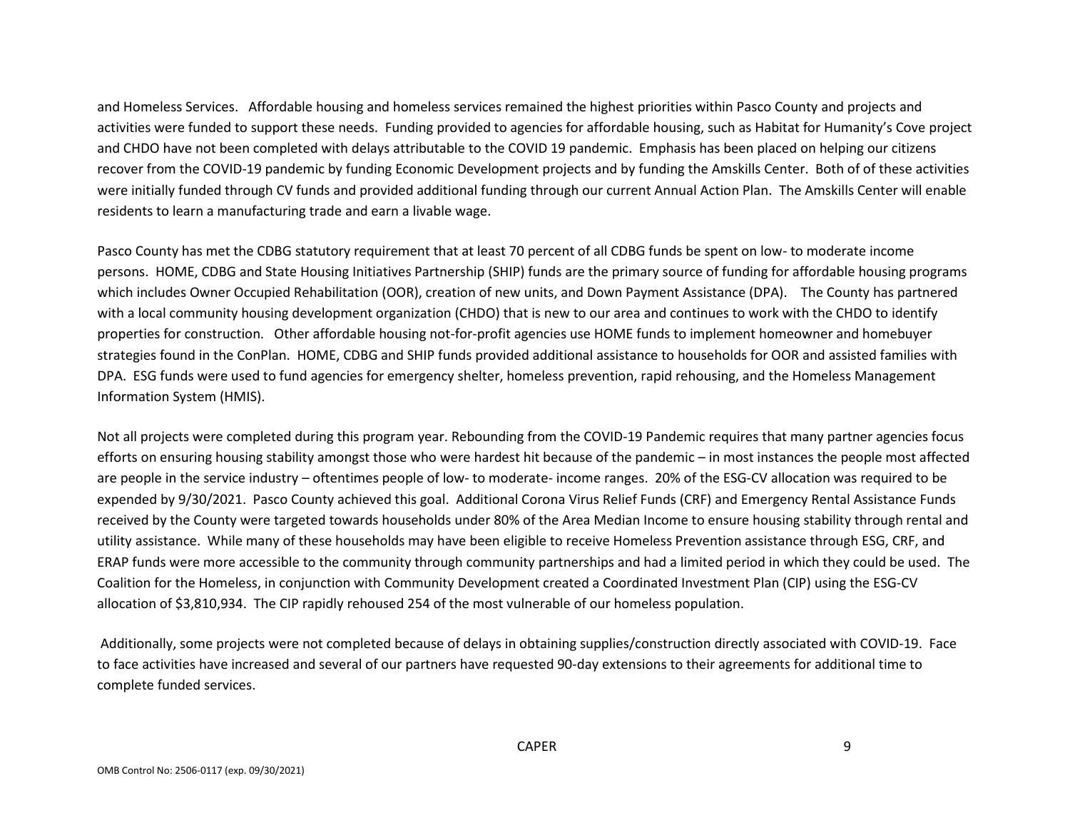and Homeless Services. Affordable housing and homeless services remained the highest priorities within Pasco County and projects and activities were funded to support these needs. Funding provided to agencies for affordable housing, such as Habitat for Humanity's Cove project and CHDO have not been completed with delays attributable to the COVID 19 pandemic. Emphasis has been placed on helping our citizens recover from the COVID-19 pandemic by funding Economic Development projects and by funding the Amskills Center. Both of of these activities were initially funded through CV funds and provided additional funding through our current Annual Action Plan. The Amskills Center will enable residents to learn a manufacturing trade and earn a livable wage.

Pasco County has met the CDBG statutory requirement that at least 70 percent of all CDBG funds be spent on low- to moderate income persons. HOME, CDBG and State Housing Initiatives Partnership (SHIP) funds are the primary source of funding for affordable housing programs which includes Owner Occupied Rehabilitation (OOR), creation of new units, and Down Payment Assistance (DPA). The County has partnered with a local community housing development organization (CHDO) that is new to our area and continues to work with the CHDO to identify properties for construction. Other affordable housing not-for-profit agencies use HOME funds to implement homeowner and homebuyer strategies found in the ConPlan. HOME, CDBG and SHIP funds provided additional assistance to households for OOR and assisted families with DPA. ESG funds were used to fund agencies for emergency shelter, homeless prevention, rapid rehousing, and the Homeless Management Information System (HMIS).

Not all projects were completed during this program year. Rebounding from the COVID-19 Pandemic requires that many partner agencies focus efforts on ensuring housing stability amongst those who were hardest hit because of the pandemic – in most instances the people most affected are people in the service industry – oftentimes people of low- to moderate- income ranges. 20% of the ESG-CV allocation was required to be expended by 9/30/2021. Pasco County achieved this goal. Additional Corona Virus Relief Funds (CRF) and Emergency Rental Assistance Funds received by the County were targeted towards households under 80% of the Area Median Income to ensure housing stability through rental and utility assistance. While many of these households may have been eligible to receive Homeless Prevention assistance through ESG, CRF, and ERAP funds were more accessible to the community through community partnerships and had a limited period in which they could be used. The Coalition for the Homeless, in conjunction with Community Development created a Coordinated Investment Plan (CIP) using the ESG-CV allocation of $3,810,934. The CIP rapidly rehoused 254 of the most vulnerable of our homeless population.

Additionally, some projects were not completed because of delays in obtaining supplies/construction directly associated with COVID-19. Face to face activities have increased and several of our partners have requested 90-day extensions to their agreements for additional time to complete funded services.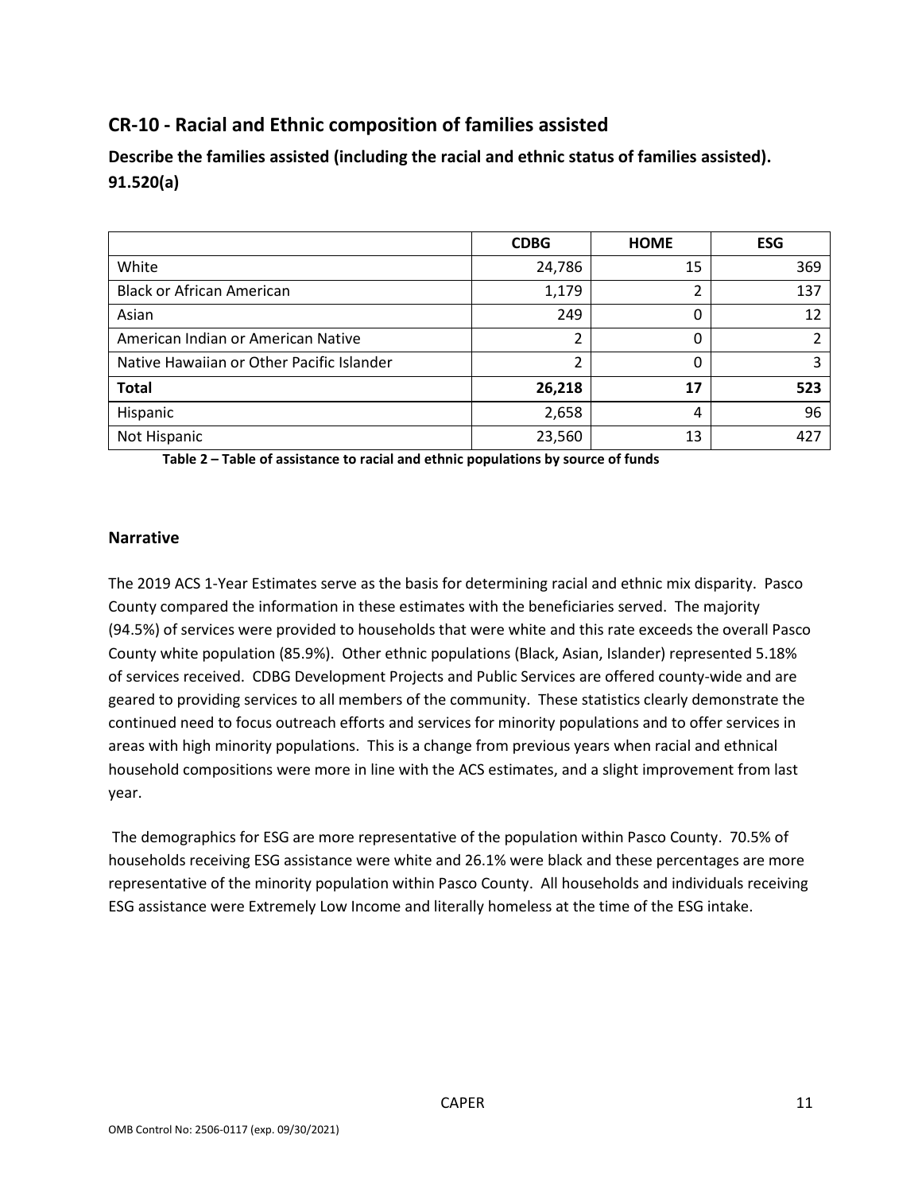## CR-10 - Racial and Ethnic composition of families assisted

### Describe the families assisted (including the racial and ethnic status of families assisted). 91.520(a)

| | CDBG | HOME | ESG |
|---|---|---|---|
| White | 24,786 | 15 | 369 |
| Black or African American | 1,179 | 2 | 137 |
| Asian | 249 | 0 | 12 |
| American Indian or American Native | 2 | 0 | 2 |
| Native Hawaiian or Other Pacific Islander | 2 | 0 | 3 |
| **Total** | **26,218** | **17** | **523** |
| Hispanic | 2,658 | 4 | 96 |
| Not Hispanic | 23,560 | 13 | 427 |

**Table 2 – Table of assistance to racial and ethnic populations by source of funds**

### Narrative

The 2019 ACS 1-Year Estimates serve as the basis for determining racial and ethnic mix disparity. Pasco County compared the information in these estimates with the beneficiaries served. The majority (94.5%) of services were provided to households that were white and this rate exceeds the overall Pasco County white population (85.9%). Other ethnic populations (Black, Asian, Islander) represented 5.18% of services received. CDBG Development Projects and Public Services are offered county-wide and are geared to providing services to all members of the community. These statistics clearly demonstrate the continued need to focus outreach efforts and services for minority populations and to offer services in areas with high minority populations. This is a change from previous years when racial and ethnical household compositions were more in line with the ACS estimates, and a slight improvement from last year.

The demographics for ESG are more representative of the population within Pasco County. 70.5% of households receiving ESG assistance were white and 26.1% were black and these percentages are more representative of the minority population within Pasco County. All households and individuals receiving ESG assistance were Extremely Low Income and literally homeless at the time of the ESG intake.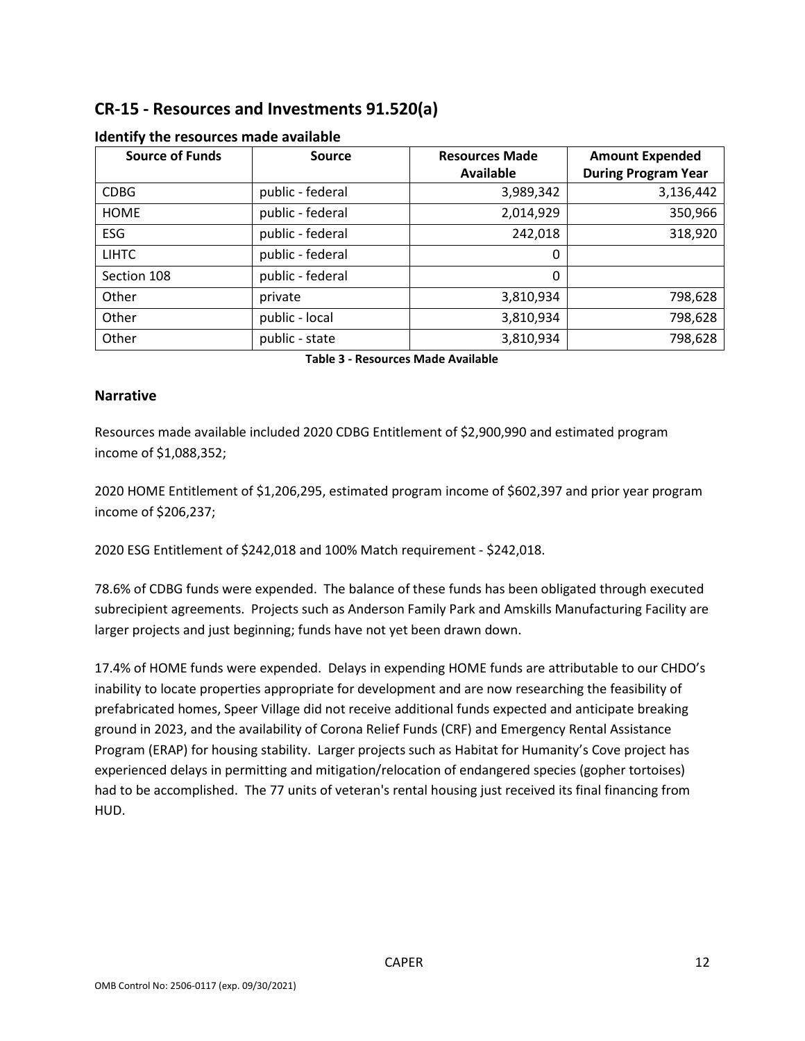## CR-15 - Resources and Investments 91.520(a)

### Identify the resources made available

| Source of Funds | Source | Resources Made Available | Amount Expended During Program Year |
|---|---|---|---|
| CDBG | public - federal | 3,989,342 | 3,136,442 |
| HOME | public - federal | 2,014,929 | 350,966 |
| ESG | public - federal | 242,018 | 318,920 |
| LIHTC | public - federal | 0 | |
| Section 108 | public - federal | 0 | |
| Other | private | 3,810,934 | 798,628 |
| Other | public - local | 3,810,934 | 798,628 |
| Other | public - state | 3,810,934 | 798,628 |

**Table 3 - Resources Made Available**

### Narrative

Resources made available included 2020 CDBG Entitlement of $2,900,990 and estimated program income of $1,088,352;

2020 HOME Entitlement of $1,206,295, estimated program income of $602,397 and prior year program income of $206,237;

2020 ESG Entitlement of $242,018 and 100% Match requirement - $242,018.

78.6% of CDBG funds were expended. The balance of these funds has been obligated through executed subrecipient agreements. Projects such as Anderson Family Park and Amskills Manufacturing Facility are larger projects and just beginning; funds have not yet been drawn down.

17.4% of HOME funds were expended. Delays in expending HOME funds are attributable to our CHDO's inability to locate properties appropriate for development and are now researching the feasibility of prefabricated homes, Speer Village did not receive additional funds expected and anticipate breaking ground in 2023, and the availability of Corona Relief Funds (CRF) and Emergency Rental Assistance Program (ERAP) for housing stability. Larger projects such as Habitat for Humanity's Cove project has experienced delays in permitting and mitigation/relocation of endangered species (gopher tortoises) had to be accomplished. The 77 units of veteran's rental housing just received its final financing from HUD.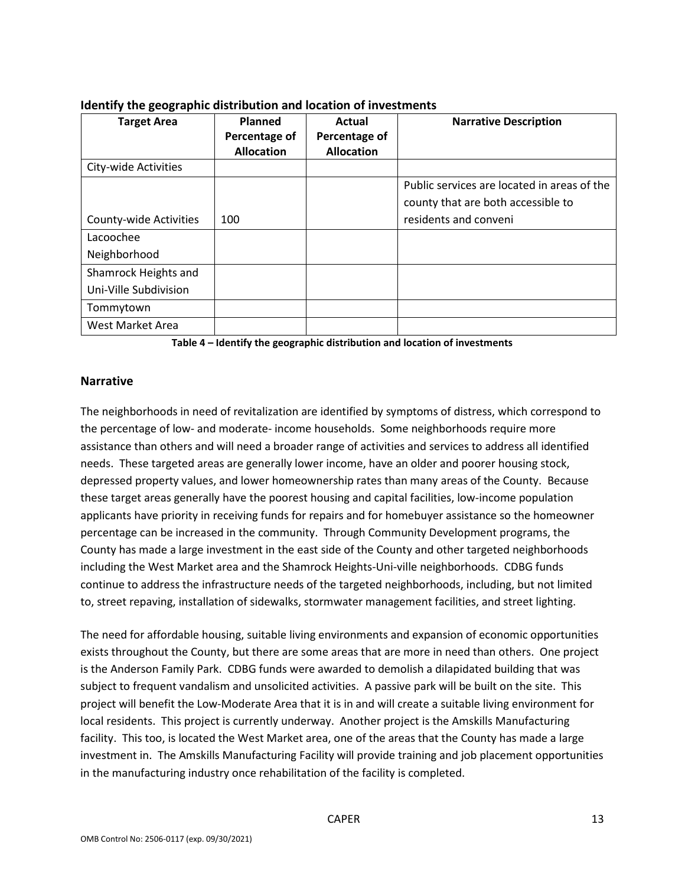## Identify the geographic distribution and location of investments

| Target Area | Planned Percentage of Allocation | Actual Percentage of Allocation | Narrative Description |
|---|---|---|---|
| City-wide Activities | | | |
| County-wide Activities | 100 | | Public services are located in areas of the county that are both accessible to residents and conveni |
| Lacoochee Neighborhood | | | |
| Shamrock Heights and Uni-Ville Subdivision | | | |
| Tommytown | | | |
| West Market Area | | | |

**Table 4 – Identify the geographic distribution and location of investments**

### Narrative

The neighborhoods in need of revitalization are identified by symptoms of distress, which correspond to the percentage of low- and moderate- income households. Some neighborhoods require more assistance than others and will need a broader range of activities and services to address all identified needs. These targeted areas are generally lower income, have an older and poorer housing stock, depressed property values, and lower homeownership rates than many areas of the County. Because these target areas generally have the poorest housing and capital facilities, low-income population applicants have priority in receiving funds for repairs and for homebuyer assistance so the homeowner percentage can be increased in the community. Through Community Development programs, the County has made a large investment in the east side of the County and other targeted neighborhoods including the West Market area and the Shamrock Heights-Uni-ville neighborhoods. CDBG funds continue to address the infrastructure needs of the targeted neighborhoods, including, but not limited to, street repaving, installation of sidewalks, stormwater management facilities, and street lighting.

The need for affordable housing, suitable living environments and expansion of economic opportunities exists throughout the County, but there are some areas that are more in need than others. One project is the Anderson Family Park. CDBG funds were awarded to demolish a dilapidated building that was subject to frequent vandalism and unsolicited activities. A passive park will be built on the site. This project will benefit the Low-Moderate Area that it is in and will create a suitable living environment for local residents. This project is currently underway. Another project is the Amskills Manufacturing facility. This too, is located the West Market area, one of the areas that the County has made a large investment in. The Amskills Manufacturing Facility will provide training and job placement opportunities in the manufacturing industry once rehabilitation of the facility is completed.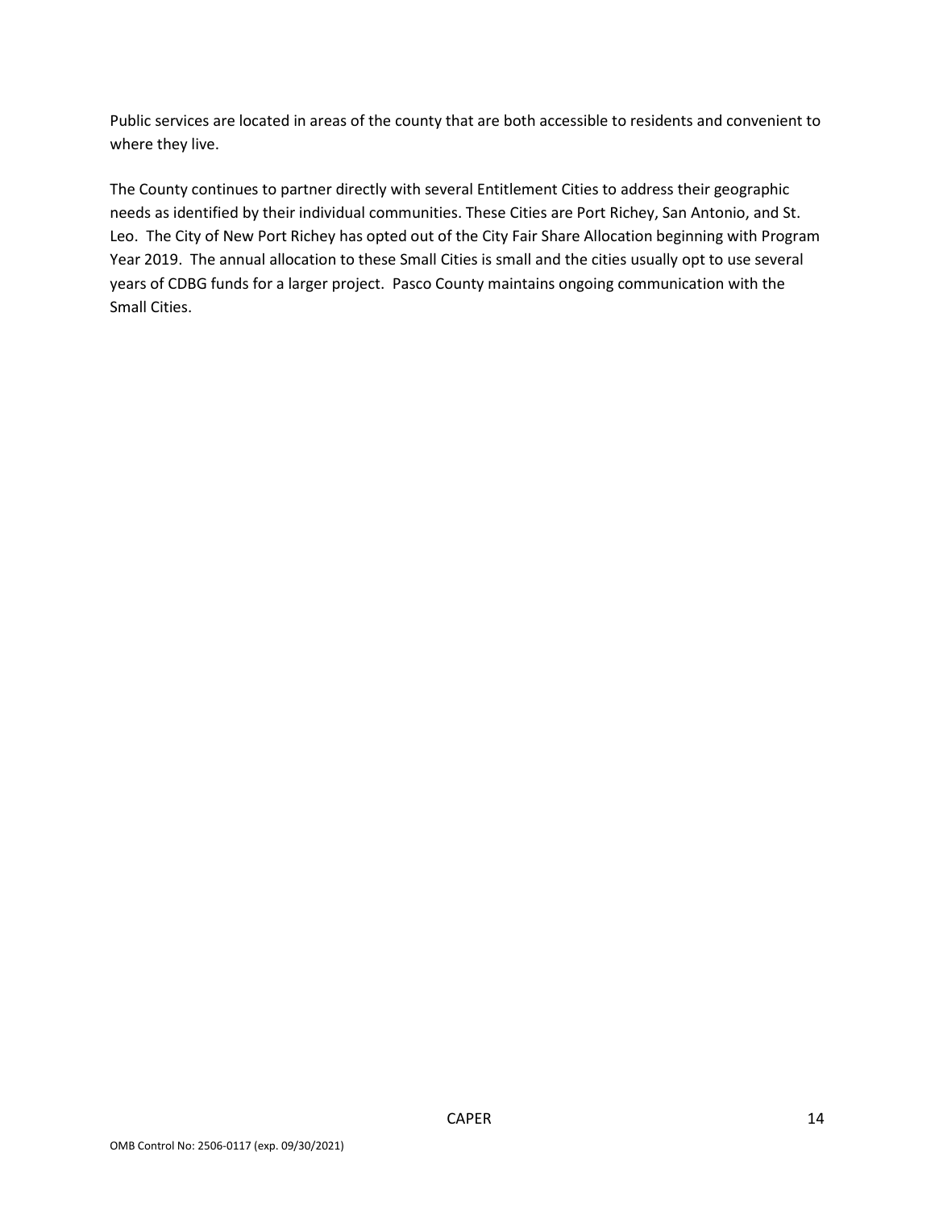Public services are located in areas of the county that are both accessible to residents and convenient to where they live.

The County continues to partner directly with several Entitlement Cities to address their geographic needs as identified by their individual communities. These Cities are Port Richey, San Antonio, and St. Leo. The City of New Port Richey has opted out of the City Fair Share Allocation beginning with Program Year 2019. The annual allocation to these Small Cities is small and the cities usually opt to use several years of CDBG funds for a larger project. Pasco County maintains ongoing communication with the Small Cities.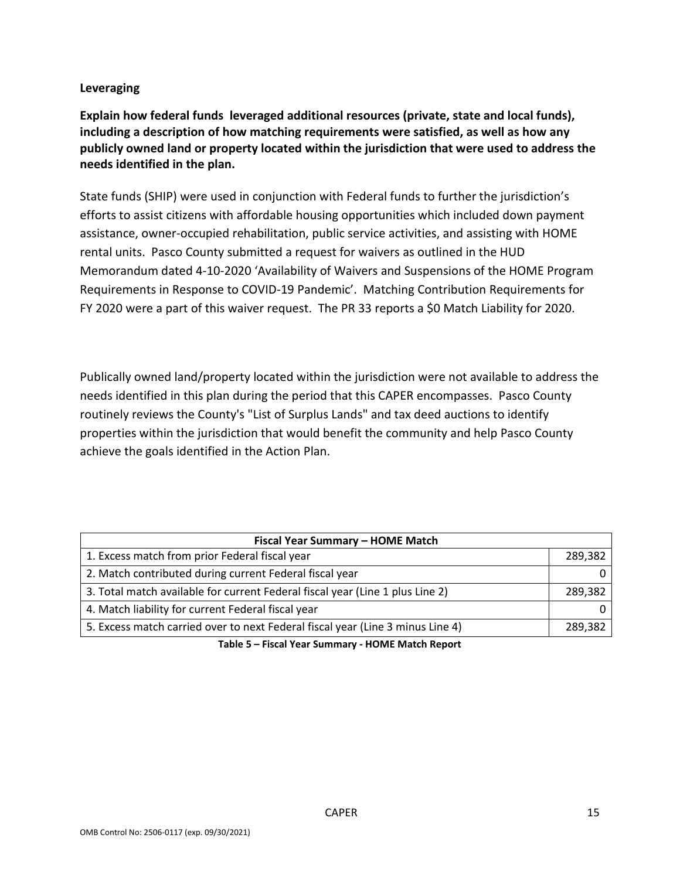**Leveraging**

**Explain how federal funds leveraged additional resources (private, state and local funds), including a description of how matching requirements were satisfied, as well as how any publicly owned land or property located within the jurisdiction that were used to address the needs identified in the plan.**

State funds (SHIP) were used in conjunction with Federal funds to further the jurisdiction's efforts to assist citizens with affordable housing opportunities which included down payment assistance, owner-occupied rehabilitation, public service activities, and assisting with HOME rental units. Pasco County submitted a request for waivers as outlined in the HUD Memorandum dated 4-10-2020 'Availability of Waivers and Suspensions of the HOME Program Requirements in Response to COVID-19 Pandemic'. Matching Contribution Requirements for FY 2020 were a part of this waiver request. The PR 33 reports a $0 Match Liability for 2020.

Publically owned land/property located within the jurisdiction were not available to address the needs identified in this plan during the period that this CAPER encompasses. Pasco County routinely reviews the County's "List of Surplus Lands" and tax deed auctions to identify properties within the jurisdiction that would benefit the community and help Pasco County achieve the goals identified in the Action Plan.

| Fiscal Year Summary – HOME Match | |
|---|---|
| 1. Excess match from prior Federal fiscal year | 289,382 |
| 2. Match contributed during current Federal fiscal year | 0 |
| 3. Total match available for current Federal fiscal year (Line 1 plus Line 2) | 289,382 |
| 4. Match liability for current Federal fiscal year | 0 |
| 5. Excess match carried over to next Federal fiscal year (Line 3 minus Line 4) | 289,382 |

**Table 5 – Fiscal Year Summary - HOME Match Report**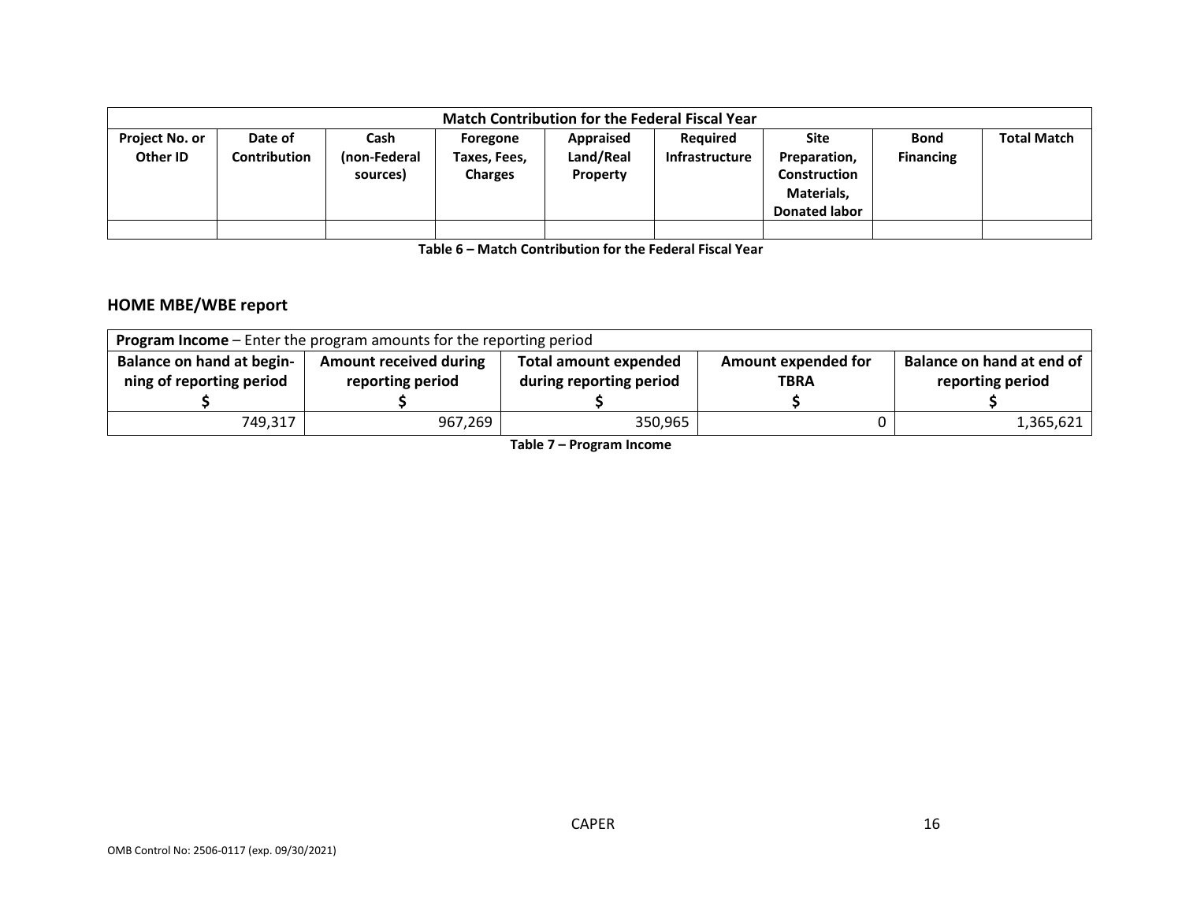| Match Contribution for the Federal Fiscal Year | | | | | | | | |
|---|---|---|---|---|---|---|---|---|
| Project No. or Other ID | Date of Contribution | Cash (non-Federal sources) | Foregone Taxes, Fees, Charges | Appraised Land/Real Property | Required Infrastructure | Site Preparation, Construction Materials, Donated labor | Bond Financing | Total Match |
| | | | | | | | | |

**Table 6 – Match Contribution for the Federal Fiscal Year**

## HOME MBE/WBE report

| **Program Income** – Enter the program amounts for the reporting period | | | | |
|---|---|---|---|---|
| Balance on hand at begin-ning of reporting period $ | Amount received during reporting period $ | Total amount expended during reporting period $ | Amount expended for TBRA $ | Balance on hand at end of reporting period $ |
| 749,317 | 967,269 | 350,965 | 0 | 1,365,621 |

**Table 7 – Program Income**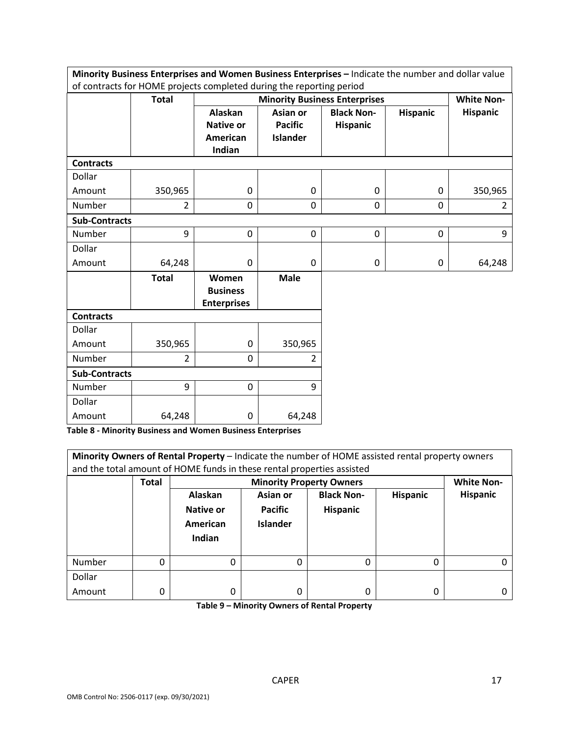| **Minority Business Enterprises and Women Business Enterprises –** Indicate the number and dollar value of contracts for HOME projects completed during the reporting period | | | | | | |
|---|---|---|---|---|---|---|
| | **Total** | **Minority Business Enterprises** | | | | **White Non-Hispanic** |
| | | **Alaskan Native or American Indian** | **Asian or Pacific Islander** | **Black Non-Hispanic** | **Hispanic** | |
| **Contracts** | | | | | | |
| Dollar Amount | 350,965 | 0 | 0 | 0 | 0 | 350,965 |
| Number | 2 | 0 | 0 | 0 | 0 | 2 |
| **Sub-Contracts** | | | | | | |
| Number | 9 | 0 | 0 | 0 | 0 | 9 |
| Dollar Amount | 64,248 | 0 | 0 | 0 | 0 | 64,248 |

| | **Total** | **Women Business Enterprises** | **Male** |
|---|---|---|---|
| **Contracts** | | | |
| Dollar Amount | 350,965 | 0 | 350,965 |
| Number | 2 | 0 | 2 |
| **Sub-Contracts** | | | |
| Number | 9 | 0 | 9 |
| Dollar Amount | 64,248 | 0 | 64,248 |

**Table 8 - Minority Business and Women Business Enterprises**

| **Minority Owners of Rental Property** – Indicate the number of HOME assisted rental property owners and the total amount of HOME funds in these rental properties assisted | | | | | | |
|---|---|---|---|---|---|---|
| | **Total** | **Minority Property Owners** | | | | **White Non-Hispanic** |
| | | **Alaskan Native or American Indian** | **Asian or Pacific Islander** | **Black Non-Hispanic** | **Hispanic** | |
| Number | 0 | 0 | 0 | 0 | 0 | 0 |
| Dollar Amount | 0 | 0 | 0 | 0 | 0 | 0 |

**Table 9 – Minority Owners of Rental Property**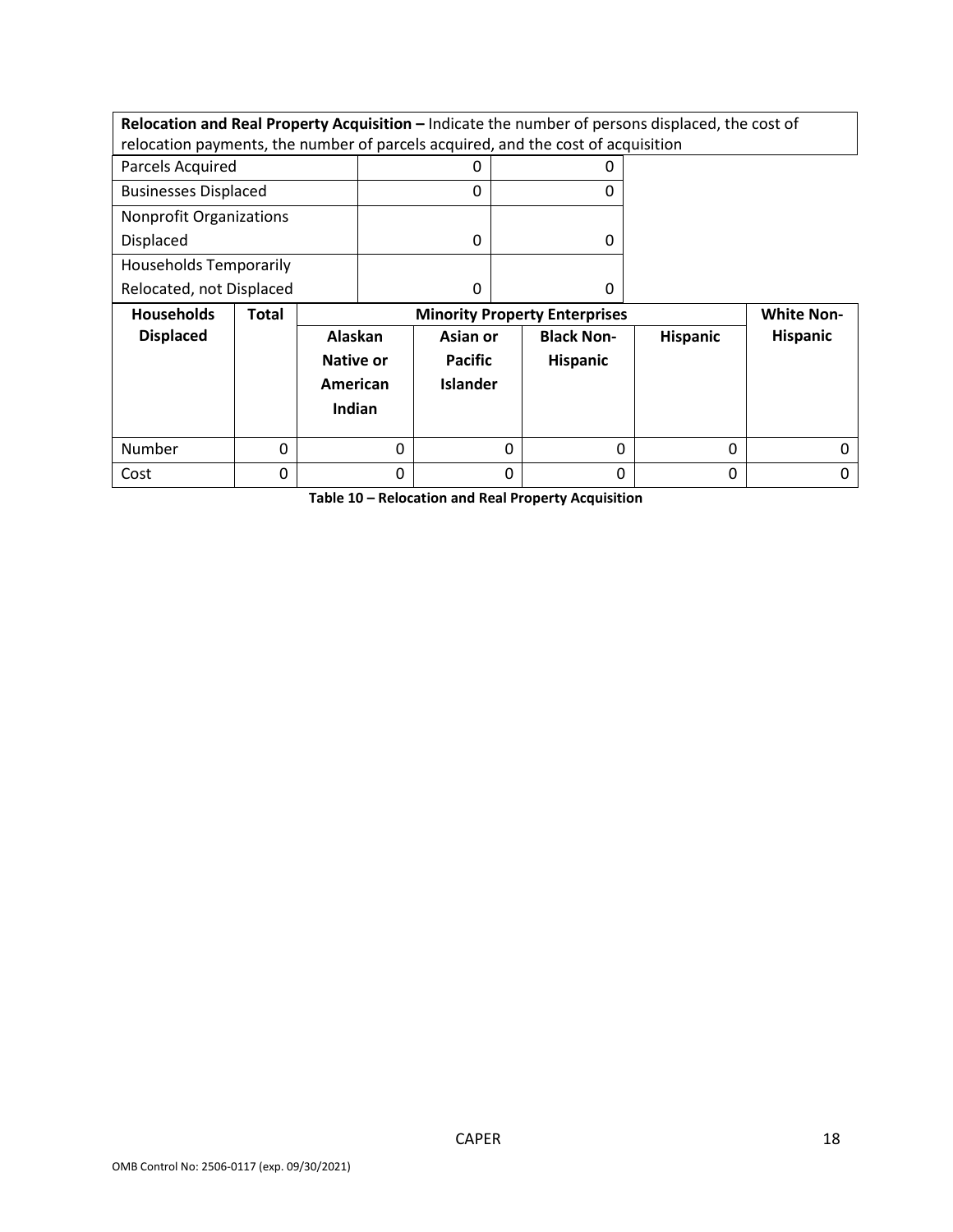**Relocation and Real Property Acquisition –** Indicate the number of persons displaced, the cost of relocation payments, the number of parcels acquired, and the cost of acquisition

| | | |
|---|---|---|
| Parcels Acquired | 0 | 0 |
| Businesses Displaced | 0 | 0 |
| Nonprofit Organizations Displaced | 0 | 0 |
| Households Temporarily Relocated, not Displaced | 0 | 0 |

| Households Displaced | Total | Minority Property Enterprises | | | | White Non-Hispanic |
|---|---|---|---|---|---|---|
| | | Alaskan Native or American Indian | Asian or Pacific Islander | Black Non-Hispanic | Hispanic | |
| Number | 0 | 0 | 0 | 0 | 0 | 0 |
| Cost | 0 | 0 | 0 | 0 | 0 | 0 |

**Table 10 – Relocation and Real Property Acquisition**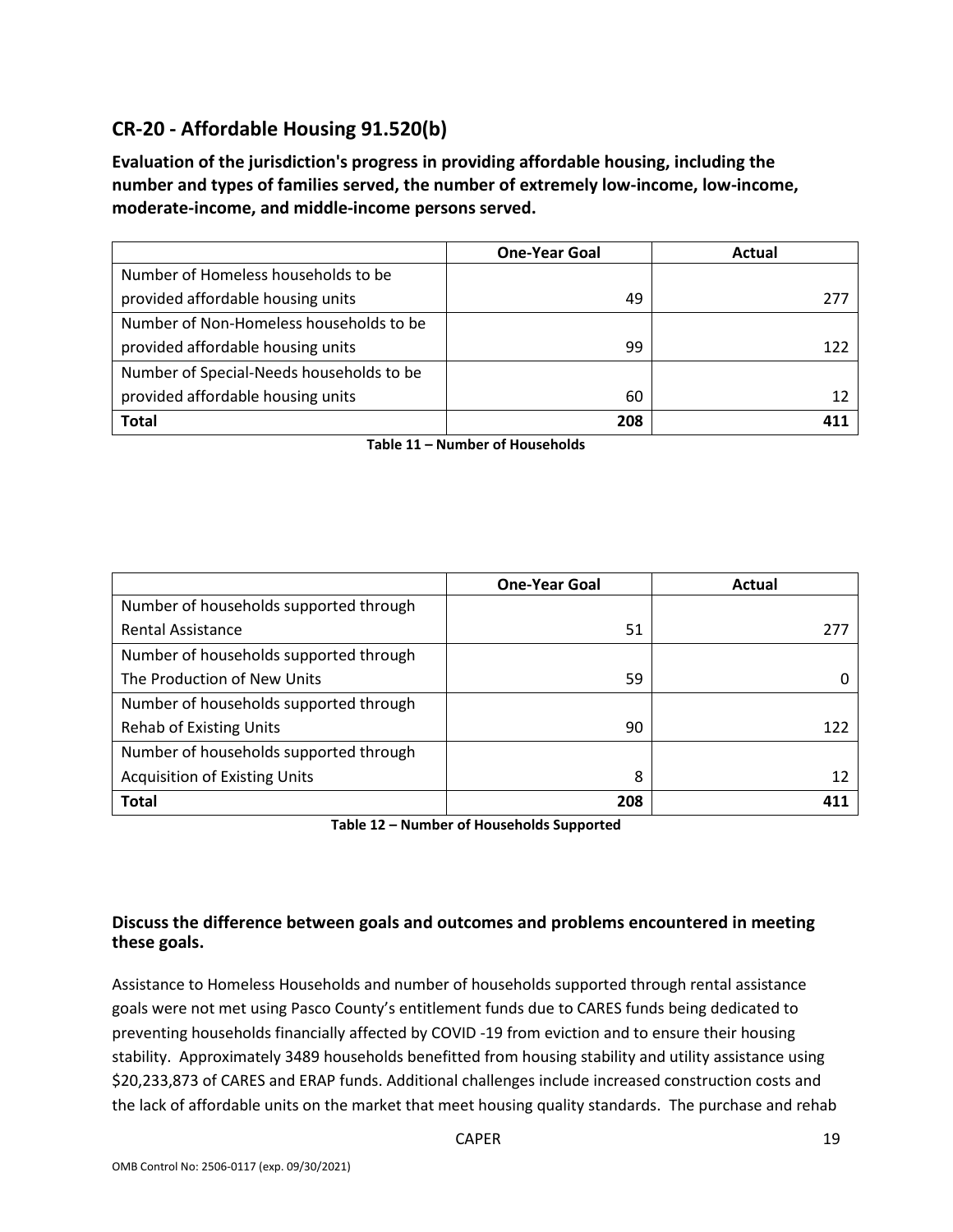## CR-20 - Affordable Housing 91.520(b)

**Evaluation of the jurisdiction's progress in providing affordable housing, including the number and types of families served, the number of extremely low-income, low-income, moderate-income, and middle-income persons served.**

| | One-Year Goal | Actual |
|---|---|---|
| Number of Homeless households to be provided affordable housing units | 49 | 277 |
| Number of Non-Homeless households to be provided affordable housing units | 99 | 122 |
| Number of Special-Needs households to be provided affordable housing units | 60 | 12 |
| **Total** | **208** | **411** |

**Table 11 – Number of Households**

| | One-Year Goal | Actual |
|---|---|---|
| Number of households supported through Rental Assistance | 51 | 277 |
| Number of households supported through The Production of New Units | 59 | 0 |
| Number of households supported through Rehab of Existing Units | 90 | 122 |
| Number of households supported through Acquisition of Existing Units | 8 | 12 |
| **Total** | **208** | **411** |

**Table 12 – Number of Households Supported**

### Discuss the difference between goals and outcomes and problems encountered in meeting these goals.

Assistance to Homeless Households and number of households supported through rental assistance goals were not met using Pasco County's entitlement funds due to CARES funds being dedicated to preventing households financially affected by COVID -19 from eviction and to ensure their housing stability. Approximately 3489 households benefitted from housing stability and utility assistance using $20,233,873 of CARES and ERAP funds. Additional challenges include increased construction costs and the lack of affordable units on the market that meet housing quality standards. The purchase and rehab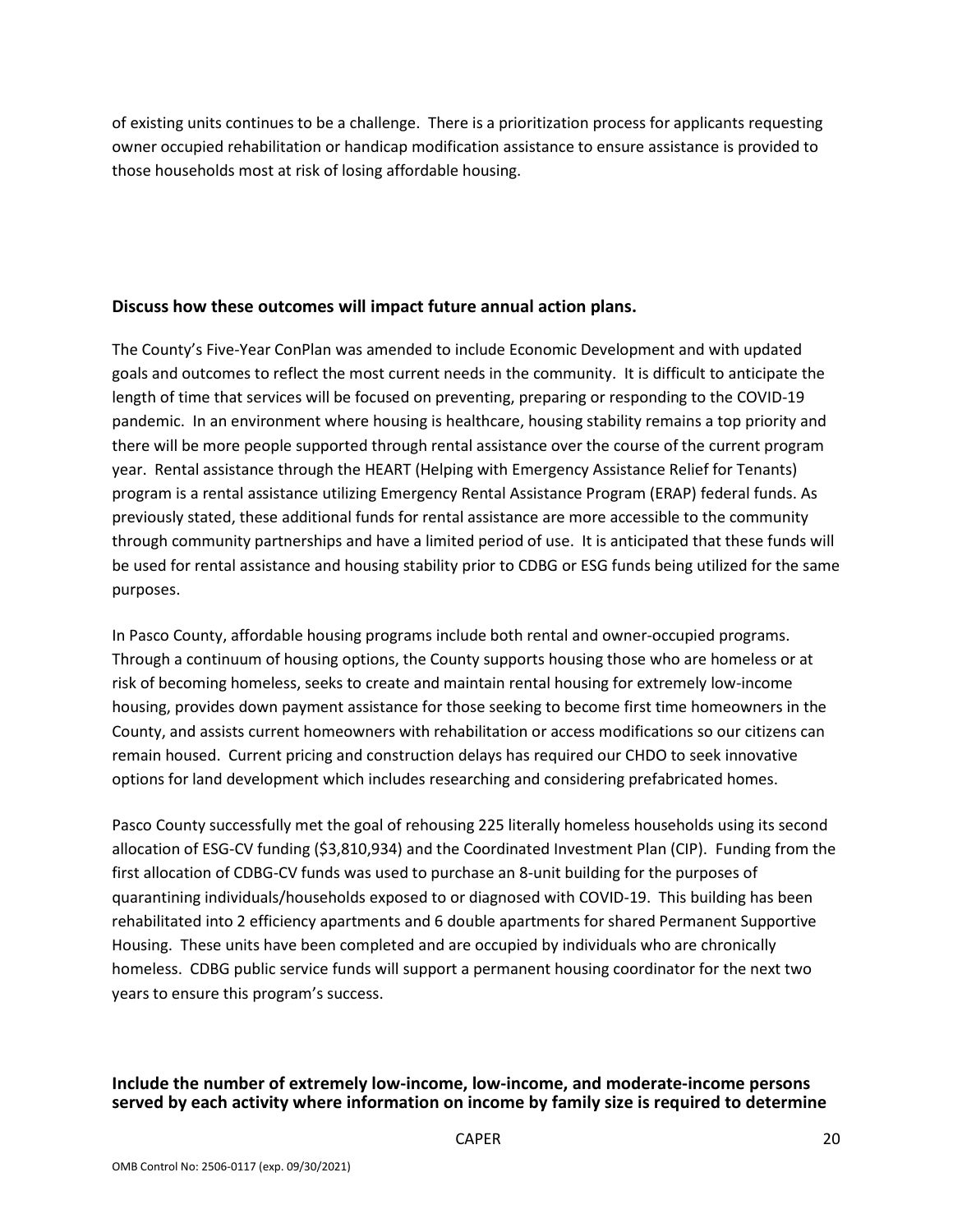of existing units continues to be a challenge. There is a prioritization process for applicants requesting owner occupied rehabilitation or handicap modification assistance to ensure assistance is provided to those households most at risk of losing affordable housing.

**Discuss how these outcomes will impact future annual action plans.**

The County's Five-Year ConPlan was amended to include Economic Development and with updated goals and outcomes to reflect the most current needs in the community. It is difficult to anticipate the length of time that services will be focused on preventing, preparing or responding to the COVID-19 pandemic. In an environment where housing is healthcare, housing stability remains a top priority and there will be more people supported through rental assistance over the course of the current program year. Rental assistance through the HEART (Helping with Emergency Assistance Relief for Tenants) program is a rental assistance utilizing Emergency Rental Assistance Program (ERAP) federal funds. As previously stated, these additional funds for rental assistance are more accessible to the community through community partnerships and have a limited period of use. It is anticipated that these funds will be used for rental assistance and housing stability prior to CDBG or ESG funds being utilized for the same purposes.

In Pasco County, affordable housing programs include both rental and owner-occupied programs. Through a continuum of housing options, the County supports housing those who are homeless or at risk of becoming homeless, seeks to create and maintain rental housing for extremely low-income housing, provides down payment assistance for those seeking to become first time homeowners in the County, and assists current homeowners with rehabilitation or access modifications so our citizens can remain housed. Current pricing and construction delays has required our CHDO to seek innovative options for land development which includes researching and considering prefabricated homes.

Pasco County successfully met the goal of rehousing 225 literally homeless households using its second allocation of ESG-CV funding ($3,810,934) and the Coordinated Investment Plan (CIP). Funding from the first allocation of CDBG-CV funds was used to purchase an 8-unit building for the purposes of quarantining individuals/households exposed to or diagnosed with COVID-19. This building has been rehabilitated into 2 efficiency apartments and 6 double apartments for shared Permanent Supportive Housing. These units have been completed and are occupied by individuals who are chronically homeless. CDBG public service funds will support a permanent housing coordinator for the next two years to ensure this program's success.

**Include the number of extremely low-income, low-income, and moderate-income persons served by each activity where information on income by family size is required to determine**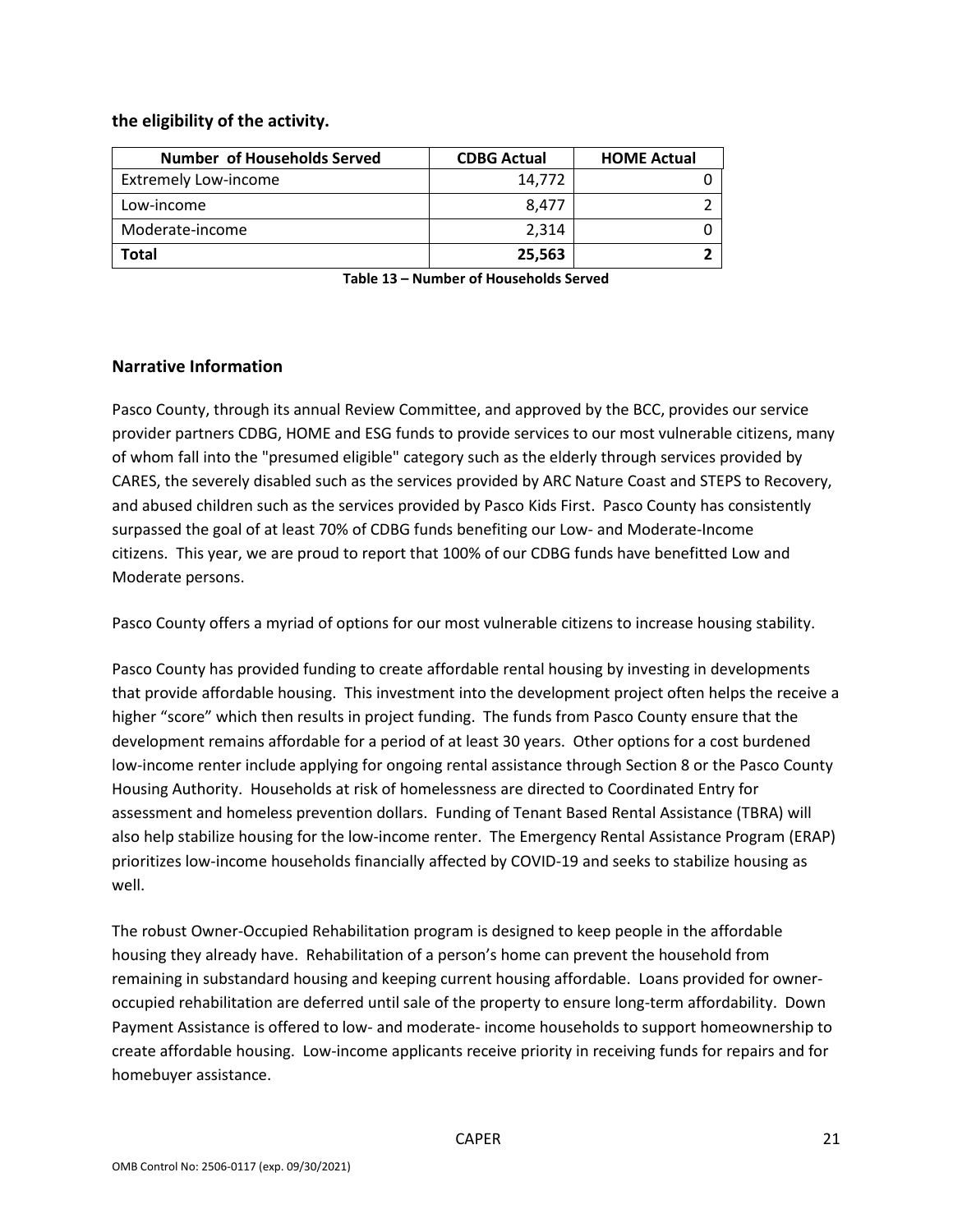**the eligibility of the activity.**

| Number of Households Served | CDBG Actual | HOME Actual |
|---|---|---|
| Extremely Low-income | 14,772 | 0 |
| Low-income | 8,477 | 2 |
| Moderate-income | 2,314 | 0 |
| **Total** | **25,563** | **2** |

**Table 13 – Number of Households Served**

## Narrative Information

Pasco County, through its annual Review Committee, and approved by the BCC, provides our service provider partners CDBG, HOME and ESG funds to provide services to our most vulnerable citizens, many of whom fall into the "presumed eligible" category such as the elderly through services provided by CARES, the severely disabled such as the services provided by ARC Nature Coast and STEPS to Recovery, and abused children such as the services provided by Pasco Kids First. Pasco County has consistently surpassed the goal of at least 70% of CDBG funds benefiting our Low- and Moderate-Income citizens. This year, we are proud to report that 100% of our CDBG funds have benefitted Low and Moderate persons.

Pasco County offers a myriad of options for our most vulnerable citizens to increase housing stability.

Pasco County has provided funding to create affordable rental housing by investing in developments that provide affordable housing. This investment into the development project often helps the receive a higher "score" which then results in project funding. The funds from Pasco County ensure that the development remains affordable for a period of at least 30 years. Other options for a cost burdened low-income renter include applying for ongoing rental assistance through Section 8 or the Pasco County Housing Authority. Households at risk of homelessness are directed to Coordinated Entry for assessment and homeless prevention dollars. Funding of Tenant Based Rental Assistance (TBRA) will also help stabilize housing for the low-income renter. The Emergency Rental Assistance Program (ERAP) prioritizes low-income households financially affected by COVID-19 and seeks to stabilize housing as well.

The robust Owner-Occupied Rehabilitation program is designed to keep people in the affordable housing they already have. Rehabilitation of a person's home can prevent the household from remaining in substandard housing and keeping current housing affordable. Loans provided for owner-occupied rehabilitation are deferred until sale of the property to ensure long-term affordability. Down Payment Assistance is offered to low- and moderate- income households to support homeownership to create affordable housing. Low-income applicants receive priority in receiving funds for repairs and for homebuyer assistance.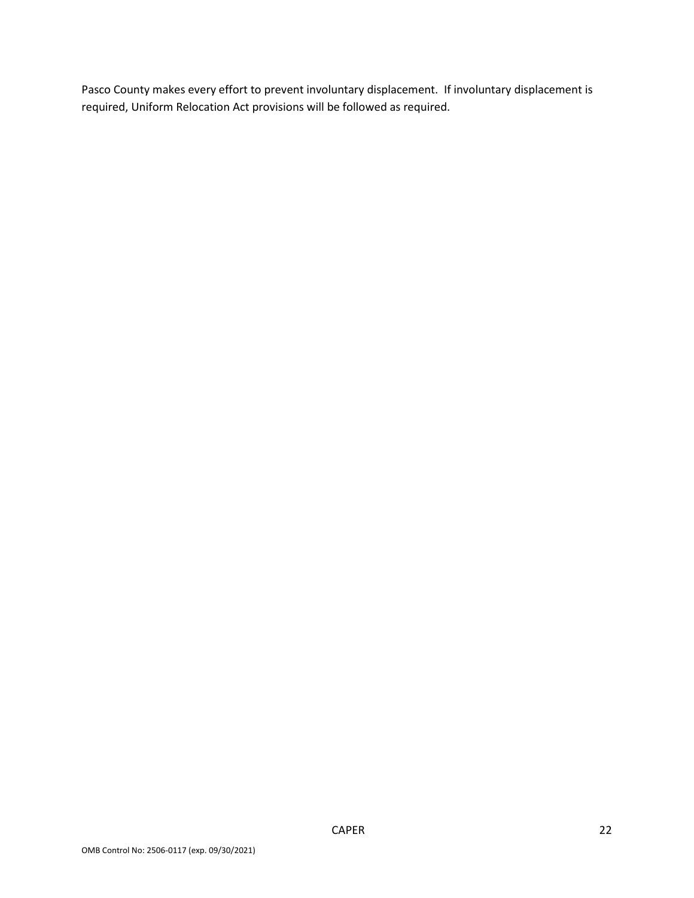Pasco County makes every effort to prevent involuntary displacement. If involuntary displacement is required, Uniform Relocation Act provisions will be followed as required.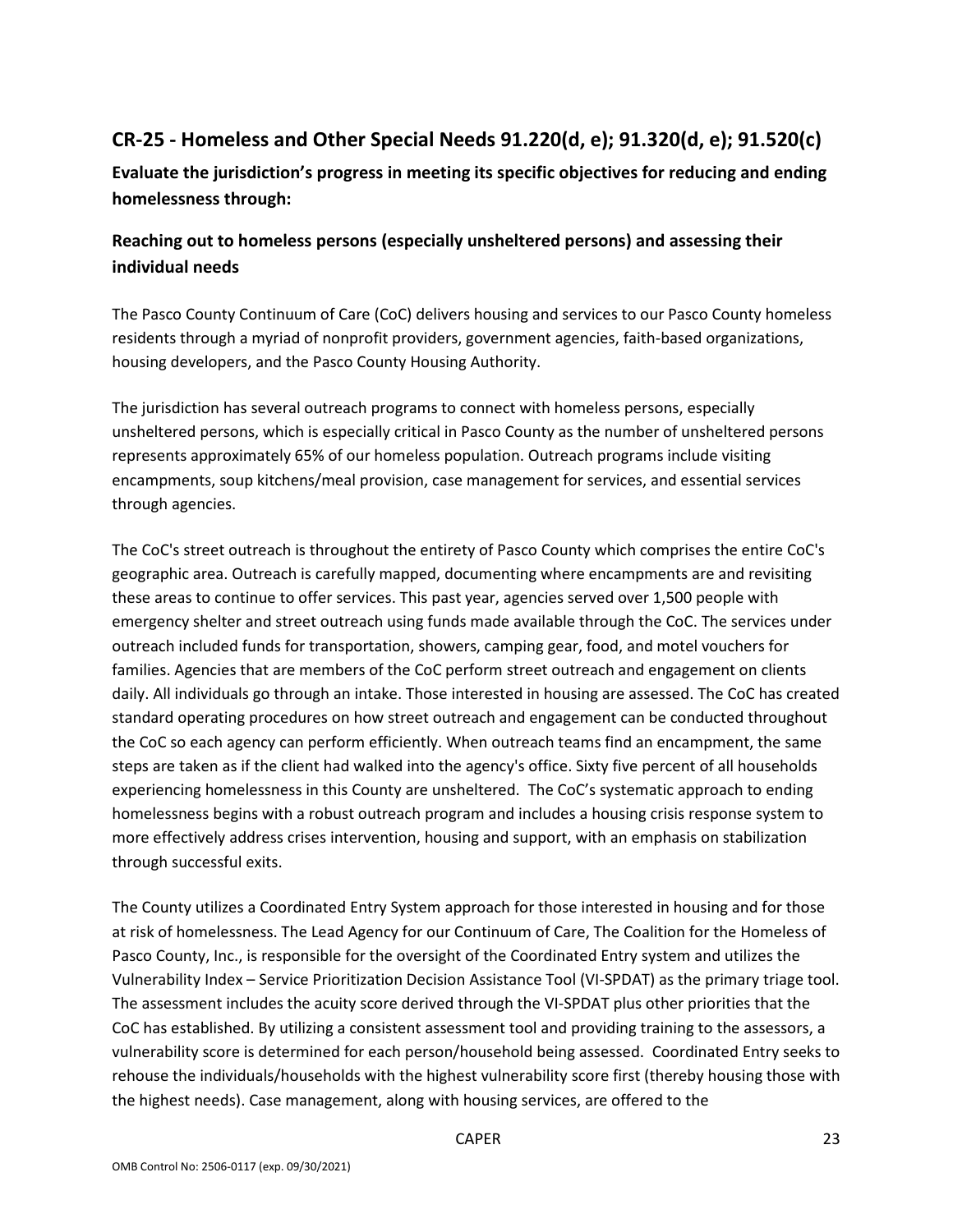## CR-25 - Homeless and Other Special Needs 91.220(d, e); 91.320(d, e); 91.520(c)

**Evaluate the jurisdiction's progress in meeting its specific objectives for reducing and ending homelessness through:**

### Reaching out to homeless persons (especially unsheltered persons) and assessing their individual needs

The Pasco County Continuum of Care (CoC) delivers housing and services to our Pasco County homeless residents through a myriad of nonprofit providers, government agencies, faith-based organizations, housing developers, and the Pasco County Housing Authority.

The jurisdiction has several outreach programs to connect with homeless persons, especially unsheltered persons, which is especially critical in Pasco County as the number of unsheltered persons represents approximately 65% of our homeless population. Outreach programs include visiting encampments, soup kitchens/meal provision, case management for services, and essential services through agencies.

The CoC's street outreach is throughout the entirety of Pasco County which comprises the entire CoC's geographic area. Outreach is carefully mapped, documenting where encampments are and revisiting these areas to continue to offer services. This past year, agencies served over 1,500 people with emergency shelter and street outreach using funds made available through the CoC. The services under outreach included funds for transportation, showers, camping gear, food, and motel vouchers for families. Agencies that are members of the CoC perform street outreach and engagement on clients daily. All individuals go through an intake. Those interested in housing are assessed. The CoC has created standard operating procedures on how street outreach and engagement can be conducted throughout the CoC so each agency can perform efficiently. When outreach teams find an encampment, the same steps are taken as if the client had walked into the agency's office. Sixty five percent of all households experiencing homelessness in this County are unsheltered. The CoC's systematic approach to ending homelessness begins with a robust outreach program and includes a housing crisis response system to more effectively address crises intervention, housing and support, with an emphasis on stabilization through successful exits.

The County utilizes a Coordinated Entry System approach for those interested in housing and for those at risk of homelessness. The Lead Agency for our Continuum of Care, The Coalition for the Homeless of Pasco County, Inc., is responsible for the oversight of the Coordinated Entry system and utilizes the Vulnerability Index – Service Prioritization Decision Assistance Tool (VI-SPDAT) as the primary triage tool. The assessment includes the acuity score derived through the VI-SPDAT plus other priorities that the CoC has established. By utilizing a consistent assessment tool and providing training to the assessors, a vulnerability score is determined for each person/household being assessed. Coordinated Entry seeks to rehouse the individuals/households with the highest vulnerability score first (thereby housing those with the highest needs). Case management, along with housing services, are offered to the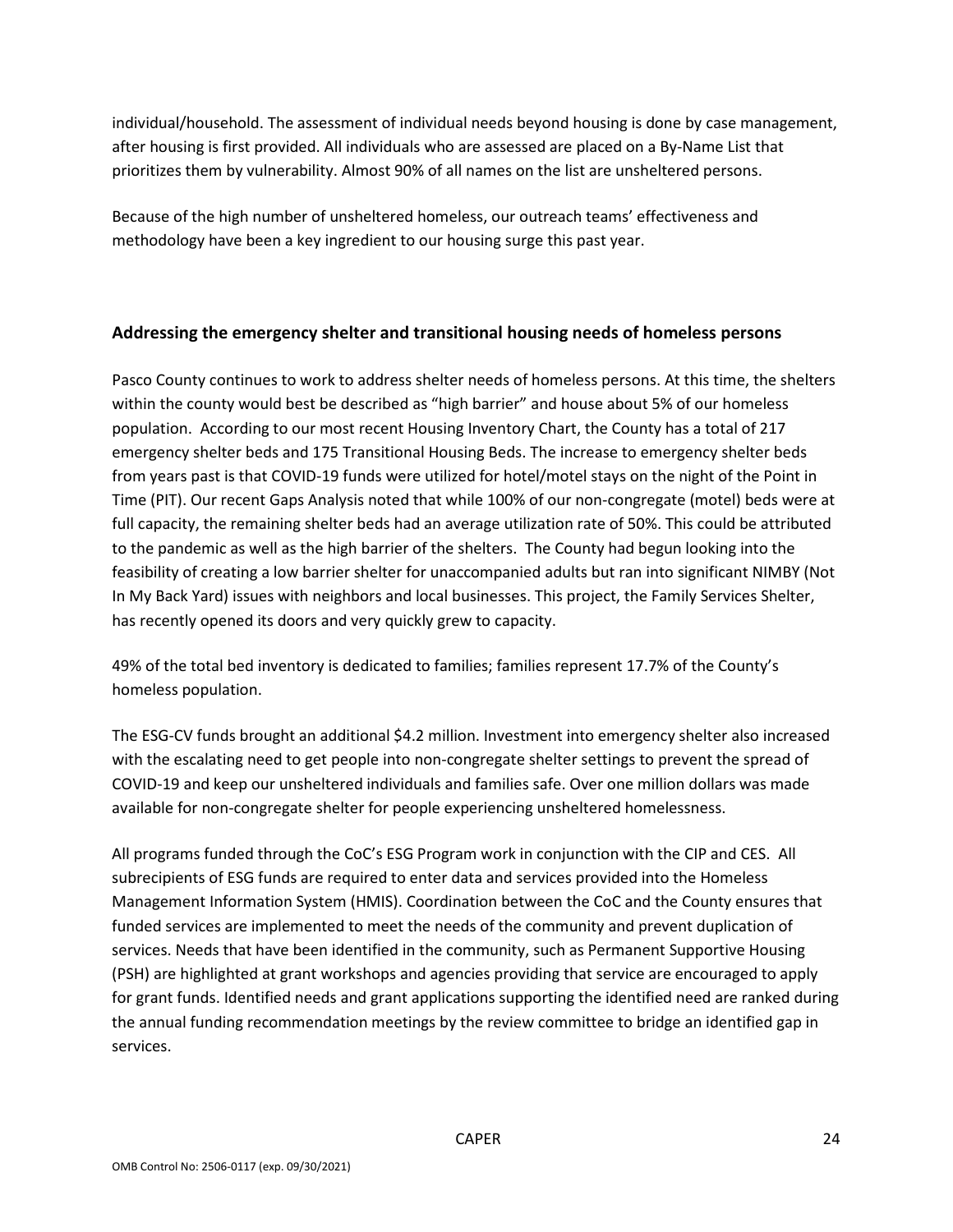individual/household. The assessment of individual needs beyond housing is done by case management, after housing is first provided. All individuals who are assessed are placed on a By-Name List that prioritizes them by vulnerability. Almost 90% of all names on the list are unsheltered persons.

Because of the high number of unsheltered homeless, our outreach teams' effectiveness and methodology have been a key ingredient to our housing surge this past year.

### Addressing the emergency shelter and transitional housing needs of homeless persons

Pasco County continues to work to address shelter needs of homeless persons. At this time, the shelters within the county would best be described as "high barrier" and house about 5% of our homeless population. According to our most recent Housing Inventory Chart, the County has a total of 217 emergency shelter beds and 175 Transitional Housing Beds. The increase to emergency shelter beds from years past is that COVID-19 funds were utilized for hotel/motel stays on the night of the Point in Time (PIT). Our recent Gaps Analysis noted that while 100% of our non-congregate (motel) beds were at full capacity, the remaining shelter beds had an average utilization rate of 50%. This could be attributed to the pandemic as well as the high barrier of the shelters. The County had begun looking into the feasibility of creating a low barrier shelter for unaccompanied adults but ran into significant NIMBY (Not In My Back Yard) issues with neighbors and local businesses. This project, the Family Services Shelter, has recently opened its doors and very quickly grew to capacity.

49% of the total bed inventory is dedicated to families; families represent 17.7% of the County's homeless population.

The ESG-CV funds brought an additional $4.2 million. Investment into emergency shelter also increased with the escalating need to get people into non-congregate shelter settings to prevent the spread of COVID-19 and keep our unsheltered individuals and families safe. Over one million dollars was made available for non-congregate shelter for people experiencing unsheltered homelessness.

All programs funded through the CoC's ESG Program work in conjunction with the CIP and CES. All subrecipients of ESG funds are required to enter data and services provided into the Homeless Management Information System (HMIS). Coordination between the CoC and the County ensures that funded services are implemented to meet the needs of the community and prevent duplication of services. Needs that have been identified in the community, such as Permanent Supportive Housing (PSH) are highlighted at grant workshops and agencies providing that service are encouraged to apply for grant funds. Identified needs and grant applications supporting the identified need are ranked during the annual funding recommendation meetings by the review committee to bridge an identified gap in services.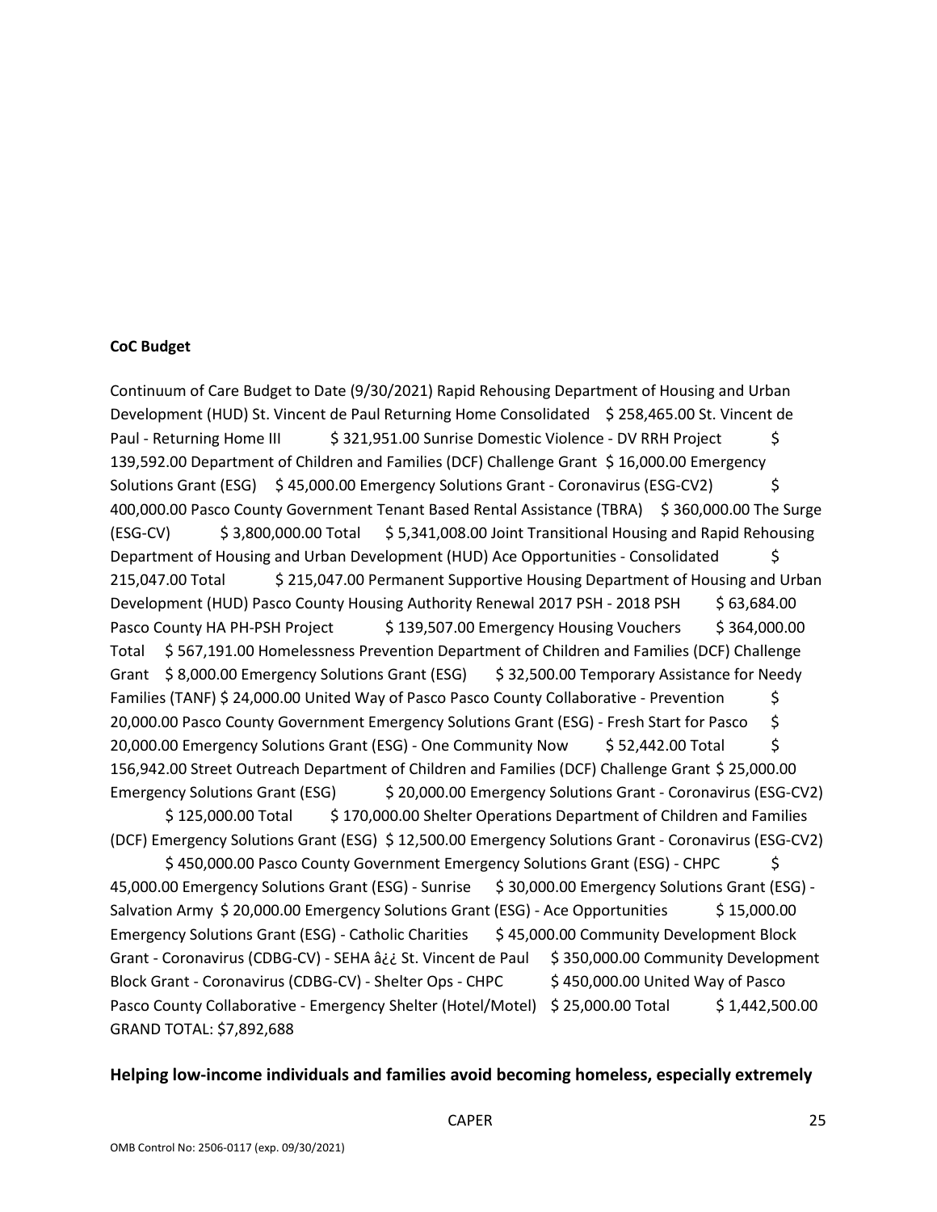**CoC Budget**

Continuum of Care Budget to Date (9/30/2021) Rapid Rehousing Department of Housing and Urban Development (HUD) St. Vincent de Paul Returning Home Consolidated $ 258,465.00 St. Vincent de Paul - Returning Home III $ 321,951.00 Sunrise Domestic Violence - DV RRH Project $ 139,592.00 Department of Children and Families (DCF) Challenge Grant $ 16,000.00 Emergency Solutions Grant (ESG) $ 45,000.00 Emergency Solutions Grant - Coronavirus (ESG-CV2) $ 400,000.00 Pasco County Government Tenant Based Rental Assistance (TBRA) $ 360,000.00 The Surge (ESG-CV) $ 3,800,000.00 Total $ 5,341,008.00 Joint Transitional Housing and Rapid Rehousing Department of Housing and Urban Development (HUD) Ace Opportunities - Consolidated $ 215,047.00 Total $ 215,047.00 Permanent Supportive Housing Department of Housing and Urban Development (HUD) Pasco County Housing Authority Renewal 2017 PSH - 2018 PSH $ 63,684.00 Pasco County HA PH-PSH Project $ 139,507.00 Emergency Housing Vouchers $ 364,000.00 Total $ 567,191.00 Homelessness Prevention Department of Children and Families (DCF) Challenge Grant $ 8,000.00 Emergency Solutions Grant (ESG) $ 32,500.00 Temporary Assistance for Needy Families (TANF) $ 24,000.00 United Way of Pasco Pasco County Collaborative - Prevention $ 20,000.00 Pasco County Government Emergency Solutions Grant (ESG) - Fresh Start for Pasco $ 20,000.00 Emergency Solutions Grant (ESG) - One Community Now $ 52,442.00 Total $ 156,942.00 Street Outreach Department of Children and Families (DCF) Challenge Grant $ 25,000.00 Emergency Solutions Grant (ESG) $ 20,000.00 Emergency Solutions Grant - Coronavirus (ESG-CV2) $ 125,000.00 Total $ 170,000.00 Shelter Operations Department of Children and Families (DCF) Emergency Solutions Grant (ESG) $ 12,500.00 Emergency Solutions Grant - Coronavirus (ESG-CV2) $ 450,000.00 Pasco County Government Emergency Solutions Grant (ESG) - CHPC $ 45,000.00 Emergency Solutions Grant (ESG) - Sunrise $ 30,000.00 Emergency Solutions Grant (ESG) - Salvation Army $ 20,000.00 Emergency Solutions Grant (ESG) - Ace Opportunities $ 15,000.00 Emergency Solutions Grant (ESG) - Catholic Charities $ 45,000.00 Community Development Block Grant - Coronavirus (CDBG-CV) - SEHA â¿¿ St. Vincent de Paul $ 350,000.00 Community Development Block Grant - Coronavirus (CDBG-CV) - Shelter Ops - CHPC $ 450,000.00 United Way of Pasco Pasco County Collaborative - Emergency Shelter (Hotel/Motel) $ 25,000.00 Total $ 1,442,500.00 GRAND TOTAL: $7,892,688

**Helping low-income individuals and families avoid becoming homeless, especially extremely**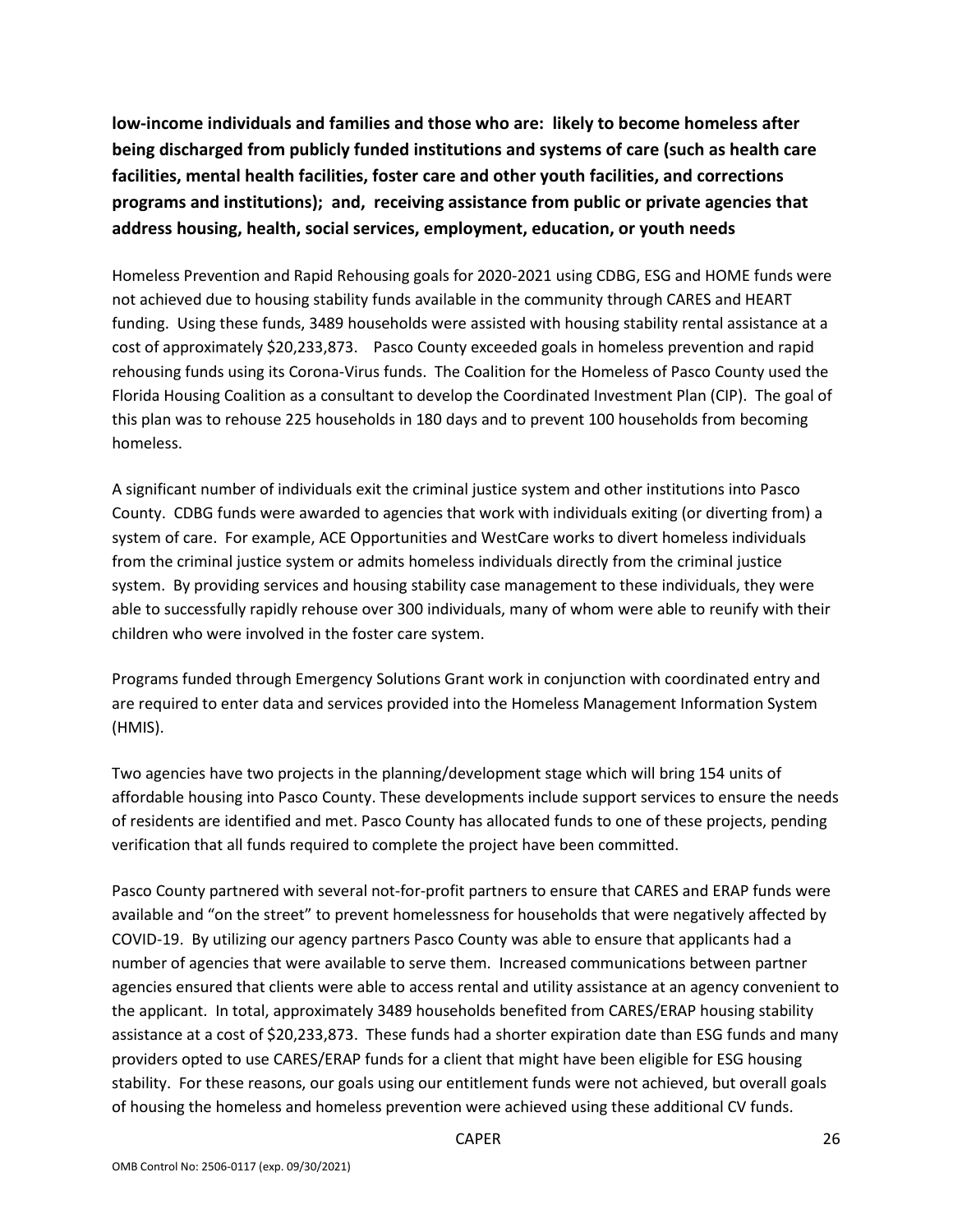**low-income individuals and families and those who are: likely to become homeless after being discharged from publicly funded institutions and systems of care (such as health care facilities, mental health facilities, foster care and other youth facilities, and corrections programs and institutions); and, receiving assistance from public or private agencies that address housing, health, social services, employment, education, or youth needs**

Homeless Prevention and Rapid Rehousing goals for 2020-2021 using CDBG, ESG and HOME funds were not achieved due to housing stability funds available in the community through CARES and HEART funding. Using these funds, 3489 households were assisted with housing stability rental assistance at a cost of approximately $20,233,873. Pasco County exceeded goals in homeless prevention and rapid rehousing funds using its Corona-Virus funds. The Coalition for the Homeless of Pasco County used the Florida Housing Coalition as a consultant to develop the Coordinated Investment Plan (CIP). The goal of this plan was to rehouse 225 households in 180 days and to prevent 100 households from becoming homeless.

A significant number of individuals exit the criminal justice system and other institutions into Pasco County. CDBG funds were awarded to agencies that work with individuals exiting (or diverting from) a system of care. For example, ACE Opportunities and WestCare works to divert homeless individuals from the criminal justice system or admits homeless individuals directly from the criminal justice system. By providing services and housing stability case management to these individuals, they were able to successfully rapidly rehouse over 300 individuals, many of whom were able to reunify with their children who were involved in the foster care system.

Programs funded through Emergency Solutions Grant work in conjunction with coordinated entry and are required to enter data and services provided into the Homeless Management Information System (HMIS).

Two agencies have two projects in the planning/development stage which will bring 154 units of affordable housing into Pasco County. These developments include support services to ensure the needs of residents are identified and met. Pasco County has allocated funds to one of these projects, pending verification that all funds required to complete the project have been committed.

Pasco County partnered with several not-for-profit partners to ensure that CARES and ERAP funds were available and "on the street" to prevent homelessness for households that were negatively affected by COVID-19. By utilizing our agency partners Pasco County was able to ensure that applicants had a number of agencies that were available to serve them. Increased communications between partner agencies ensured that clients were able to access rental and utility assistance at an agency convenient to the applicant. In total, approximately 3489 households benefited from CARES/ERAP housing stability assistance at a cost of $20,233,873. These funds had a shorter expiration date than ESG funds and many providers opted to use CARES/ERAP funds for a client that might have been eligible for ESG housing stability. For these reasons, our goals using our entitlement funds were not achieved, but overall goals of housing the homeless and homeless prevention were achieved using these additional CV funds.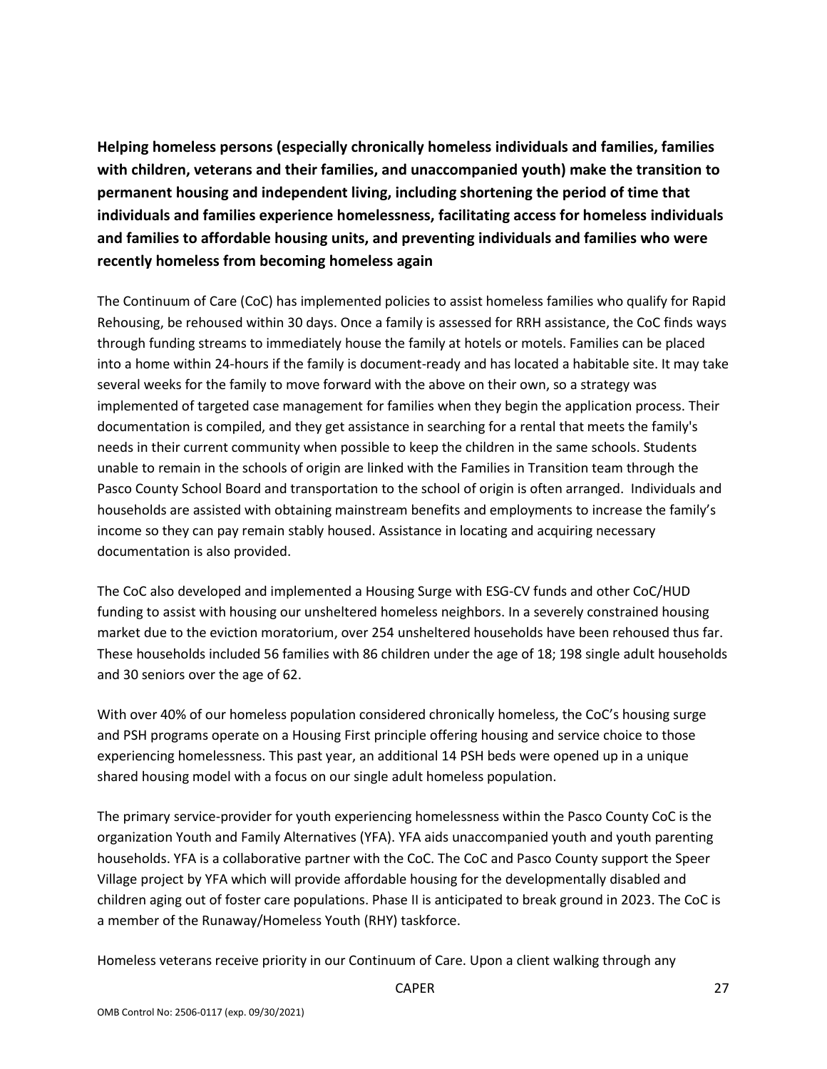**Helping homeless persons (especially chronically homeless individuals and families, families with children, veterans and their families, and unaccompanied youth) make the transition to permanent housing and independent living, including shortening the period of time that individuals and families experience homelessness, facilitating access for homeless individuals and families to affordable housing units, and preventing individuals and families who were recently homeless from becoming homeless again**

The Continuum of Care (CoC) has implemented policies to assist homeless families who qualify for Rapid Rehousing, be rehoused within 30 days. Once a family is assessed for RRH assistance, the CoC finds ways through funding streams to immediately house the family at hotels or motels. Families can be placed into a home within 24-hours if the family is document-ready and has located a habitable site. It may take several weeks for the family to move forward with the above on their own, so a strategy was implemented of targeted case management for families when they begin the application process. Their documentation is compiled, and they get assistance in searching for a rental that meets the family's needs in their current community when possible to keep the children in the same schools. Students unable to remain in the schools of origin are linked with the Families in Transition team through the Pasco County School Board and transportation to the school of origin is often arranged. Individuals and households are assisted with obtaining mainstream benefits and employments to increase the family's income so they can pay remain stably housed. Assistance in locating and acquiring necessary documentation is also provided.

The CoC also developed and implemented a Housing Surge with ESG-CV funds and other CoC/HUD funding to assist with housing our unsheltered homeless neighbors. In a severely constrained housing market due to the eviction moratorium, over 254 unsheltered households have been rehoused thus far. These households included 56 families with 86 children under the age of 18; 198 single adult households and 30 seniors over the age of 62.

With over 40% of our homeless population considered chronically homeless, the CoC's housing surge and PSH programs operate on a Housing First principle offering housing and service choice to those experiencing homelessness. This past year, an additional 14 PSH beds were opened up in a unique shared housing model with a focus on our single adult homeless population.

The primary service-provider for youth experiencing homelessness within the Pasco County CoC is the organization Youth and Family Alternatives (YFA). YFA aids unaccompanied youth and youth parenting households. YFA is a collaborative partner with the CoC. The CoC and Pasco County support the Speer Village project by YFA which will provide affordable housing for the developmentally disabled and children aging out of foster care populations. Phase II is anticipated to break ground in 2023. The CoC is a member of the Runaway/Homeless Youth (RHY) taskforce.

Homeless veterans receive priority in our Continuum of Care. Upon a client walking through any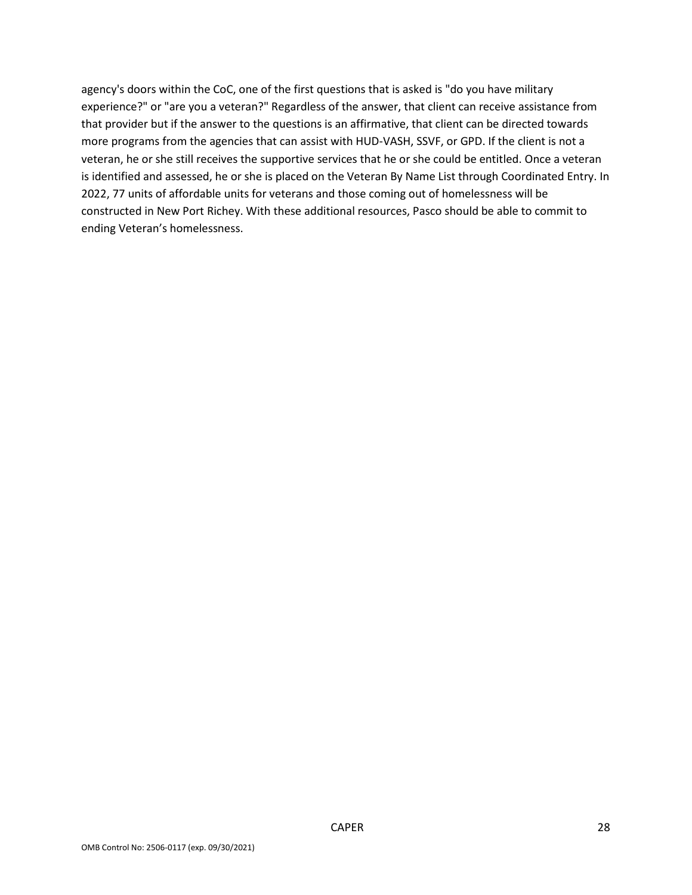agency's doors within the CoC, one of the first questions that is asked is "do you have military experience?" or "are you a veteran?" Regardless of the answer, that client can receive assistance from that provider but if the answer to the questions is an affirmative, that client can be directed towards more programs from the agencies that can assist with HUD-VASH, SSVF, or GPD. If the client is not a veteran, he or she still receives the supportive services that he or she could be entitled. Once a veteran is identified and assessed, he or she is placed on the Veteran By Name List through Coordinated Entry. In 2022, 77 units of affordable units for veterans and those coming out of homelessness will be constructed in New Port Richey. With these additional resources, Pasco should be able to commit to ending Veteran's homelessness.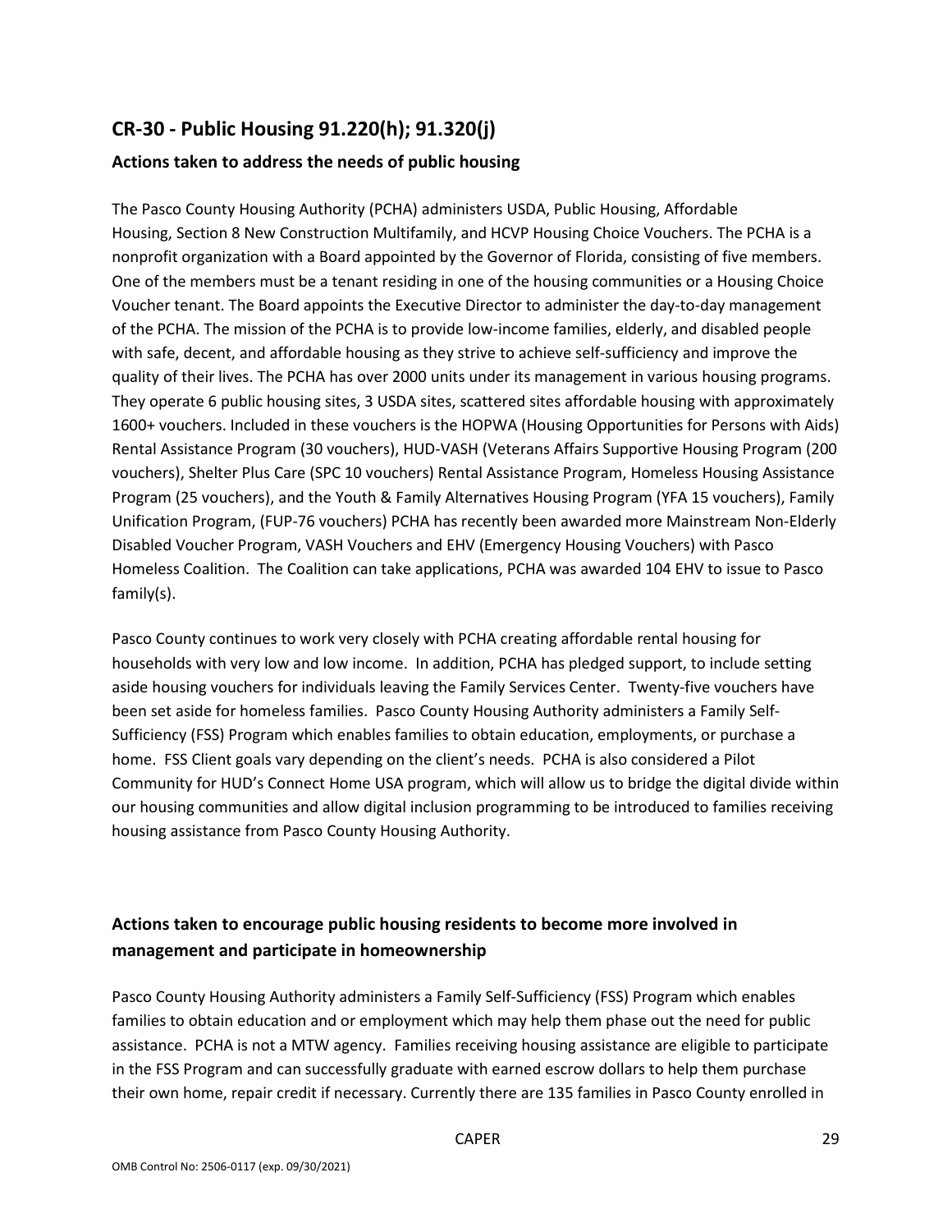## CR-30 - Public Housing 91.220(h); 91.320(j)

### Actions taken to address the needs of public housing

The Pasco County Housing Authority (PCHA) administers USDA, Public Housing, Affordable Housing, Section 8 New Construction Multifamily, and HCVP Housing Choice Vouchers. The PCHA is a nonprofit organization with a Board appointed by the Governor of Florida, consisting of five members. One of the members must be a tenant residing in one of the housing communities or a Housing Choice Voucher tenant. The Board appoints the Executive Director to administer the day-to-day management of the PCHA. The mission of the PCHA is to provide low-income families, elderly, and disabled people with safe, decent, and affordable housing as they strive to achieve self-sufficiency and improve the quality of their lives. The PCHA has over 2000 units under its management in various housing programs. They operate 6 public housing sites, 3 USDA sites, scattered sites affordable housing with approximately 1600+ vouchers. Included in these vouchers is the HOPWA (Housing Opportunities for Persons with Aids) Rental Assistance Program (30 vouchers), HUD-VASH (Veterans Affairs Supportive Housing Program (200 vouchers), Shelter Plus Care (SPC 10 vouchers) Rental Assistance Program, Homeless Housing Assistance Program (25 vouchers), and the Youth & Family Alternatives Housing Program (YFA 15 vouchers), Family Unification Program, (FUP-76 vouchers) PCHA has recently been awarded more Mainstream Non-Elderly Disabled Voucher Program, VASH Vouchers and EHV (Emergency Housing Vouchers) with Pasco Homeless Coalition. The Coalition can take applications, PCHA was awarded 104 EHV to issue to Pasco family(s).

Pasco County continues to work very closely with PCHA creating affordable rental housing for households with very low and low income. In addition, PCHA has pledged support, to include setting aside housing vouchers for individuals leaving the Family Services Center. Twenty-five vouchers have been set aside for homeless families. Pasco County Housing Authority administers a Family Self-Sufficiency (FSS) Program which enables families to obtain education, employments, or purchase a home. FSS Client goals vary depending on the client's needs. PCHA is also considered a Pilot Community for HUD's Connect Home USA program, which will allow us to bridge the digital divide within our housing communities and allow digital inclusion programming to be introduced to families receiving housing assistance from Pasco County Housing Authority.

### Actions taken to encourage public housing residents to become more involved in management and participate in homeownership

Pasco County Housing Authority administers a Family Self-Sufficiency (FSS) Program which enables families to obtain education and or employment which may help them phase out the need for public assistance. PCHA is not a MTW agency. Families receiving housing assistance are eligible to participate in the FSS Program and can successfully graduate with earned escrow dollars to help them purchase their own home, repair credit if necessary. Currently there are 135 families in Pasco County enrolled in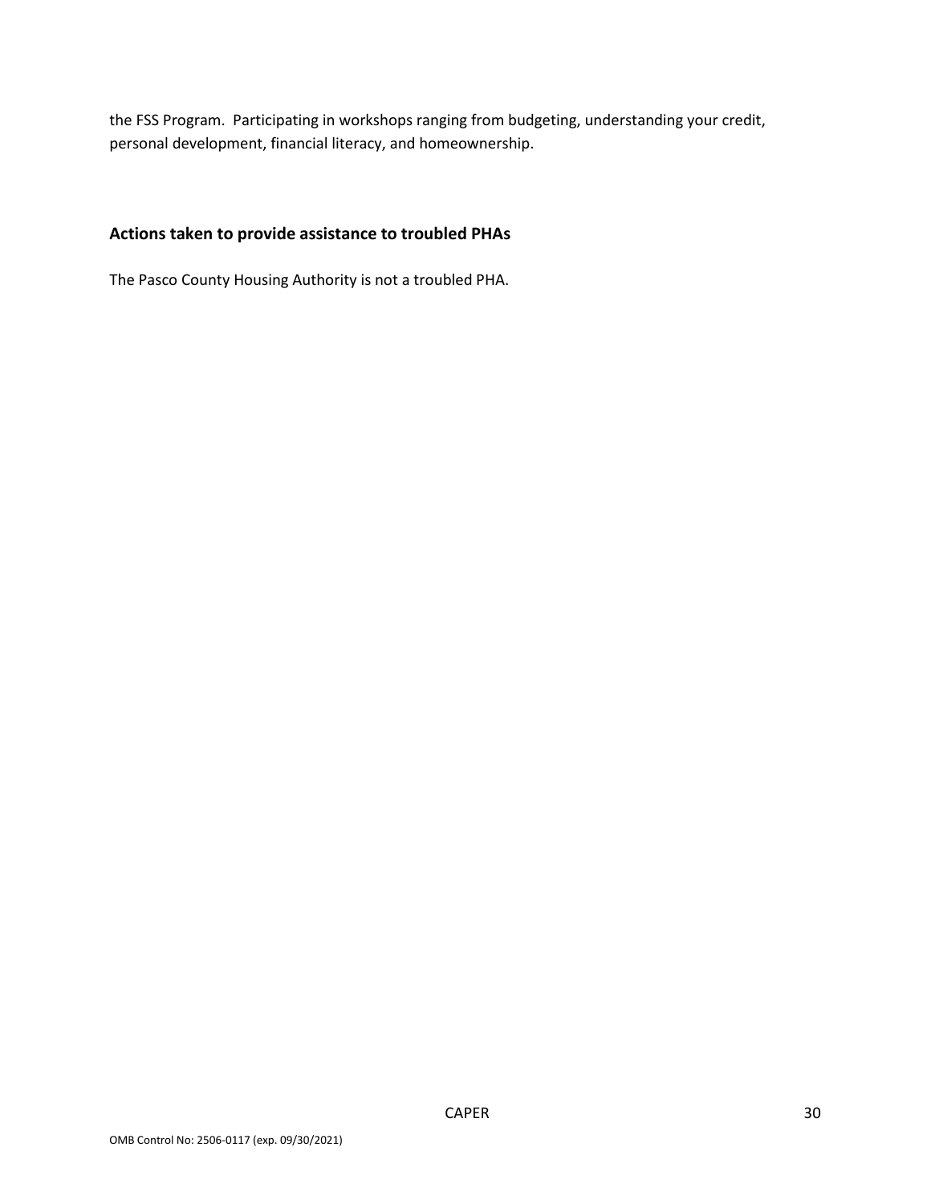the FSS Program. Participating in workshops ranging from budgeting, understanding your credit, personal development, financial literacy, and homeownership.

## Actions taken to provide assistance to troubled PHAs

The Pasco County Housing Authority is not a troubled PHA.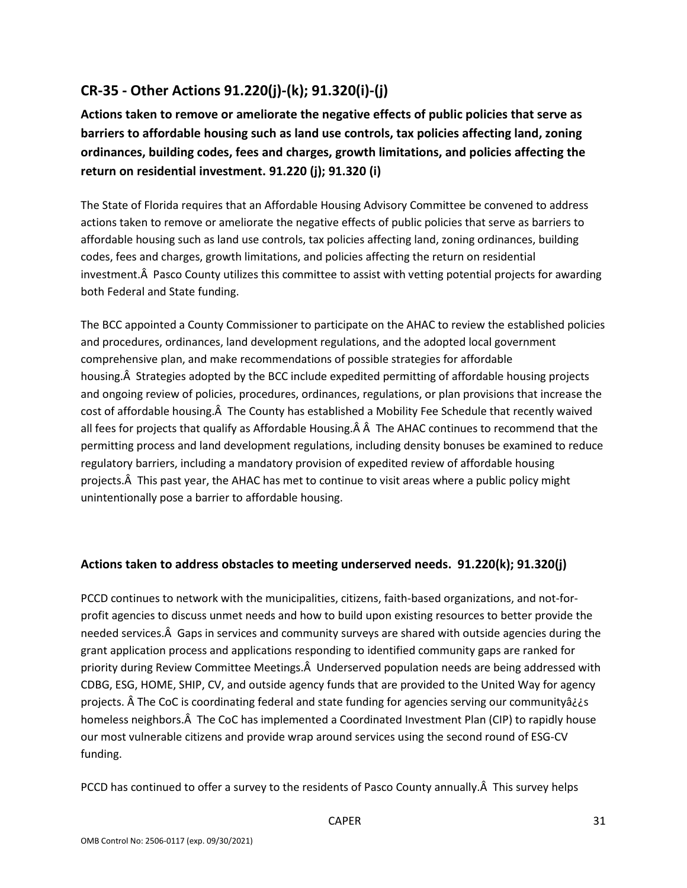## CR-35 - Other Actions 91.220(j)-(k); 91.320(i)-(j)

**Actions taken to remove or ameliorate the negative effects of public policies that serve as barriers to affordable housing such as land use controls, tax policies affecting land, zoning ordinances, building codes, fees and charges, growth limitations, and policies affecting the return on residential investment. 91.220 (j); 91.320 (i)**

The State of Florida requires that an Affordable Housing Advisory Committee be convened to address actions taken to remove or ameliorate the negative effects of public policies that serve as barriers to affordable housing such as land use controls, tax policies affecting land, zoning ordinances, building codes, fees and charges, growth limitations, and policies affecting the return on residential investment.Â  Pasco County utilizes this committee to assist with vetting potential projects for awarding both Federal and State funding.

The BCC appointed a County Commissioner to participate on the AHAC to review the established policies and procedures, ordinances, land development regulations, and the adopted local government comprehensive plan, and make recommendations of possible strategies for affordable housing.Â  Strategies adopted by the BCC include expedited permitting of affordable housing projects and ongoing review of policies, procedures, ordinances, regulations, or plan provisions that increase the cost of affordable housing.Â  The County has established a Mobility Fee Schedule that recently waived all fees for projects that qualify as Affordable Housing.Â Â  The AHAC continues to recommend that the permitting process and land development regulations, including density bonuses be examined to reduce regulatory barriers, including a mandatory provision of expedited review of affordable housing projects.Â  This past year, the AHAC has met to continue to visit areas where a public policy might unintentionally pose a barrier to affordable housing.

### Actions taken to address obstacles to meeting underserved needs. 91.220(k); 91.320(j)

PCCD continues to network with the municipalities, citizens, faith-based organizations, and not-for-profit agencies to discuss unmet needs and how to build upon existing resources to better provide the needed services.Â  Gaps in services and community surveys are shared with outside agencies during the grant application process and applications responding to identified community gaps are ranked for priority during Review Committee Meetings.Â  Underserved population needs are being addressed with CDBG, ESG, HOME, SHIP, CV, and outside agency funds that are provided to the United Way for agency projects. Â The CoC is coordinating federal and state funding for agencies serving our communityâ¿¿s homeless neighbors.Â  The CoC has implemented a Coordinated Investment Plan (CIP) to rapidly house our most vulnerable citizens and provide wrap around services using the second round of ESG-CV funding.

PCCD has continued to offer a survey to the residents of Pasco County annually.Â  This survey helps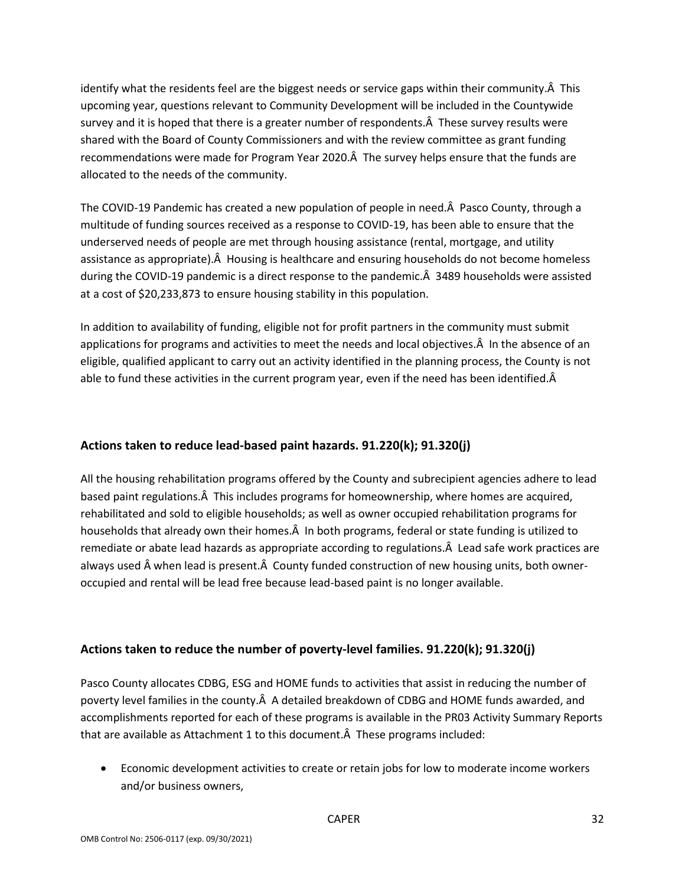identify what the residents feel are the biggest needs or service gaps within their community.Â  This upcoming year, questions relevant to Community Development will be included in the Countywide survey and it is hoped that there is a greater number of respondents.Â  These survey results were shared with the Board of County Commissioners and with the review committee as grant funding recommendations were made for Program Year 2020.Â  The survey helps ensure that the funds are allocated to the needs of the community.

The COVID-19 Pandemic has created a new population of people in need.Â  Pasco County, through a multitude of funding sources received as a response to COVID-19, has been able to ensure that the underserved needs of people are met through housing assistance (rental, mortgage, and utility assistance as appropriate).Â  Housing is healthcare and ensuring households do not become homeless during the COVID-19 pandemic is a direct response to the pandemic.Â  3489 households were assisted at a cost of $20,233,873 to ensure housing stability in this population.

In addition to availability of funding, eligible not for profit partners in the community must submit applications for programs and activities to meet the needs and local objectives.Â  In the absence of an eligible, qualified applicant to carry out an activity identified in the planning process, the County is not able to fund these activities in the current program year, even if the need has been identified.Â

## Actions taken to reduce lead-based paint hazards. 91.220(k); 91.320(j)

All the housing rehabilitation programs offered by the County and subrecipient agencies adhere to lead based paint regulations.Â  This includes programs for homeownership, where homes are acquired, rehabilitated and sold to eligible households; as well as owner occupied rehabilitation programs for households that already own their homes.Â  In both programs, federal or state funding is utilized to remediate or abate lead hazards as appropriate according to regulations.Â  Lead safe work practices are always used Â when lead is present.Â  County funded construction of new housing units, both owner-occupied and rental will be lead free because lead-based paint is no longer available.

## Actions taken to reduce the number of poverty-level families. 91.220(k); 91.320(j)

Pasco County allocates CDBG, ESG and HOME funds to activities that assist in reducing the number of poverty level families in the county.Â  A detailed breakdown of CDBG and HOME funds awarded, and accomplishments reported for each of these programs is available in the PR03 Activity Summary Reports that are available as Attachment 1 to this document.Â  These programs included:

- Economic development activities to create or retain jobs for low to moderate income workers and/or business owners,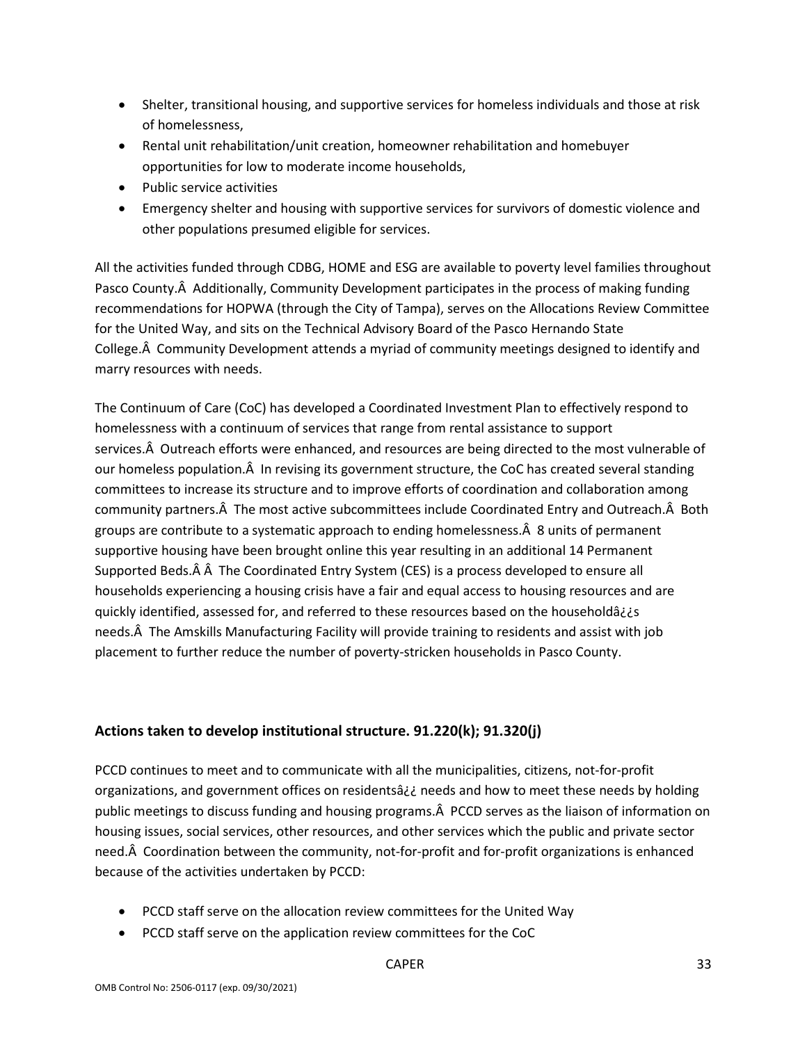- Shelter, transitional housing, and supportive services for homeless individuals and those at risk of homelessness,
- Rental unit rehabilitation/unit creation, homeowner rehabilitation and homebuyer opportunities for low to moderate income households,
- Public service activities
- Emergency shelter and housing with supportive services for survivors of domestic violence and other populations presumed eligible for services.

All the activities funded through CDBG, HOME and ESG are available to poverty level families throughout Pasco County.Â  Additionally, Community Development participates in the process of making funding recommendations for HOPWA (through the City of Tampa), serves on the Allocations Review Committee for the United Way, and sits on the Technical Advisory Board of the Pasco Hernando State College.Â  Community Development attends a myriad of community meetings designed to identify and marry resources with needs.

The Continuum of Care (CoC) has developed a Coordinated Investment Plan to effectively respond to homelessness with a continuum of services that range from rental assistance to support services.Â  Outreach efforts were enhanced, and resources are being directed to the most vulnerable of our homeless population.Â  In revising its government structure, the CoC has created several standing committees to increase its structure and to improve efforts of coordination and collaboration among community partners.Â  The most active subcommittees include Coordinated Entry and Outreach.Â  Both groups are contribute to a systematic approach to ending homelessness.Â  8 units of permanent supportive housing have been brought online this year resulting in an additional 14 Permanent Supported Beds.Â Â  The Coordinated Entry System (CES) is a process developed to ensure all households experiencing a housing crisis have a fair and equal access to housing resources and are quickly identified, assessed for, and referred to these resources based on the householdâ¿¿s needs.Â  The Amskills Manufacturing Facility will provide training to residents and assist with job placement to further reduce the number of poverty-stricken households in Pasco County.

## Actions taken to develop institutional structure. 91.220(k); 91.320(j)

PCCD continues to meet and to communicate with all the municipalities, citizens, not-for-profit organizations, and government offices on residentsâ¿¿ needs and how to meet these needs by holding public meetings to discuss funding and housing programs.Â  PCCD serves as the liaison of information on housing issues, social services, other resources, and other services which the public and private sector need.Â  Coordination between the community, not-for-profit and for-profit organizations is enhanced because of the activities undertaken by PCCD:

- PCCD staff serve on the allocation review committees for the United Way
- PCCD staff serve on the application review committees for the CoC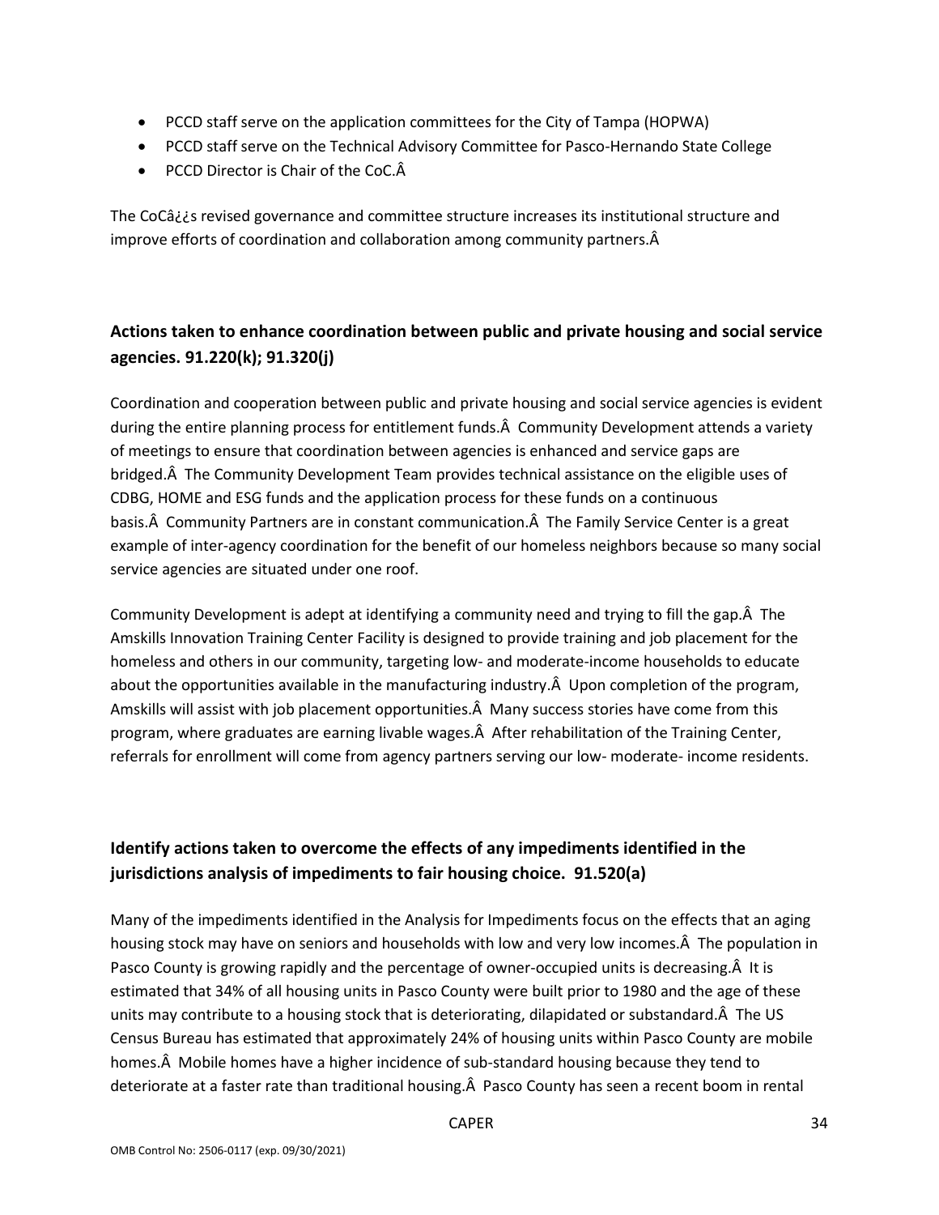- PCCD staff serve on the application committees for the City of Tampa (HOPWA)
- PCCD staff serve on the Technical Advisory Committee for Pasco-Hernando State College
- PCCD Director is Chair of the CoC.Â

The CoCâ¿¿s revised governance and committee structure increases its institutional structure and improve efforts of coordination and collaboration among community partners.Â

## Actions taken to enhance coordination between public and private housing and social service agencies. 91.220(k); 91.320(j)

Coordination and cooperation between public and private housing and social service agencies is evident during the entire planning process for entitlement funds.Â  Community Development attends a variety of meetings to ensure that coordination between agencies is enhanced and service gaps are bridged.Â  The Community Development Team provides technical assistance on the eligible uses of CDBG, HOME and ESG funds and the application process for these funds on a continuous basis.Â  Community Partners are in constant communication.Â  The Family Service Center is a great example of inter-agency coordination for the benefit of our homeless neighbors because so many social service agencies are situated under one roof.

Community Development is adept at identifying a community need and trying to fill the gap.Â  The Amskills Innovation Training Center Facility is designed to provide training and job placement for the homeless and others in our community, targeting low- and moderate-income households to educate about the opportunities available in the manufacturing industry.Â  Upon completion of the program, Amskills will assist with job placement opportunities.Â  Many success stories have come from this program, where graduates are earning livable wages.Â  After rehabilitation of the Training Center, referrals for enrollment will come from agency partners serving our low- moderate- income residents.

## Identify actions taken to overcome the effects of any impediments identified in the jurisdictions analysis of impediments to fair housing choice. 91.520(a)

Many of the impediments identified in the Analysis for Impediments focus on the effects that an aging housing stock may have on seniors and households with low and very low incomes.Â  The population in Pasco County is growing rapidly and the percentage of owner-occupied units is decreasing.Â  It is estimated that 34% of all housing units in Pasco County were built prior to 1980 and the age of these units may contribute to a housing stock that is deteriorating, dilapidated or substandard.Â  The US Census Bureau has estimated that approximately 24% of housing units within Pasco County are mobile homes.Â  Mobile homes have a higher incidence of sub-standard housing because they tend to deteriorate at a faster rate than traditional housing.Â  Pasco County has seen a recent boom in rental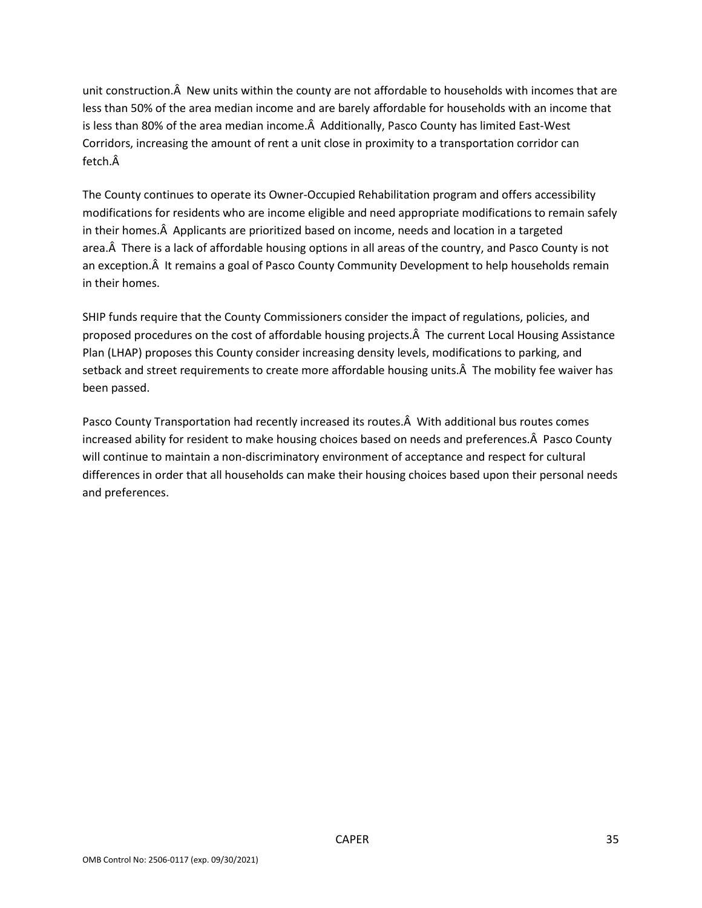unit construction.Â  New units within the county are not affordable to households with incomes that are less than 50% of the area median income and are barely affordable for households with an income that is less than 80% of the area median income.Â  Additionally, Pasco County has limited East-West Corridors, increasing the amount of rent a unit close in proximity to a transportation corridor can fetch.Â 

The County continues to operate its Owner-Occupied Rehabilitation program and offers accessibility modifications for residents who are income eligible and need appropriate modifications to remain safely in their homes.Â  Applicants are prioritized based on income, needs and location in a targeted area.Â  There is a lack of affordable housing options in all areas of the country, and Pasco County is not an exception.Â  It remains a goal of Pasco County Community Development to help households remain in their homes.

SHIP funds require that the County Commissioners consider the impact of regulations, policies, and proposed procedures on the cost of affordable housing projects.Â  The current Local Housing Assistance Plan (LHAP) proposes this County consider increasing density levels, modifications to parking, and setback and street requirements to create more affordable housing units.Â  The mobility fee waiver has been passed.

Pasco County Transportation had recently increased its routes.Â  With additional bus routes comes increased ability for resident to make housing choices based on needs and preferences.Â  Pasco County will continue to maintain a non-discriminatory environment of acceptance and respect for cultural differences in order that all households can make their housing choices based upon their personal needs and preferences.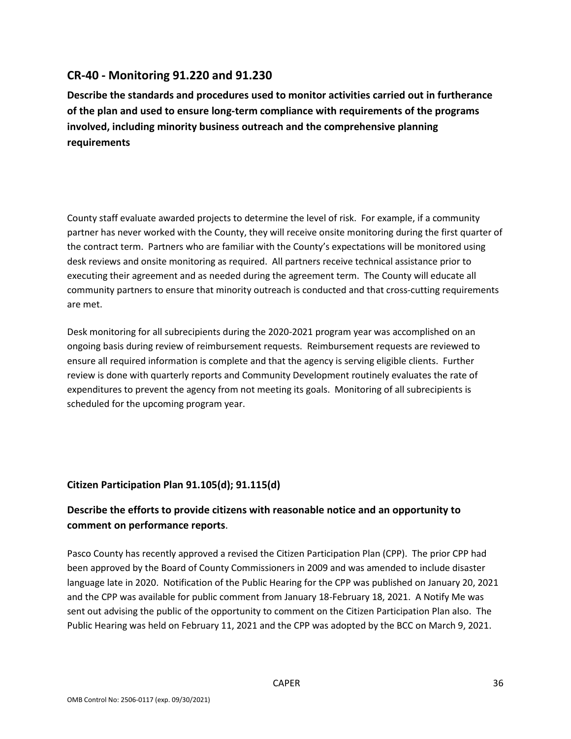## CR-40 - Monitoring 91.220 and 91.230

**Describe the standards and procedures used to monitor activities carried out in furtherance of the plan and used to ensure long-term compliance with requirements of the programs involved, including minority business outreach and the comprehensive planning requirements**

County staff evaluate awarded projects to determine the level of risk. For example, if a community partner has never worked with the County, they will receive onsite monitoring during the first quarter of the contract term. Partners who are familiar with the County's expectations will be monitored using desk reviews and onsite monitoring as required. All partners receive technical assistance prior to executing their agreement and as needed during the agreement term. The County will educate all community partners to ensure that minority outreach is conducted and that cross-cutting requirements are met.

Desk monitoring for all subrecipients during the 2020-2021 program year was accomplished on an ongoing basis during review of reimbursement requests. Reimbursement requests are reviewed to ensure all required information is complete and that the agency is serving eligible clients. Further review is done with quarterly reports and Community Development routinely evaluates the rate of expenditures to prevent the agency from not meeting its goals. Monitoring of all subrecipients is scheduled for the upcoming program year.

### Citizen Participation Plan 91.105(d); 91.115(d)

**Describe the efforts to provide citizens with reasonable notice and an opportunity to comment on performance reports**.

Pasco County has recently approved a revised the Citizen Participation Plan (CPP). The prior CPP had been approved by the Board of County Commissioners in 2009 and was amended to include disaster language late in 2020. Notification of the Public Hearing for the CPP was published on January 20, 2021 and the CPP was available for public comment from January 18-February 18, 2021. A Notify Me was sent out advising the public of the opportunity to comment on the Citizen Participation Plan also. The Public Hearing was held on February 11, 2021 and the CPP was adopted by the BCC on March 9, 2021.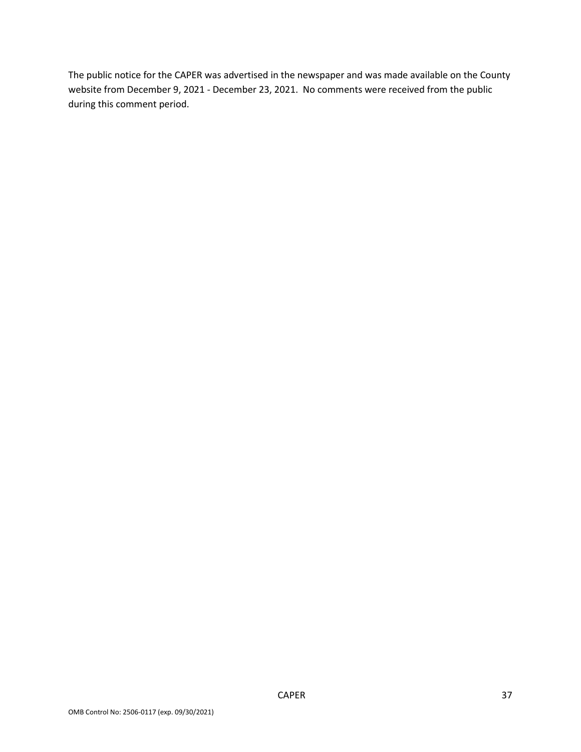The public notice for the CAPER was advertised in the newspaper and was made available on the County website from December 9, 2021 - December 23, 2021. No comments were received from the public during this comment period.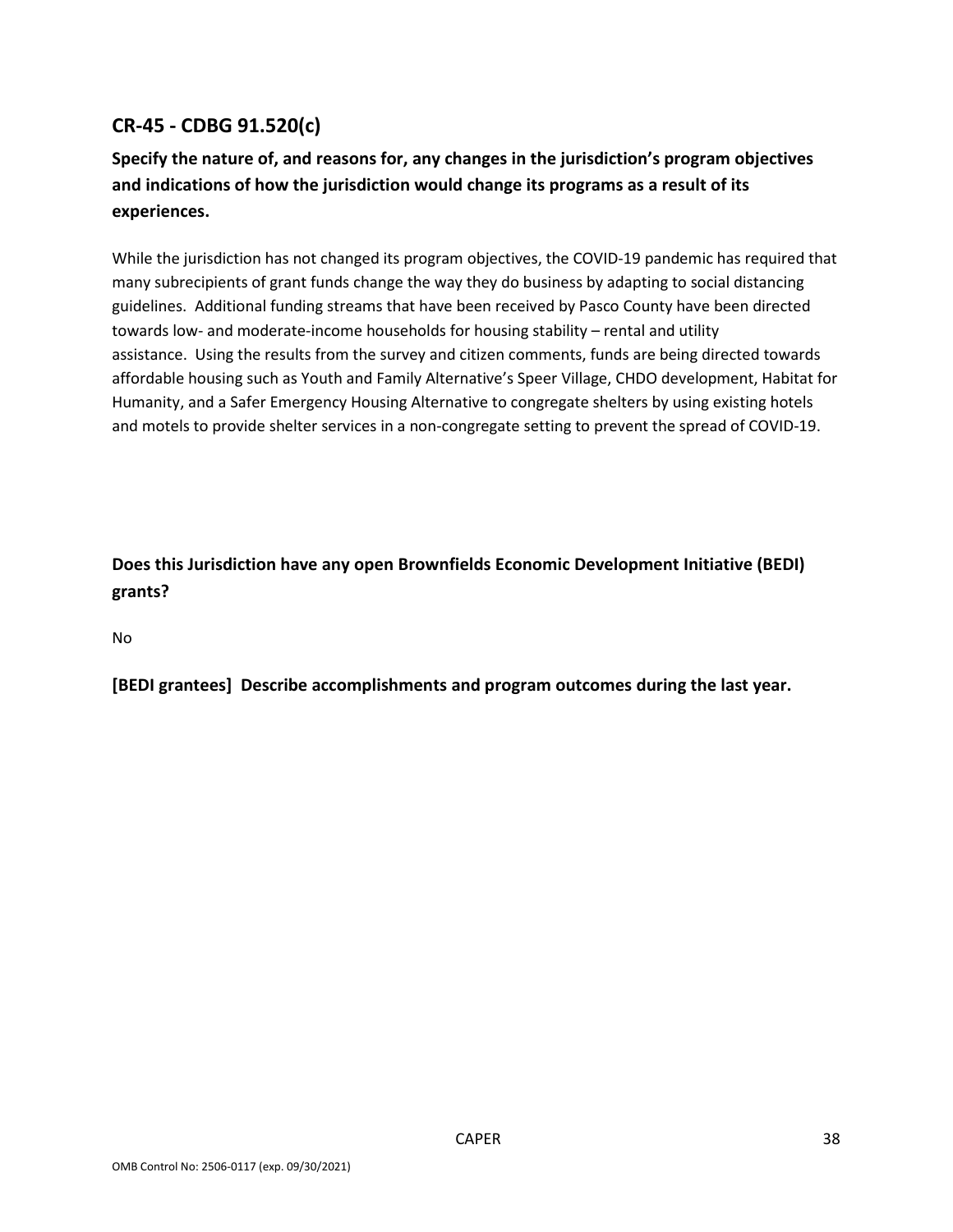## CR-45 - CDBG 91.520(c)

### Specify the nature of, and reasons for, any changes in the jurisdiction's program objectives and indications of how the jurisdiction would change its programs as a result of its experiences.

While the jurisdiction has not changed its program objectives, the COVID-19 pandemic has required that many subrecipients of grant funds change the way they do business by adapting to social distancing guidelines. Additional funding streams that have been received by Pasco County have been directed towards low- and moderate-income households for housing stability – rental and utility assistance. Using the results from the survey and citizen comments, funds are being directed towards affordable housing such as Youth and Family Alternative's Speer Village, CHDO development, Habitat for Humanity, and a Safer Emergency Housing Alternative to congregate shelters by using existing hotels and motels to provide shelter services in a non-congregate setting to prevent the spread of COVID-19.

### Does this Jurisdiction have any open Brownfields Economic Development Initiative (BEDI) grants?

No

### [BEDI grantees] Describe accomplishments and program outcomes during the last year.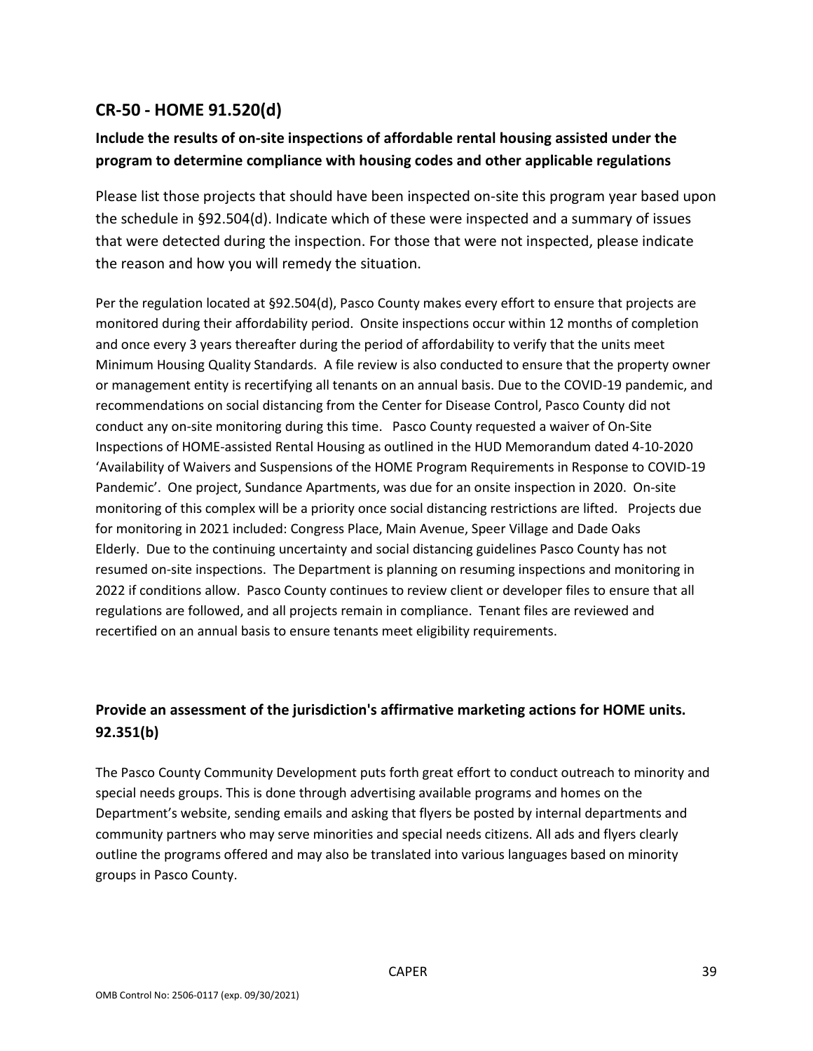## CR-50 - HOME 91.520(d)

### Include the results of on-site inspections of affordable rental housing assisted under the program to determine compliance with housing codes and other applicable regulations

Please list those projects that should have been inspected on-site this program year based upon the schedule in §92.504(d). Indicate which of these were inspected and a summary of issues that were detected during the inspection. For those that were not inspected, please indicate the reason and how you will remedy the situation.

Per the regulation located at §92.504(d), Pasco County makes every effort to ensure that projects are monitored during their affordability period. Onsite inspections occur within 12 months of completion and once every 3 years thereafter during the period of affordability to verify that the units meet Minimum Housing Quality Standards. A file review is also conducted to ensure that the property owner or management entity is recertifying all tenants on an annual basis. Due to the COVID-19 pandemic, and recommendations on social distancing from the Center for Disease Control, Pasco County did not conduct any on-site monitoring during this time. Pasco County requested a waiver of On-Site Inspections of HOME-assisted Rental Housing as outlined in the HUD Memorandum dated 4-10-2020 'Availability of Waivers and Suspensions of the HOME Program Requirements in Response to COVID-19 Pandemic'. One project, Sundance Apartments, was due for an onsite inspection in 2020. On-site monitoring of this complex will be a priority once social distancing restrictions are lifted. Projects due for monitoring in 2021 included: Congress Place, Main Avenue, Speer Village and Dade Oaks Elderly. Due to the continuing uncertainty and social distancing guidelines Pasco County has not resumed on-site inspections. The Department is planning on resuming inspections and monitoring in 2022 if conditions allow. Pasco County continues to review client or developer files to ensure that all regulations are followed, and all projects remain in compliance. Tenant files are reviewed and recertified on an annual basis to ensure tenants meet eligibility requirements.

### Provide an assessment of the jurisdiction's affirmative marketing actions for HOME units. 92.351(b)

The Pasco County Community Development puts forth great effort to conduct outreach to minority and special needs groups. This is done through advertising available programs and homes on the Department's website, sending emails and asking that flyers be posted by internal departments and community partners who may serve minorities and special needs citizens. All ads and flyers clearly outline the programs offered and may also be translated into various languages based on minority groups in Pasco County.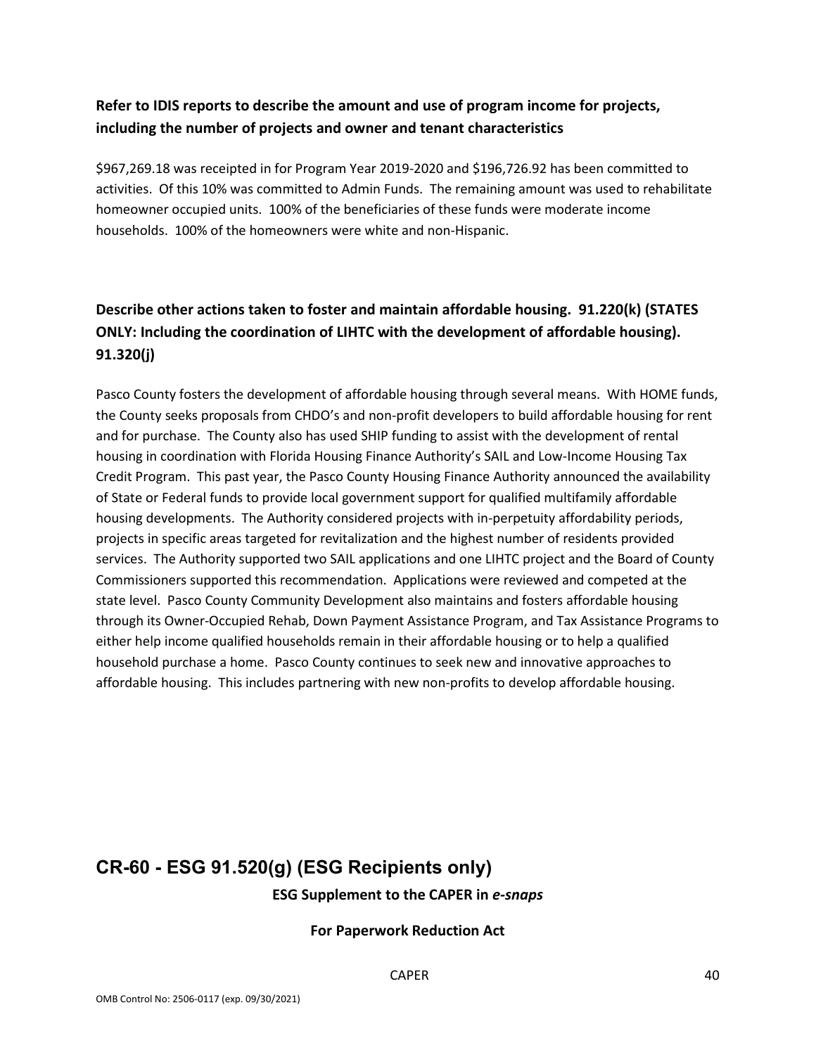**Refer to IDIS reports to describe the amount and use of program income for projects, including the number of projects and owner and tenant characteristics**

$967,269.18 was receipted in for Program Year 2019-2020 and $196,726.92 has been committed to activities. Of this 10% was committed to Admin Funds. The remaining amount was used to rehabilitate homeowner occupied units. 100% of the beneficiaries of these funds were moderate income households. 100% of the homeowners were white and non-Hispanic.

**Describe other actions taken to foster and maintain affordable housing. 91.220(k) (STATES ONLY: Including the coordination of LIHTC with the development of affordable housing). 91.320(j)**

Pasco County fosters the development of affordable housing through several means. With HOME funds, the County seeks proposals from CHDO's and non-profit developers to build affordable housing for rent and for purchase. The County also has used SHIP funding to assist with the development of rental housing in coordination with Florida Housing Finance Authority's SAIL and Low-Income Housing Tax Credit Program. This past year, the Pasco County Housing Finance Authority announced the availability of State or Federal funds to provide local government support for qualified multifamily affordable housing developments. The Authority considered projects with in-perpetuity affordability periods, projects in specific areas targeted for revitalization and the highest number of residents provided services. The Authority supported two SAIL applications and one LIHTC project and the Board of County Commissioners supported this recommendation. Applications were reviewed and competed at the state level. Pasco County Community Development also maintains and fosters affordable housing through its Owner-Occupied Rehab, Down Payment Assistance Program, and Tax Assistance Programs to either help income qualified households remain in their affordable housing or to help a qualified household purchase a home. Pasco County continues to seek new and innovative approaches to affordable housing. This includes partnering with new non-profits to develop affordable housing.

## CR-60 - ESG 91.520(g) (ESG Recipients only)

**ESG Supplement to the CAPER in *e-snaps***

**For Paperwork Reduction Act**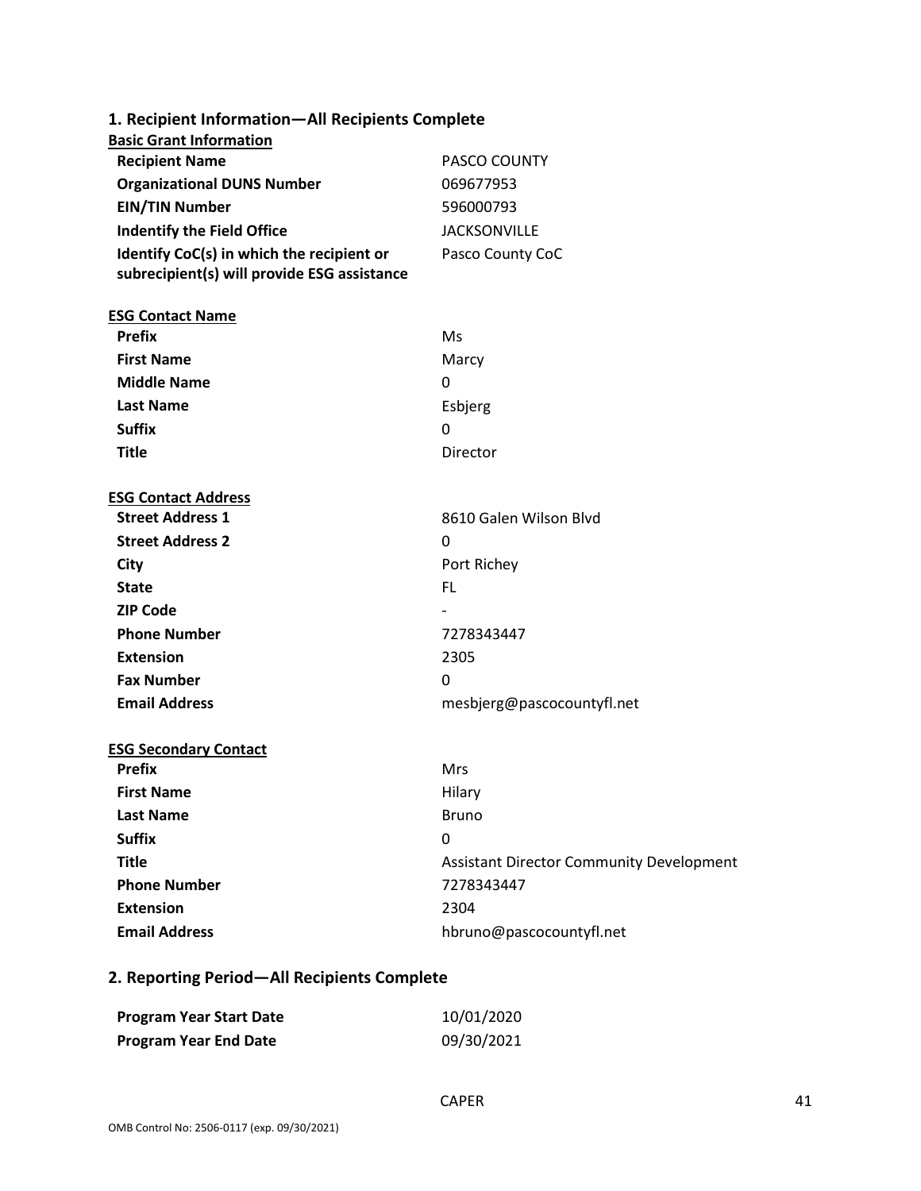## 1. Recipient Information—All Recipients Complete

**Basic Grant Information**

| | |
|---|---|
| **Recipient Name** | PASCO COUNTY |
| **Organizational DUNS Number** | 069677953 |
| **EIN/TIN Number** | 596000793 |
| **Indentify the Field Office** | JACKSONVILLE |
| **Identify CoC(s) in which the recipient or subrecipient(s) will provide ESG assistance** | Pasco County CoC |

**ESG Contact Name**

| | |
|---|---|
| **Prefix** | Ms |
| **First Name** | Marcy |
| **Middle Name** | 0 |
| **Last Name** | Esbjerg |
| **Suffix** | 0 |
| **Title** | Director |

**ESG Contact Address**

| | |
|---|---|
| **Street Address 1** | 8610 Galen Wilson Blvd |
| **Street Address 2** | 0 |
| **City** | Port Richey |
| **State** | FL |
| **ZIP Code** | - |
| **Phone Number** | 7278343447 |
| **Extension** | 2305 |
| **Fax Number** | 0 |
| **Email Address** | mesbjerg@pascocountyfl.net |

**ESG Secondary Contact**

| | |
|---|---|
| **Prefix** | Mrs |
| **First Name** | Hilary |
| **Last Name** | Bruno |
| **Suffix** | 0 |
| **Title** | Assistant Director Community Development |
| **Phone Number** | 7278343447 |
| **Extension** | 2304 |
| **Email Address** | hbruno@pascocountyfl.net |

## 2. Reporting Period—All Recipients Complete

| | |
|---|---|
| **Program Year Start Date** | 10/01/2020 |
| **Program Year End Date** | 09/30/2021 |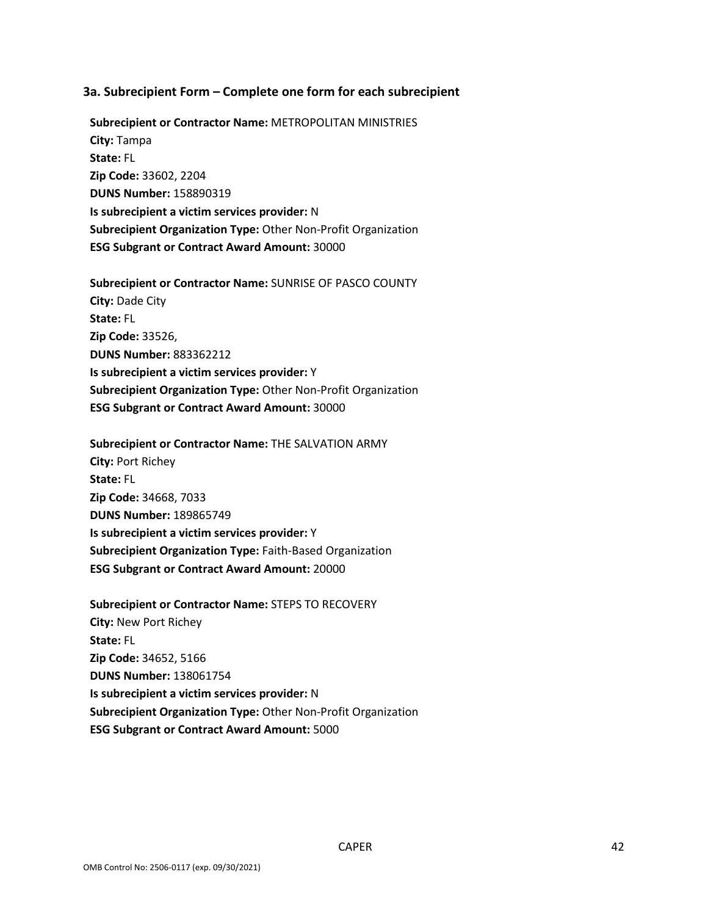### 3a. Subrecipient Form – Complete one form for each subrecipient

**Subrecipient or Contractor Name:** METROPOLITAN MINISTRIES
**City:** Tampa
**State:** FL
**Zip Code:** 33602, 2204
**DUNS Number:** 158890319
**Is subrecipient a victim services provider:** N
**Subrecipient Organization Type:** Other Non-Profit Organization
**ESG Subgrant or Contract Award Amount:** 30000

**Subrecipient or Contractor Name:** SUNRISE OF PASCO COUNTY
**City:** Dade City
**State:** FL
**Zip Code:** 33526,
**DUNS Number:** 883362212
**Is subrecipient a victim services provider:** Y
**Subrecipient Organization Type:** Other Non-Profit Organization
**ESG Subgrant or Contract Award Amount:** 30000

**Subrecipient or Contractor Name:** THE SALVATION ARMY
**City:** Port Richey
**State:** FL
**Zip Code:** 34668, 7033
**DUNS Number:** 189865749
**Is subrecipient a victim services provider:** Y
**Subrecipient Organization Type:** Faith-Based Organization
**ESG Subgrant or Contract Award Amount:** 20000

**Subrecipient or Contractor Name:** STEPS TO RECOVERY
**City:** New Port Richey
**State:** FL
**Zip Code:** 34652, 5166
**DUNS Number:** 138061754
**Is subrecipient a victim services provider:** N
**Subrecipient Organization Type:** Other Non-Profit Organization
**ESG Subgrant or Contract Award Amount:** 5000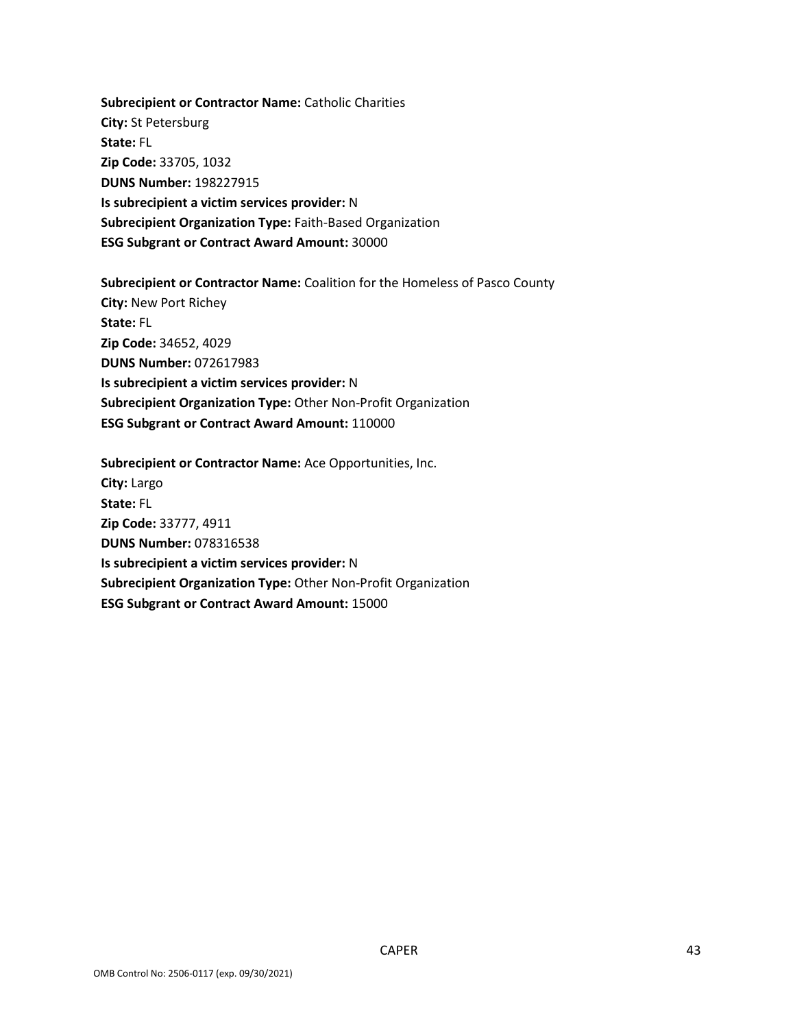**Subrecipient or Contractor Name:** Catholic Charities
**City:** St Petersburg
**State:** FL
**Zip Code:** 33705, 1032
**DUNS Number:** 198227915
**Is subrecipient a victim services provider:** N
**Subrecipient Organization Type:** Faith-Based Organization
**ESG Subgrant or Contract Award Amount:** 30000

**Subrecipient or Contractor Name:** Coalition for the Homeless of Pasco County
**City:** New Port Richey
**State:** FL
**Zip Code:** 34652, 4029
**DUNS Number:** 072617983
**Is subrecipient a victim services provider:** N
**Subrecipient Organization Type:** Other Non-Profit Organization
**ESG Subgrant or Contract Award Amount:** 110000

**Subrecipient or Contractor Name:** Ace Opportunities, Inc.
**City:** Largo
**State:** FL
**Zip Code:** 33777, 4911
**DUNS Number:** 078316538
**Is subrecipient a victim services provider:** N
**Subrecipient Organization Type:** Other Non-Profit Organization
**ESG Subgrant or Contract Award Amount:** 15000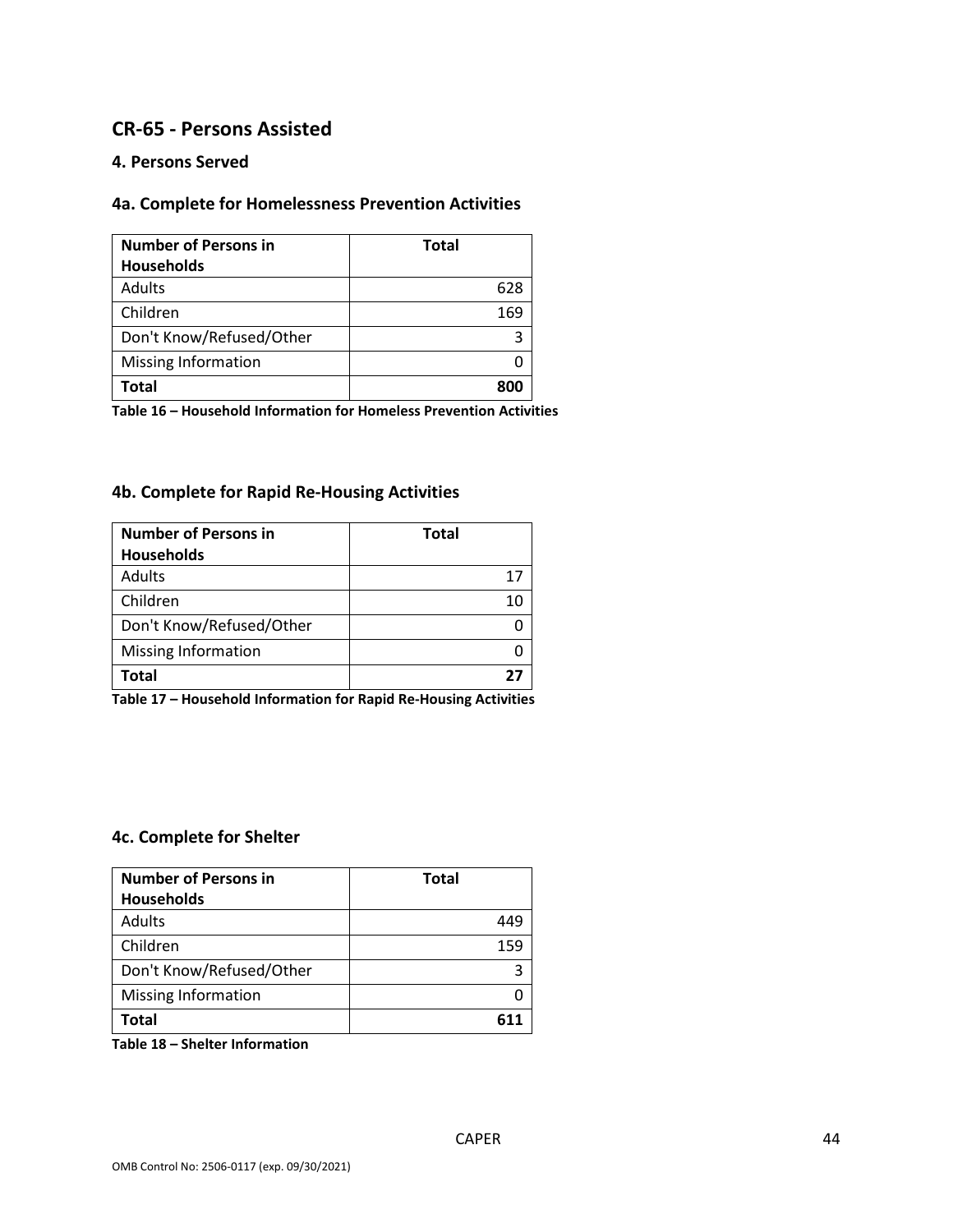## CR-65 - Persons Assisted

### 4. Persons Served

### 4a. Complete for Homelessness Prevention Activities

| Number of Persons in Households | Total |
|---|---|
| Adults | 628 |
| Children | 169 |
| Don't Know/Refused/Other | 3 |
| Missing Information | 0 |
| **Total** | **800** |

**Table 16 – Household Information for Homeless Prevention Activities**

### 4b. Complete for Rapid Re-Housing Activities

| Number of Persons in Households | Total |
|---|---|
| Adults | 17 |
| Children | 10 |
| Don't Know/Refused/Other | 0 |
| Missing Information | 0 |
| **Total** | **27** |

**Table 17 – Household Information for Rapid Re-Housing Activities**

### 4c. Complete for Shelter

| Number of Persons in Households | Total |
|---|---|
| Adults | 449 |
| Children | 159 |
| Don't Know/Refused/Other | 3 |
| Missing Information | 0 |
| **Total** | **611** |

**Table 18 – Shelter Information**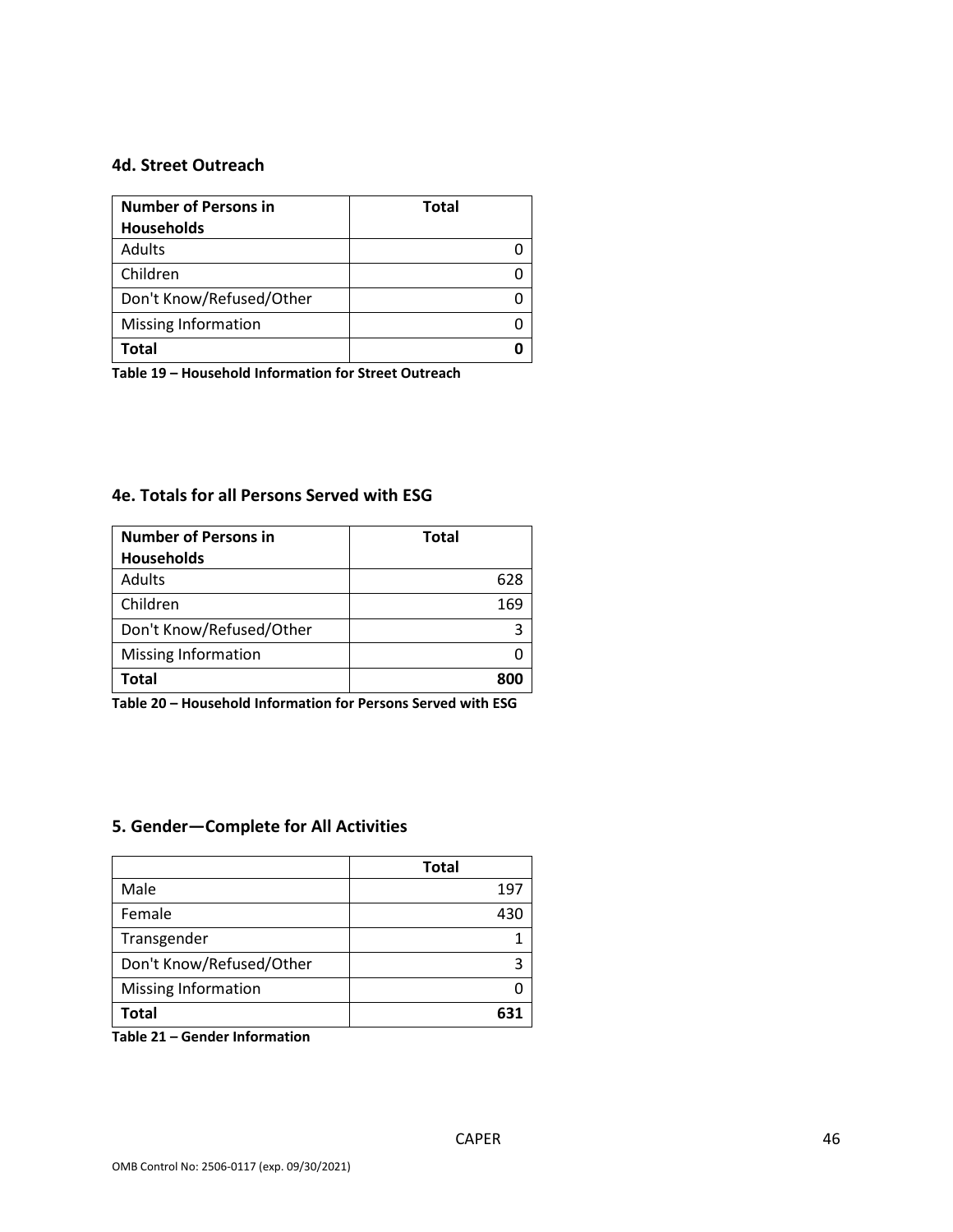### 4d. Street Outreach

| Number of Persons in Households | Total |
|---|---|
| Adults | 0 |
| Children | 0 |
| Don't Know/Refused/Other | 0 |
| Missing Information | 0 |
| **Total** | **0** |

**Table 19 – Household Information for Street Outreach**

### 4e. Totals for all Persons Served with ESG

| Number of Persons in Households | Total |
|---|---|
| Adults | 628 |
| Children | 169 |
| Don't Know/Refused/Other | 3 |
| Missing Information | 0 |
| **Total** | **800** |

**Table 20 – Household Information for Persons Served with ESG**

### 5. Gender—Complete for All Activities

| | Total |
|---|---|
| Male | 197 |
| Female | 430 |
| Transgender | 1 |
| Don't Know/Refused/Other | 3 |
| Missing Information | 0 |
| **Total** | **631** |

**Table 21 – Gender Information**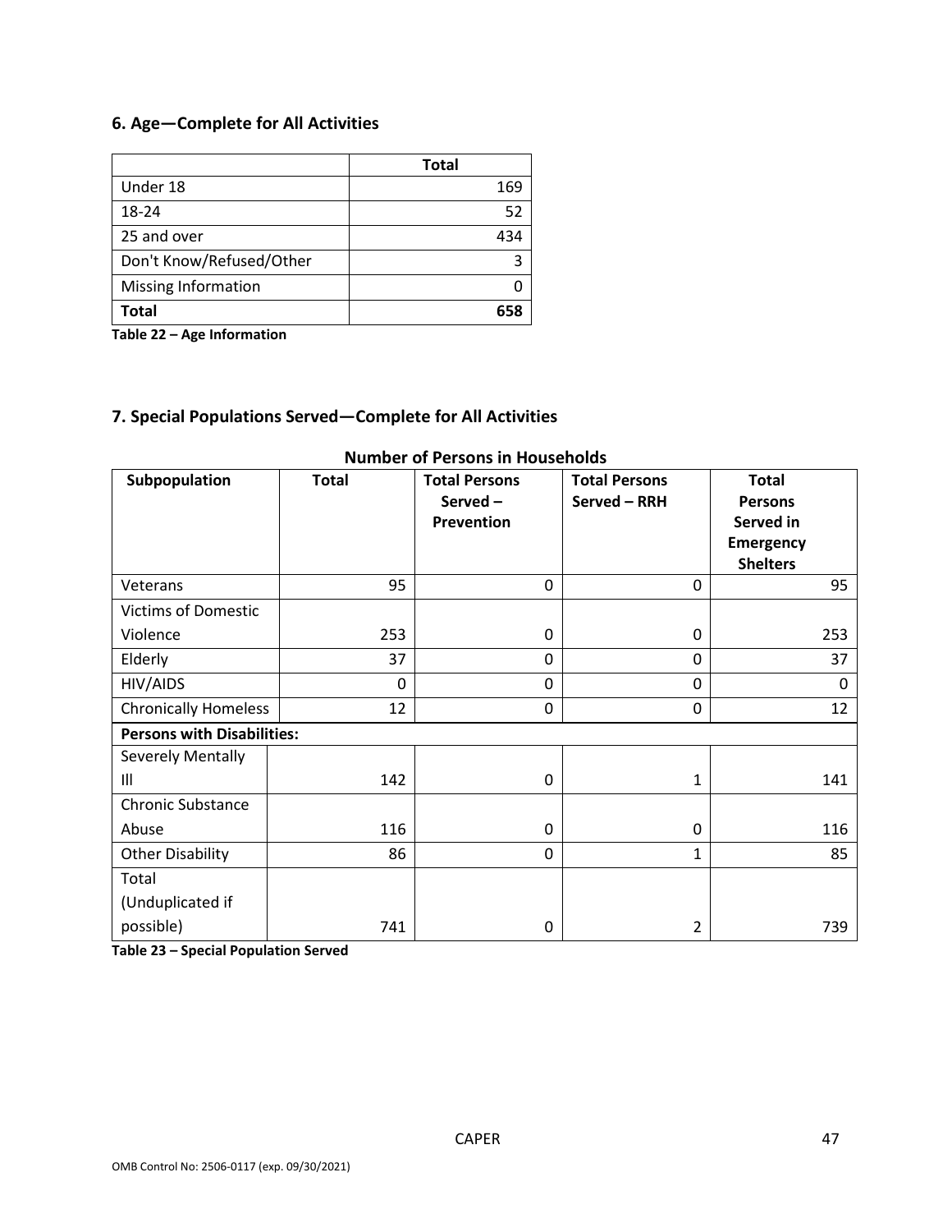## 6. Age—Complete for All Activities

| | Total |
|---|---|
| Under 18 | 169 |
| 18-24 | 52 |
| 25 and over | 434 |
| Don't Know/Refused/Other | 3 |
| Missing Information | 0 |
| **Total** | **658** |

**Table 22 – Age Information**

## 7. Special Populations Served—Complete for All Activities

**Number of Persons in Households**

| Subpopulation | Total | Total Persons Served – Prevention | Total Persons Served – RRH | Total Persons Served in Emergency Shelters |
|---|---|---|---|---|
| Veterans | 95 | 0 | 0 | 95 |
| Victims of Domestic Violence | 253 | 0 | 0 | 253 |
| Elderly | 37 | 0 | 0 | 37 |
| HIV/AIDS | 0 | 0 | 0 | 0 |
| Chronically Homeless | 12 | 0 | 0 | 12 |
| **Persons with Disabilities:** | | | | |
| Severely Mentally Ill | 142 | 0 | 1 | 141 |
| Chronic Substance Abuse | 116 | 0 | 0 | 116 |
| Other Disability | 86 | 0 | 1 | 85 |
| Total (Unduplicated if possible) | 741 | 0 | 2 | 739 |

**Table 23 – Special Population Served**

OMB Control No: 2506-0117 (exp. 09/30/2021)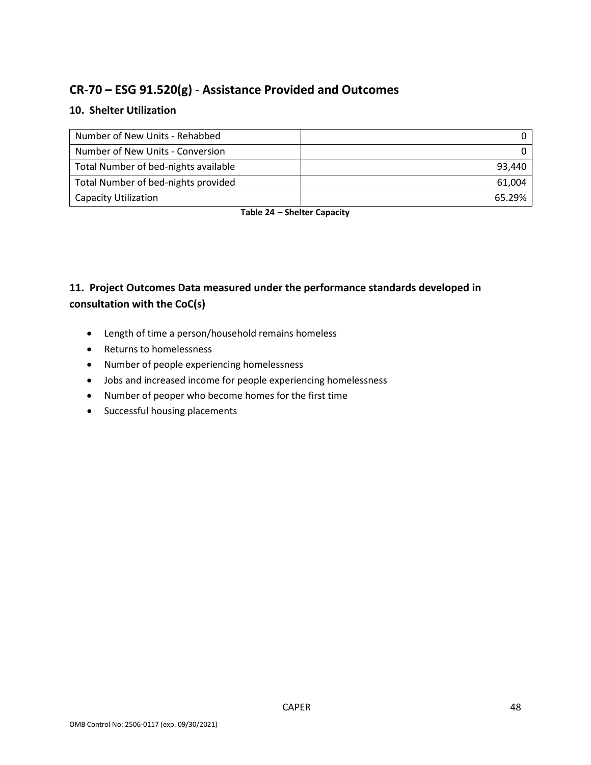# CR-70 – ESG 91.520(g) - Assistance Provided and Outcomes

## 10. Shelter Utilization

| | |
|---|---|
| Number of New Units - Rehabbed | 0 |
| Number of New Units - Conversion | 0 |
| Total Number of bed-nights available | 93,440 |
| Total Number of bed-nights provided | 61,004 |
| Capacity Utilization | 65.29% |

**Table 24 – Shelter Capacity**

## 11. Project Outcomes Data measured under the performance standards developed in consultation with the CoC(s)

- Length of time a person/household remains homeless
- Returns to homelessness
- Number of people experiencing homelessness
- Jobs and increased income for people experiencing homelessness
- Number of peoper who become homes for the first time
- Successful housing placements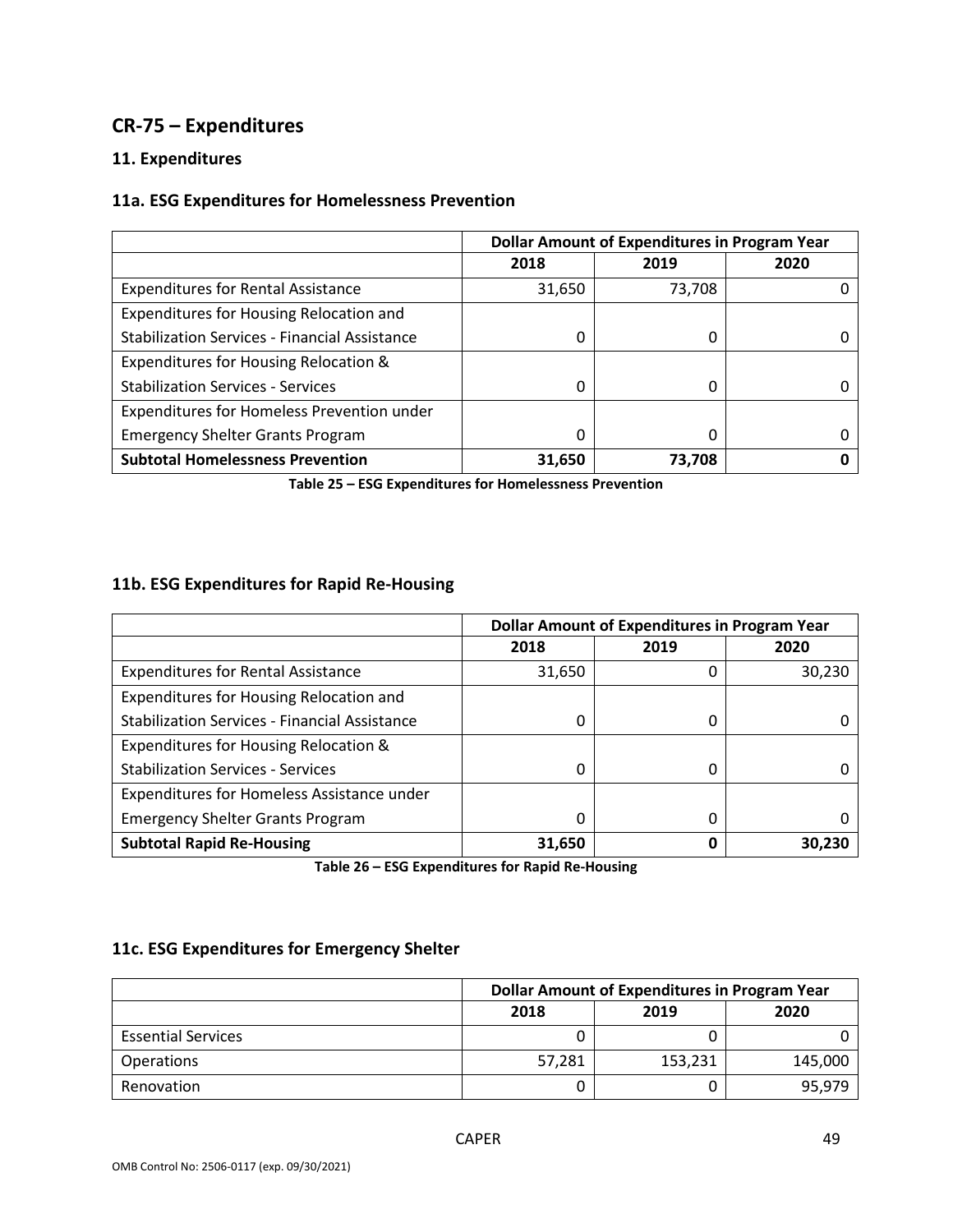## CR-75 – Expenditures

### 11. Expenditures

### 11a. ESG Expenditures for Homelessness Prevention

| | Dollar Amount of Expenditures in Program Year | | |
|---|---|---|---|
| | 2018 | 2019 | 2020 |
| Expenditures for Rental Assistance | 31,650 | 73,708 | 0 |
| Expenditures for Housing Relocation and Stabilization Services - Financial Assistance | 0 | 0 | 0 |
| Expenditures for Housing Relocation & Stabilization Services - Services | 0 | 0 | 0 |
| Expenditures for Homeless Prevention under Emergency Shelter Grants Program | 0 | 0 | 0 |
| **Subtotal Homelessness Prevention** | **31,650** | **73,708** | **0** |

**Table 25 – ESG Expenditures for Homelessness Prevention**

### 11b. ESG Expenditures for Rapid Re-Housing

| | Dollar Amount of Expenditures in Program Year | | |
|---|---|---|---|
| | 2018 | 2019 | 2020 |
| Expenditures for Rental Assistance | 31,650 | 0 | 30,230 |
| Expenditures for Housing Relocation and Stabilization Services - Financial Assistance | 0 | 0 | 0 |
| Expenditures for Housing Relocation & Stabilization Services - Services | 0 | 0 | 0 |
| Expenditures for Homeless Assistance under Emergency Shelter Grants Program | 0 | 0 | 0 |
| **Subtotal Rapid Re-Housing** | **31,650** | **0** | **30,230** |

**Table 26 – ESG Expenditures for Rapid Re-Housing**

### 11c. ESG Expenditures for Emergency Shelter

| | Dollar Amount of Expenditures in Program Year | | |
|---|---|---|---|
| | 2018 | 2019 | 2020 |
| Essential Services | 0 | 0 | 0 |
| Operations | 57,281 | 153,231 | 145,000 |
| Renovation | 0 | 0 | 95,979 |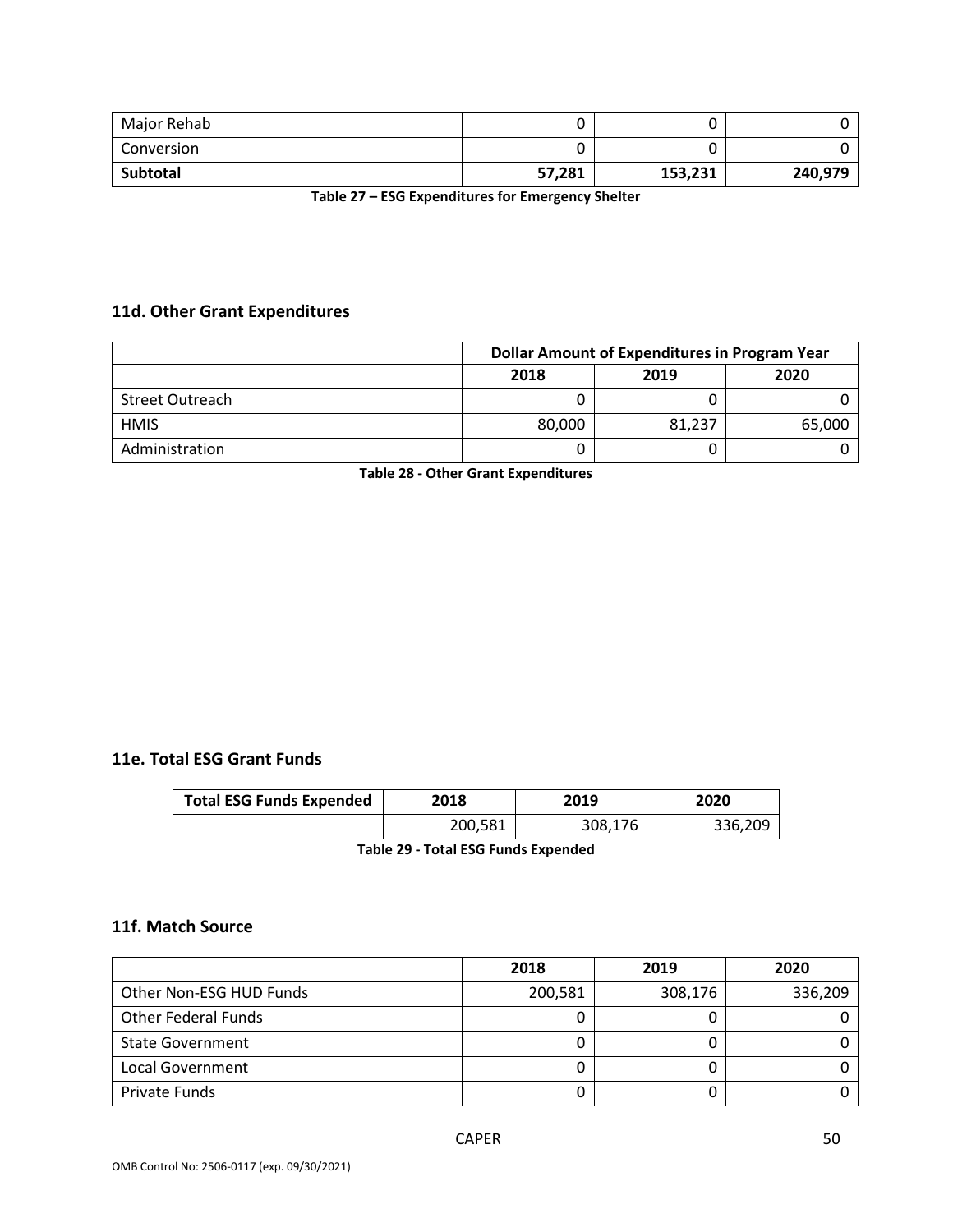| | | | |
|---|---|---|---|
| Major Rehab | 0 | 0 | 0 |
| Conversion | 0 | 0 | 0 |
| **Subtotal** | **57,281** | **153,231** | **240,979** |

**Table 27 – ESG Expenditures for Emergency Shelter**

### 11d. Other Grant Expenditures

| | Dollar Amount of Expenditures in Program Year | | |
|---|---|---|---|
| | 2018 | 2019 | 2020 |
| Street Outreach | 0 | 0 | 0 |
| HMIS | 80,000 | 81,237 | 65,000 |
| Administration | 0 | 0 | 0 |

**Table 28 - Other Grant Expenditures**

### 11e. Total ESG Grant Funds

| Total ESG Funds Expended | 2018 | 2019 | 2020 |
|---|---|---|---|
| | 200,581 | 308,176 | 336,209 |

**Table 29 - Total ESG Funds Expended**

### 11f. Match Source

| | 2018 | 2019 | 2020 |
|---|---|---|---|
| Other Non-ESG HUD Funds | 200,581 | 308,176 | 336,209 |
| Other Federal Funds | 0 | 0 | 0 |
| State Government | 0 | 0 | 0 |
| Local Government | 0 | 0 | 0 |
| Private Funds | 0 | 0 | 0 |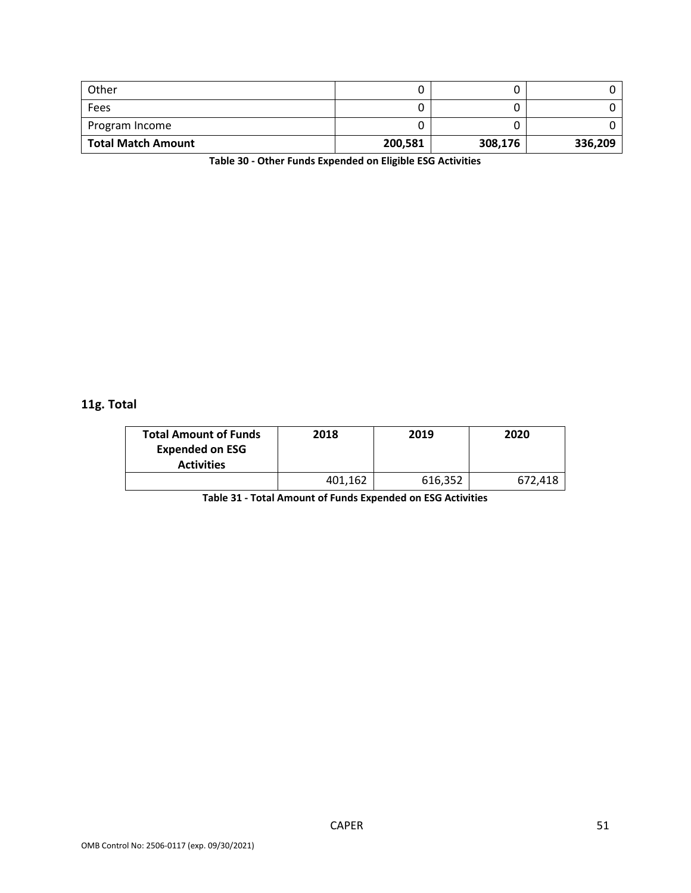| | | | |
|---|---|---|---|
| Other | 0 | 0 | 0 |
| Fees | 0 | 0 | 0 |
| Program Income | 0 | 0 | 0 |
| **Total Match Amount** | **200,581** | **308,176** | **336,209** |

**Table 30 - Other Funds Expended on Eligible ESG Activities**

## 11g. Total

| Total Amount of Funds Expended on ESG Activities | 2018 | 2019 | 2020 |
|---|---|---|---|
| | 401,162 | 616,352 | 672,418 |

**Table 31 - Total Amount of Funds Expended on ESG Activities**